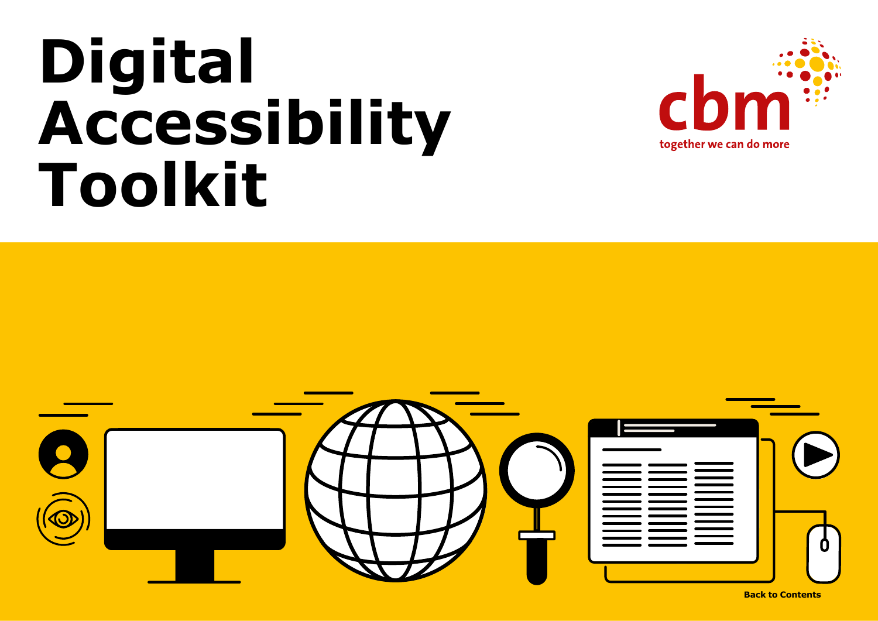# Digital Accessibility Toolkit

cbm

together we can do more

Back to Contents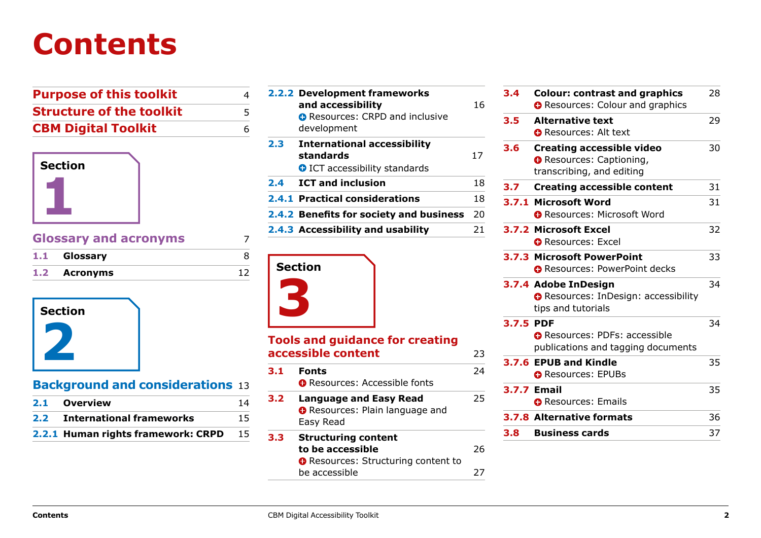# Contents

| | | |
|---|---|---|
| **Purpose of this toolkit** | | 4 |
| **Structure of the toolkit** | | 5 |
| **CBM Digital Toolkit** | | 6 |

## Section 1

| | | |
|---|---|---|
| **Glossary and acronyms** | | 7 |
| 1.1 | **Glossary** | 8 |
| 1.2 | **Acronyms** | 12 |

## Section 2

| | | |
|---|---|---|
| **Background and considerations** | | 13 |
| 2.1 | **Overview** | 14 |
| 2.2 | **International frameworks** | 15 |
| 2.2.1 | **Human rights framework: CRPD** | 15 |
| 2.2.2 | **Development frameworks and accessibility**<br>Resources: CRPD and inclusive development | 16 |
| 2.3 | **International accessibility standards**<br>ICT accessibility standards | 17 |
| 2.4 | **ICT and inclusion** | 18 |
| 2.4.1 | **Practical considerations** | 18 |
| 2.4.2 | **Benefits for society and business** | 20 |
| 2.4.3 | **Accessibility and usability** | 21 |

## Section 3

| | | |
|---|---|---|
| **Tools and guidance for creating accessible content** | | 23 |
| 3.1 | **Fonts**<br>Resources: Accessible fonts | 24 |
| 3.2 | **Language and Easy Read**<br>Resources: Plain language and Easy Read | 25 |
| 3.3 | **Structuring content to be accessible** | 26 |
| | Resources: Structuring content to be accessible | 27 |
| 3.4 | **Colour: contrast and graphics**<br>Resources: Colour and graphics | 28 |
| 3.5 | **Alternative text**<br>Resources: Alt text | 29 |
| 3.6 | **Creating accessible video**<br>Resources: Captioning, transcribing, and editing | 30 |
| 3.7 | **Creating accessible content** | 31 |
| 3.7.1 | **Microsoft Word**<br>Resources: Microsoft Word | 31 |
| 3.7.2 | **Microsoft Excel**<br>Resources: Excel | 32 |
| 3.7.3 | **Microsoft PowerPoint**<br>Resources: PowerPoint decks | 33 |
| 3.7.4 | **Adobe InDesign**<br>Resources: InDesign: accessibility tips and tutorials | 34 |
| 3.7.5 | **PDF**<br>Resources: PDFs: accessible publications and tagging documents | 34 |
| 3.7.6 | **EPUB and Kindle**<br>Resources: EPUBs | 35 |
| 3.7.7 | **Email**<br>Resources: Emails | 35 |
| 3.7.8 | **Alternative formats** | 36 |
| 3.8 | **Business cards** | 37 |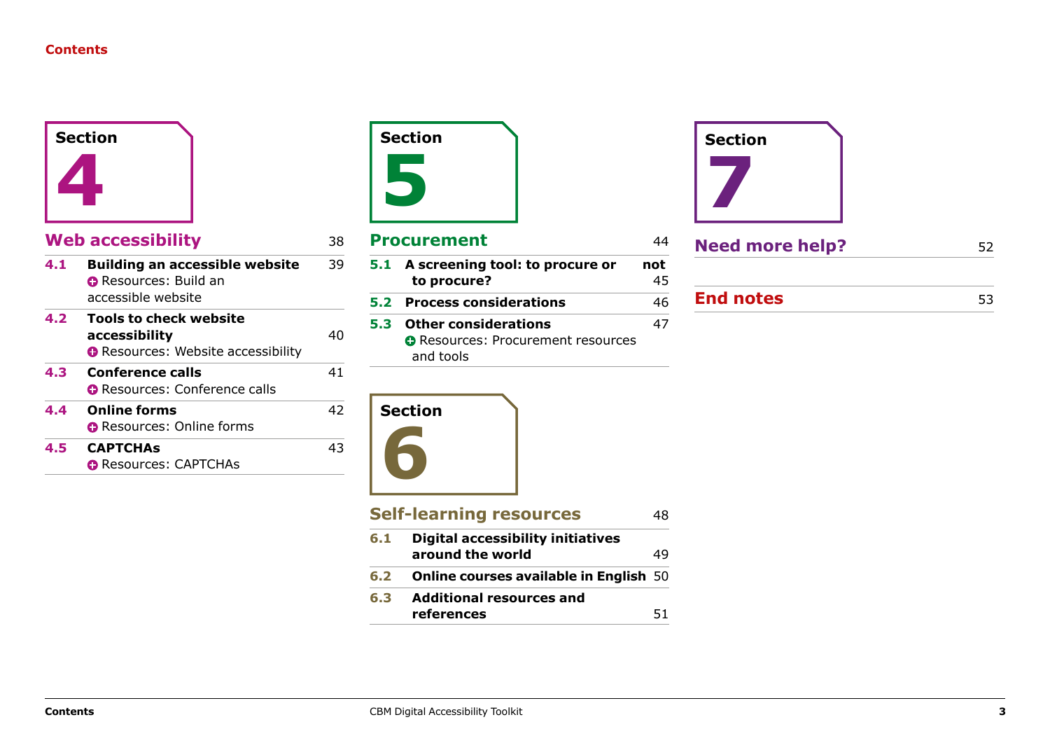# Contents

## Section 4

### Web accessibility — 38

- **4.1 Building an accessible website** — 39
  - Resources: Build an accessible website
- **4.2 Tools to check website accessibility** — 40
  - Resources: Website accessibility
- **4.3 Conference calls** — 41
  - Resources: Conference calls
- **4.4 Online forms** — 42
  - Resources: Online forms
- **4.5 CAPTCHAs** — 43
  - Resources: CAPTCHAs

## Section 5

### Procurement — 44

- **5.1 A screening tool: to procure or not to procure?** — 45
- **5.2 Process considerations** — 46
- **5.3 Other considerations** — 47
  - Resources: Procurement resources and tools

## Section 6

### Self-learning resources — 48

- **6.1 Digital accessibility initiatives around the world** — 49
- **6.2 Online courses available in English** — 50
- **6.3 Additional resources and references** — 51

## Section 7

### Need more help? — 52

### End notes — 53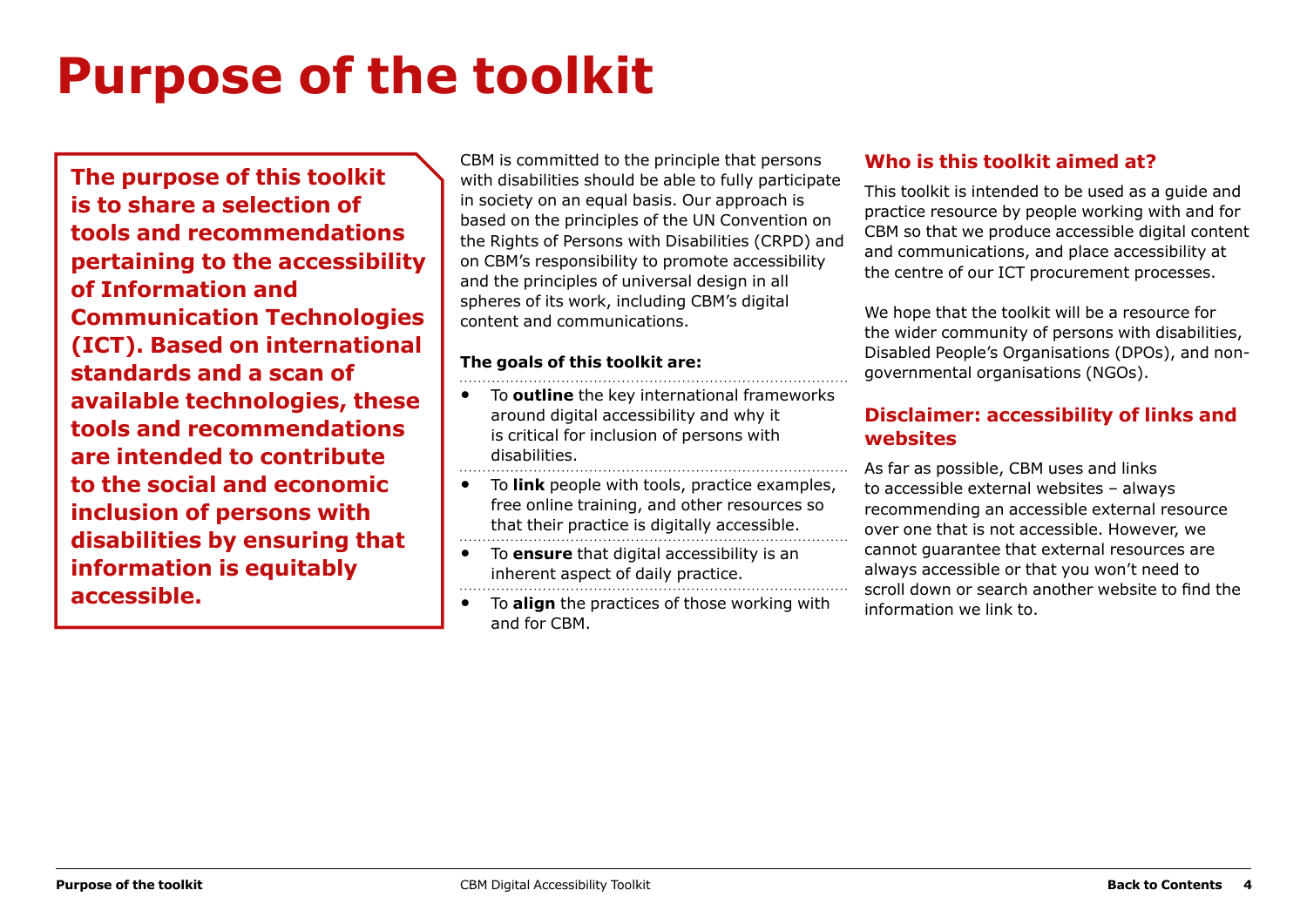# Purpose of the toolkit

**The purpose of this toolkit is to share a selection of tools and recommendations pertaining to the accessibility of Information and Communication Technologies (ICT). Based on international standards and a scan of available technologies, these tools and recommendations are intended to contribute to the social and economic inclusion of persons with disabilities by ensuring that information is equitably accessible.**

CBM is committed to the principle that persons with disabilities should be able to fully participate in society on an equal basis. Our approach is based on the principles of the UN Convention on the Rights of Persons with Disabilities (CRPD) and on CBM's responsibility to promote accessibility and the principles of universal design in all spheres of its work, including CBM's digital content and communications.

**The goals of this toolkit are:**

- To **outline** the key international frameworks around digital accessibility and why it is critical for inclusion of persons with disabilities.
- To **link** people with tools, practice examples, free online training, and other resources so that their practice is digitally accessible.
- To **ensure** that digital accessibility is an inherent aspect of daily practice.
- To **align** the practices of those working with and for CBM.

## Who is this toolkit aimed at?

This toolkit is intended to be used as a guide and practice resource by people working with and for CBM so that we produce accessible digital content and communications, and place accessibility at the centre of our ICT procurement processes.

We hope that the toolkit will be a resource for the wider community of persons with disabilities, Disabled People's Organisations (DPOs), and non-governmental organisations (NGOs).

## Disclaimer: accessibility of links and websites

As far as possible, CBM uses and links to accessible external websites – always recommending an accessible external resource over one that is not accessible. However, we cannot guarantee that external resources are always accessible or that you won't need to scroll down or search another website to find the information we link to.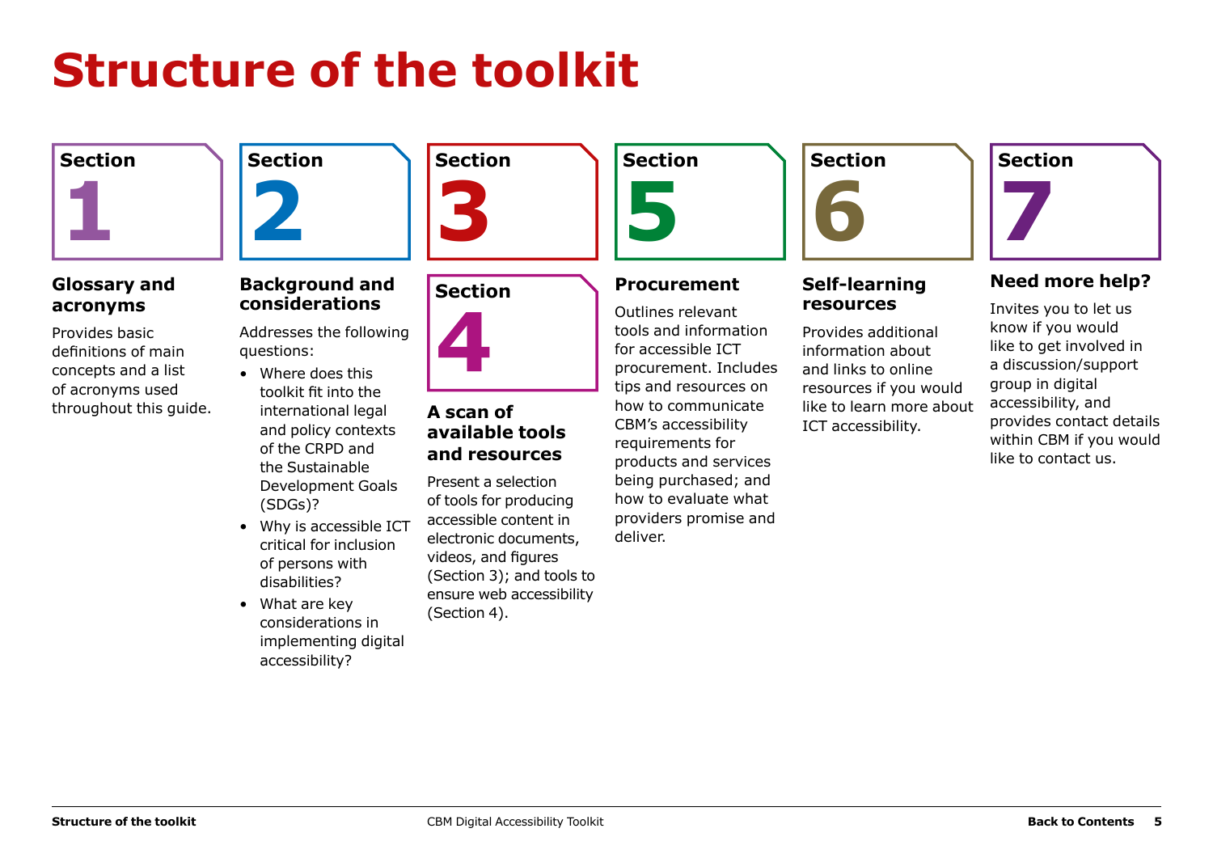# Structure of the toolkit

## Section 1

### Glossary and acronyms

Provides basic definitions of main concepts and a list of acronyms used throughout this guide.

## Section 2

### Background and considerations

Addresses the following questions:

- Where does this toolkit fit into the international legal and policy contexts of the CRPD and the Sustainable Development Goals (SDGs)?
- Why is accessible ICT critical for inclusion of persons with disabilities?
- What are key considerations in implementing digital accessibility?

## Section 3

## Section 4

### A scan of available tools and resources

Present a selection of tools for producing accessible content in electronic documents, videos, and figures (Section 3); and tools to ensure web accessibility (Section 4).

## Section 5

### Procurement

Outlines relevant tools and information for accessible ICT procurement. Includes tips and resources on how to communicate CBM's accessibility requirements for products and services being purchased; and how to evaluate what providers promise and deliver.

## Section 6

### Self-learning resources

Provides additional information about and links to online resources if you would like to learn more about ICT accessibility.

## Section 7

### Need more help?

Invites you to let us know if you would like to get involved in a discussion/support group in digital accessibility, and provides contact details within CBM if you would like to contact us.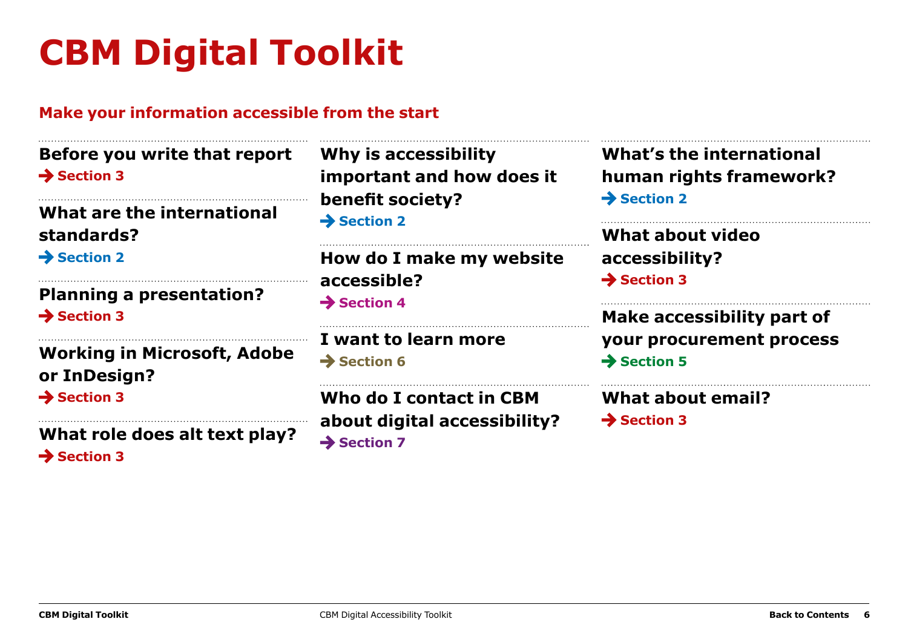# CBM Digital Toolkit

## Make your information accessible from the start

**Before you write that report**
→ Section 3

**What are the international standards?**
→ Section 2

**Planning a presentation?**
→ Section 3

**Working in Microsoft, Adobe or InDesign?**
→ Section 3

**What role does alt text play?**
→ Section 3

**Why is accessibility important and how does it benefit society?**
→ Section 2

**How do I make my website accessible?**
→ Section 4

**I want to learn more**
→ Section 6

**Who do I contact in CBM about digital accessibility?**
→ Section 7

**What's the international human rights framework?**
→ Section 2

**What about video accessibility?**
→ Section 3

**Make accessibility part of your procurement process**
→ Section 5

**What about email?**
→ Section 3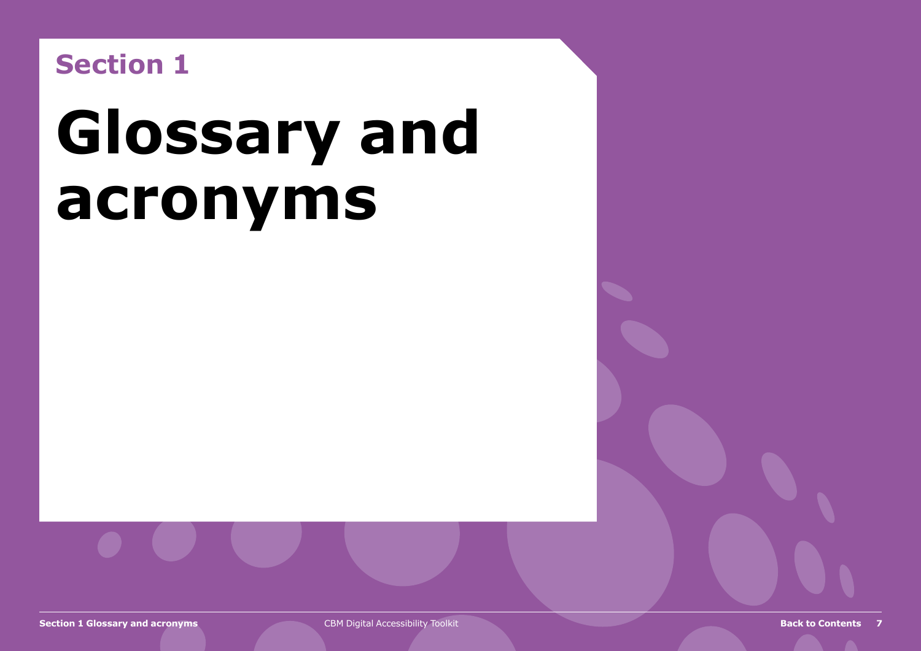Section 1

# Glossary and acronyms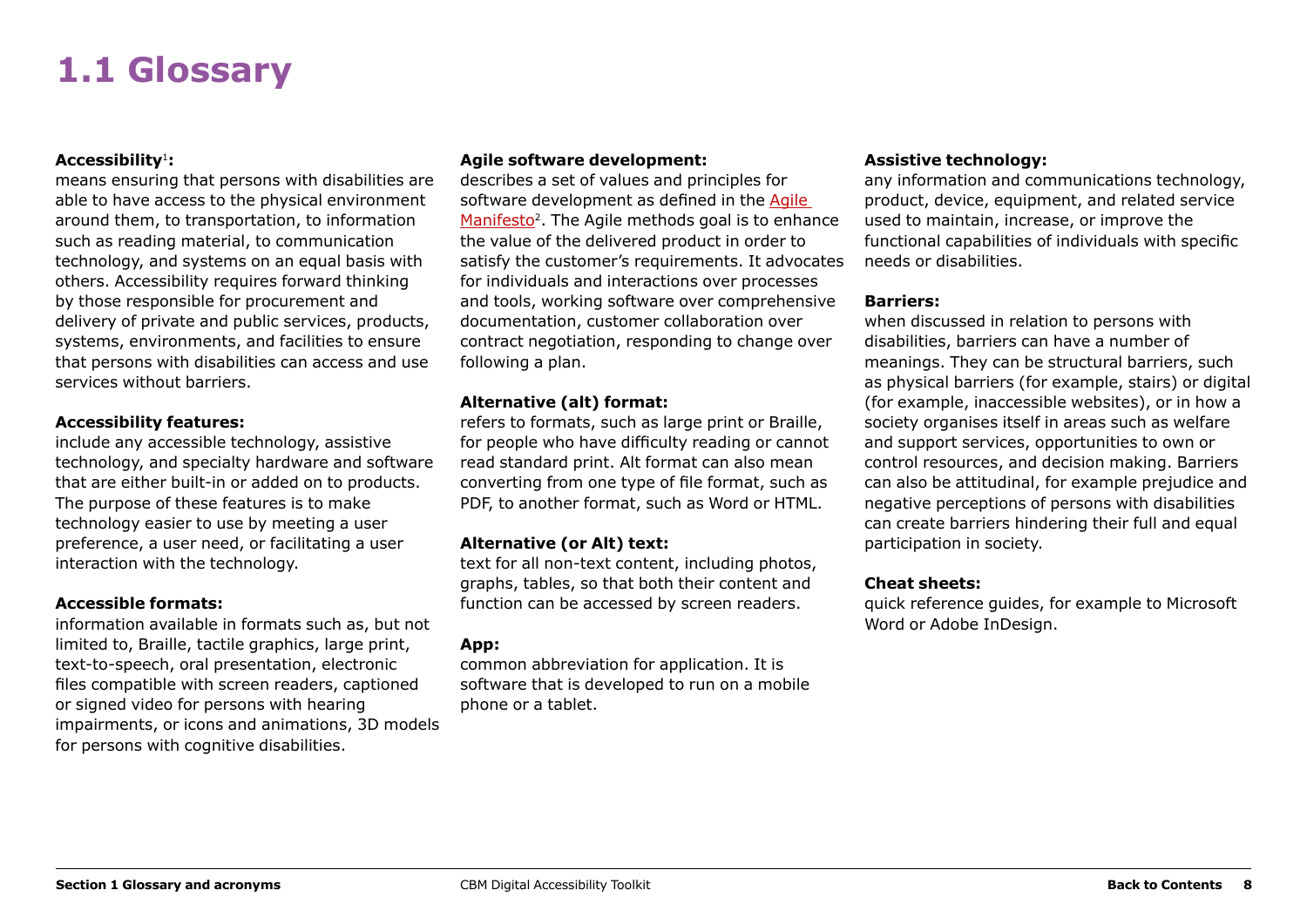# 1.1 Glossary

**Accessibility**[1]**:**
means ensuring that persons with disabilities are able to have access to the physical environment around them, to transportation, to information such as reading material, to communication technology, and systems on an equal basis with others. Accessibility requires forward thinking by those responsible for procurement and delivery of private and public services, products, systems, environments, and facilities to ensure that persons with disabilities can access and use services without barriers.

**Accessibility features:**
include any accessible technology, assistive technology, and specialty hardware and software that are either built-in or added on to products. The purpose of these features is to make technology easier to use by meeting a user preference, a user need, or facilitating a user interaction with the technology.

**Accessible formats:**
information available in formats such as, but not limited to, Braille, tactile graphics, large print, text-to-speech, oral presentation, electronic files compatible with screen readers, captioned or signed video for persons with hearing impairments, or icons and animations, 3D models for persons with cognitive disabilities.

**Agile software development:**
describes a set of values and principles for software development as defined in the Agile Manifesto[2]. The Agile methods goal is to enhance the value of the delivered product in order to satisfy the customer's requirements. It advocates for individuals and interactions over processes and tools, working software over comprehensive documentation, customer collaboration over contract negotiation, responding to change over following a plan.

**Alternative (alt) format:**
refers to formats, such as large print or Braille, for people who have difficulty reading or cannot read standard print. Alt format can also mean converting from one type of file format, such as PDF, to another format, such as Word or HTML.

**Alternative (or Alt) text:**
text for all non-text content, including photos, graphs, tables, so that both their content and function can be accessed by screen readers.

**App:**
common abbreviation for application. It is software that is developed to run on a mobile phone or a tablet.

**Assistive technology:**
any information and communications technology, product, device, equipment, and related service used to maintain, increase, or improve the functional capabilities of individuals with specific needs or disabilities.

**Barriers:**
when discussed in relation to persons with disabilities, barriers can have a number of meanings. They can be structural barriers, such as physical barriers (for example, stairs) or digital (for example, inaccessible websites), or in how a society organises itself in areas such as welfare and support services, opportunities to own or control resources, and decision making. Barriers can also be attitudinal, for example prejudice and negative perceptions of persons with disabilities can create barriers hindering their full and equal participation in society.

**Cheat sheets:**
quick reference guides, for example to Microsoft Word or Adobe InDesign.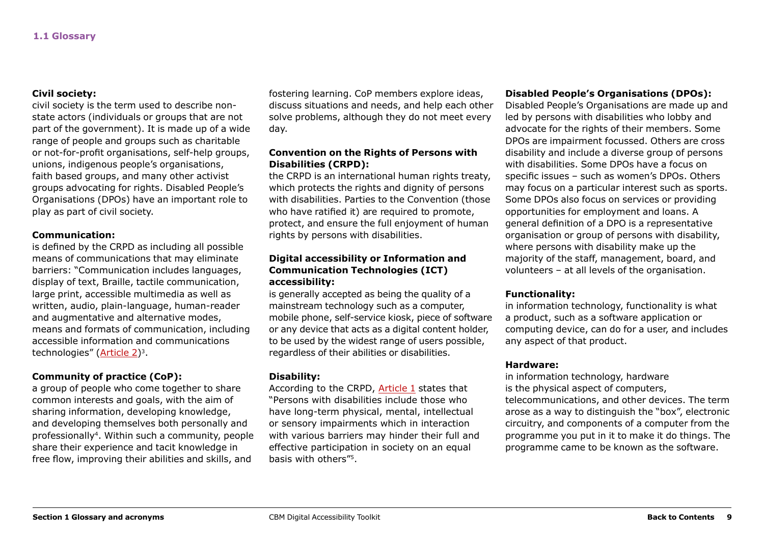## 1.1 Glossary

**Civil society:**
civil society is the term used to describe non-state actors (individuals or groups that are not part of the government). It is made up of a wide range of people and groups such as charitable or not-for-profit organisations, self-help groups, unions, indigenous people's organisations, faith based groups, and many other activist groups advocating for rights. Disabled People's Organisations (DPOs) have an important role to play as part of civil society.

**Communication:**
is defined by the CRPD as including all possible means of communications that may eliminate barriers: "Communication includes languages, display of text, Braille, tactile communication, large print, accessible multimedia as well as written, audio, plain-language, human-reader and augmentative and alternative modes, means and formats of communication, including accessible information and communications technologies" (Article 2)[3].

**Community of practice (CoP):**
a group of people who come together to share common interests and goals, with the aim of sharing information, developing knowledge, and developing themselves both personally and professionally[4]. Within such a community, people share their experience and tacit knowledge in free flow, improving their abilities and skills, and fostering learning. CoP members explore ideas, discuss situations and needs, and help each other solve problems, although they do not meet every day.

**Convention on the Rights of Persons with Disabilities (CRPD):**
the CRPD is an international human rights treaty, which protects the rights and dignity of persons with disabilities. Parties to the Convention (those who have ratified it) are required to promote, protect, and ensure the full enjoyment of human rights by persons with disabilities.

**Digital accessibility or Information and Communication Technologies (ICT) accessibility:**
is generally accepted as being the quality of a mainstream technology such as a computer, mobile phone, self-service kiosk, piece of software or any device that acts as a digital content holder, to be used by the widest range of users possible, regardless of their abilities or disabilities.

**Disability:**
According to the CRPD, Article 1 states that "Persons with disabilities include those who have long-term physical, mental, intellectual or sensory impairments which in interaction with various barriers may hinder their full and effective participation in society on an equal basis with others"[5].

**Disabled People's Organisations (DPOs):**
Disabled People's Organisations are made up and led by persons with disabilities who lobby and advocate for the rights of their members. Some DPOs are impairment focussed. Others are cross disability and include a diverse group of persons with disabilities. Some DPOs have a focus on specific issues – such as women's DPOs. Others may focus on a particular interest such as sports. Some DPOs also focus on services or providing opportunities for employment and loans. A general definition of a DPO is a representative organisation or group of persons with disability, where persons with disability make up the majority of the staff, management, board, and volunteers – at all levels of the organisation.

**Functionality:**
in information technology, functionality is what a product, such as a software application or computing device, can do for a user, and includes any aspect of that product.

**Hardware:**
in information technology, hardware is the physical aspect of computers, telecommunications, and other devices. The term arose as a way to distinguish the "box", electronic circuitry, and components of a computer from the programme you put in it to make it do things. The programme came to be known as the software.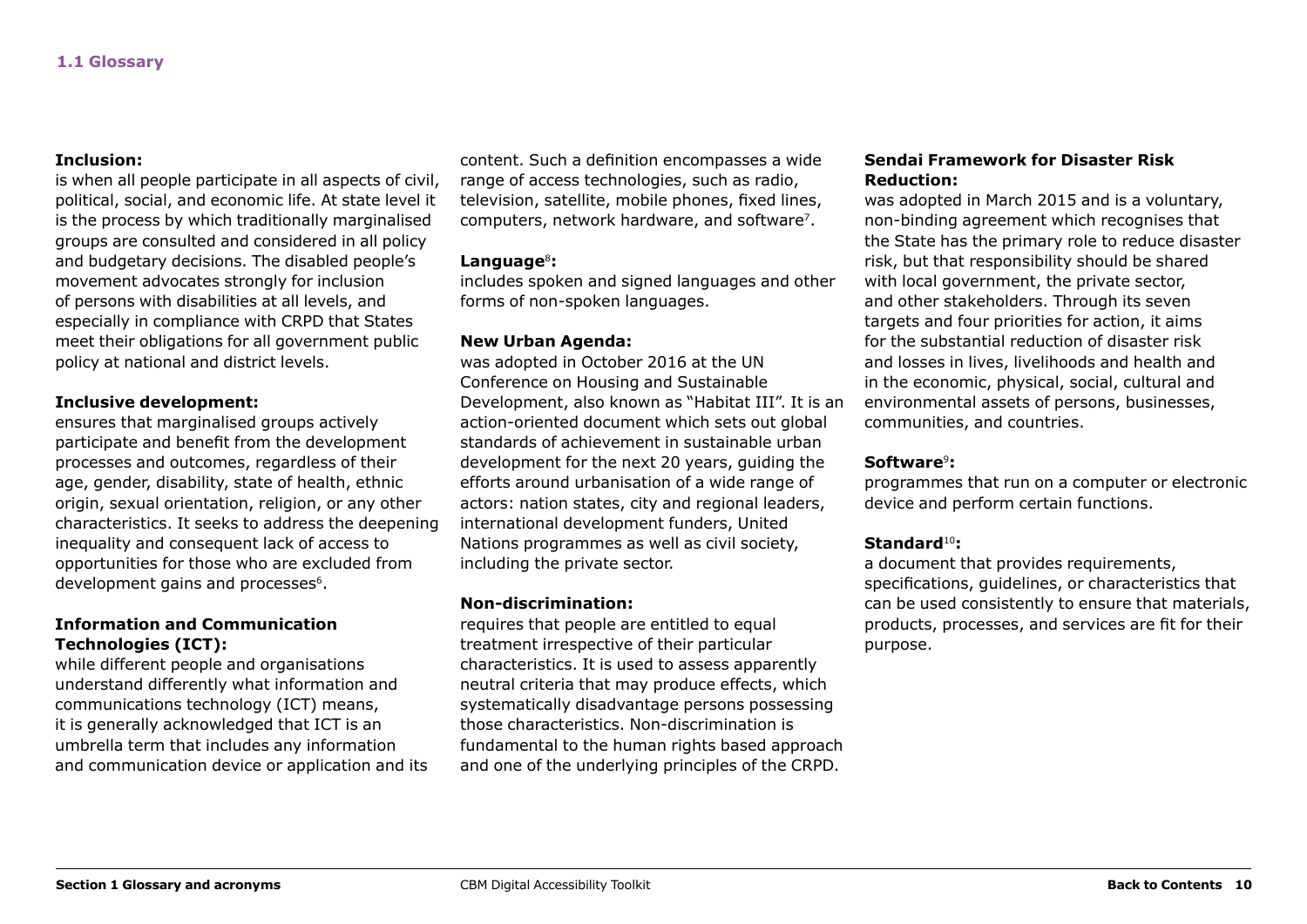## 1.1 Glossary

**Inclusion:**
is when all people participate in all aspects of civil, political, social, and economic life. At state level it is the process by which traditionally marginalised groups are consulted and considered in all policy and budgetary decisions. The disabled people's movement advocates strongly for inclusion of persons with disabilities at all levels, and especially in compliance with CRPD that States meet their obligations for all government public policy at national and district levels.

**Inclusive development:**
ensures that marginalised groups actively participate and benefit from the development processes and outcomes, regardless of their age, gender, disability, state of health, ethnic origin, sexual orientation, religion, or any other characteristics. It seeks to address the deepening inequality and consequent lack of access to opportunities for those who are excluded from development gains and processes[6].

**Information and Communication Technologies (ICT):**
while different people and organisations understand differently what information and communications technology (ICT) means, it is generally acknowledged that ICT is an umbrella term that includes any information and communication device or application and its content. Such a definition encompasses a wide range of access technologies, such as radio, television, satellite, mobile phones, fixed lines, computers, network hardware, and software[7].

**Language[8]:**
includes spoken and signed languages and other forms of non-spoken languages.

**New Urban Agenda:**
was adopted in October 2016 at the UN Conference on Housing and Sustainable Development, also known as "Habitat III". It is an action-oriented document which sets out global standards of achievement in sustainable urban development for the next 20 years, guiding the efforts around urbanisation of a wide range of actors: nation states, city and regional leaders, international development funders, United Nations programmes as well as civil society, including the private sector.

**Non-discrimination:**
requires that people are entitled to equal treatment irrespective of their particular characteristics. It is used to assess apparently neutral criteria that may produce effects, which systematically disadvantage persons possessing those characteristics. Non-discrimination is fundamental to the human rights based approach and one of the underlying principles of the CRPD.

**Sendai Framework for Disaster Risk Reduction:**
was adopted in March 2015 and is a voluntary, non-binding agreement which recognises that the State has the primary role to reduce disaster risk, but that responsibility should be shared with local government, the private sector, and other stakeholders. Through its seven targets and four priorities for action, it aims for the substantial reduction of disaster risk and losses in lives, livelihoods and health and in the economic, physical, social, cultural and environmental assets of persons, businesses, communities, and countries.

**Software[9]:**
programmes that run on a computer or electronic device and perform certain functions.

**Standard[10]:**
a document that provides requirements, specifications, guidelines, or characteristics that can be used consistently to ensure that materials, products, processes, and services are fit for their purpose.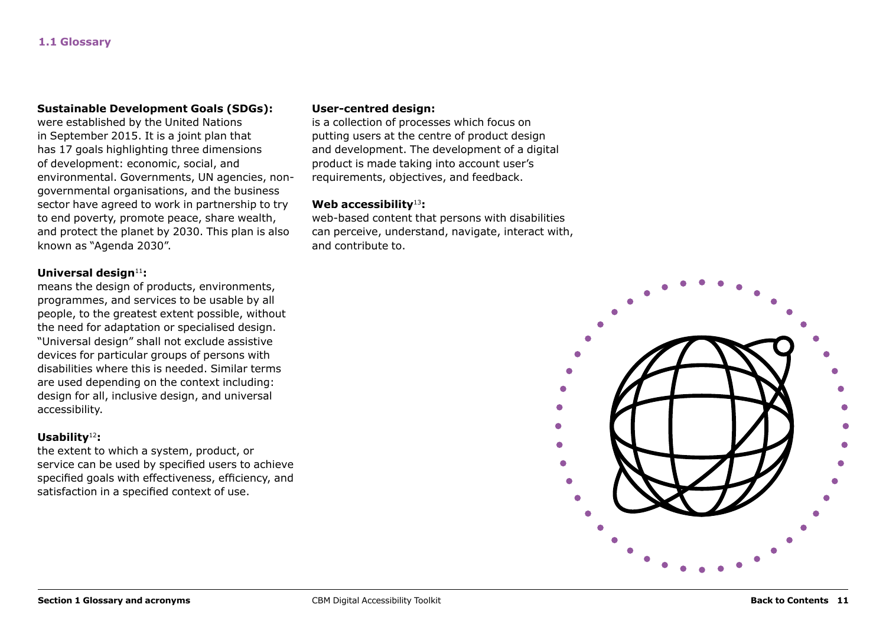## 1.1 Glossary

**Sustainable Development Goals (SDGs):**
were established by the United Nations in September 2015. It is a joint plan that has 17 goals highlighting three dimensions of development: economic, social, and environmental. Governments, UN agencies, non-governmental organisations, and the business sector have agreed to work in partnership to try to end poverty, promote peace, share wealth, and protect the planet by 2030. This plan is also known as "Agenda 2030".

**Universal design**[11]**:**
means the design of products, environments, programmes, and services to be usable by all people, to the greatest extent possible, without the need for adaptation or specialised design. "Universal design" shall not exclude assistive devices for particular groups of persons with disabilities where this is needed. Similar terms are used depending on the context including: design for all, inclusive design, and universal accessibility.

**Usability**[12]**:**
the extent to which a system, product, or service can be used by specified users to achieve specified goals with effectiveness, efficiency, and satisfaction in a specified context of use.

**User-centred design:**
is a collection of processes which focus on putting users at the centre of product design and development. The development of a digital product is made taking into account user's requirements, objectives, and feedback.

**Web accessibility**[13]**:**
web-based content that persons with disabilities can perceive, understand, navigate, interact with, and contribute to.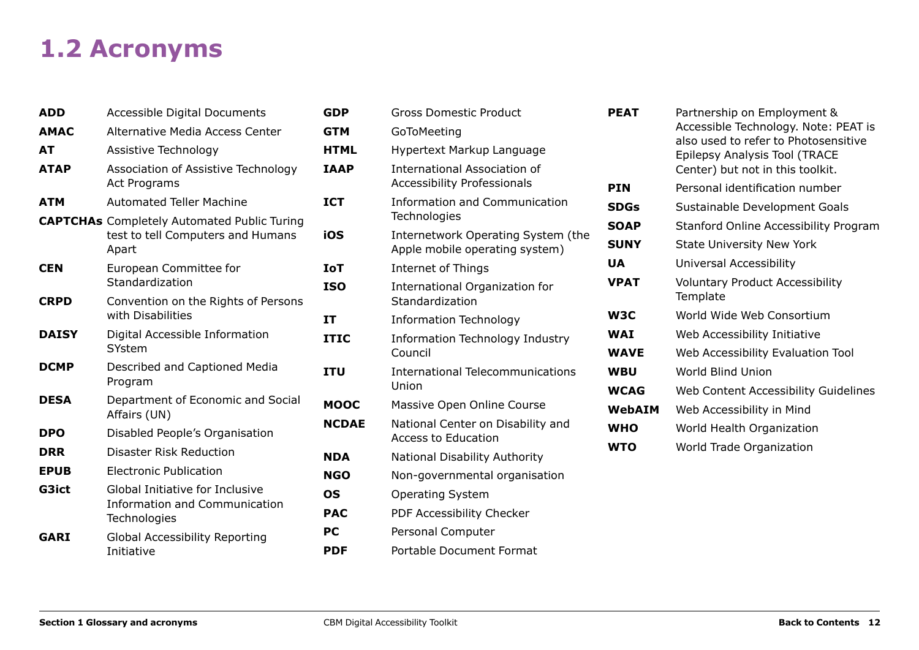# 1.2 Acronyms

| Acronym | Meaning |
|---|---|
| **ADD** | Accessible Digital Documents |
| **AMAC** | Alternative Media Access Center |
| **AT** | Assistive Technology |
| **ATAP** | Association of Assistive Technology Act Programs |
| **ATM** | Automated Teller Machine |
| **CAPTCHAs** | Completely Automated Public Turing test to tell Computers and Humans Apart |
| **CEN** | European Committee for Standardization |
| **CRPD** | Convention on the Rights of Persons with Disabilities |
| **DAISY** | Digital Accessible Information SYstem |
| **DCMP** | Described and Captioned Media Program |
| **DESA** | Department of Economic and Social Affairs (UN) |
| **DPO** | Disabled People's Organisation |
| **DRR** | Disaster Risk Reduction |
| **EPUB** | Electronic Publication |
| **G3ict** | Global Initiative for Inclusive Information and Communication Technologies |
| **GARI** | Global Accessibility Reporting Initiative |
| **GDP** | Gross Domestic Product |
| **GTM** | GoToMeeting |
| **HTML** | Hypertext Markup Language |
| **IAAP** | International Association of Accessibility Professionals |
| **ICT** | Information and Communication Technologies |
| **iOS** | Internetwork Operating System (the Apple mobile operating system) |
| **IoT** | Internet of Things |
| **ISO** | International Organization for Standardization |
| **IT** | Information Technology |
| **ITIC** | Information Technology Industry Council |
| **ITU** | International Telecommunications Union |
| **MOOC** | Massive Open Online Course |
| **NCDAE** | National Center on Disability and Access to Education |
| **NDA** | National Disability Authority |
| **NGO** | Non-governmental organisation |
| **OS** | Operating System |
| **PAC** | PDF Accessibility Checker |
| **PC** | Personal Computer |
| **PDF** | Portable Document Format |
| **PEAT** | Partnership on Employment & Accessible Technology. Note: PEAT is also used to refer to Photosensitive Epilepsy Analysis Tool (TRACE Center) but not in this toolkit. |
| **PIN** | Personal identification number |
| **SDGs** | Sustainable Development Goals |
| **SOAP** | Stanford Online Accessibility Program |
| **SUNY** | State University New York |
| **UA** | Universal Accessibility |
| **VPAT** | Voluntary Product Accessibility Template |
| **W3C** | World Wide Web Consortium |
| **WAI** | Web Accessibility Initiative |
| **WAVE** | Web Accessibility Evaluation Tool |
| **WBU** | World Blind Union |
| **WCAG** | Web Content Accessibility Guidelines |
| **WebAIM** | Web Accessibility in Mind |
| **WHO** | World Health Organization |
| **WTO** | World Trade Organization |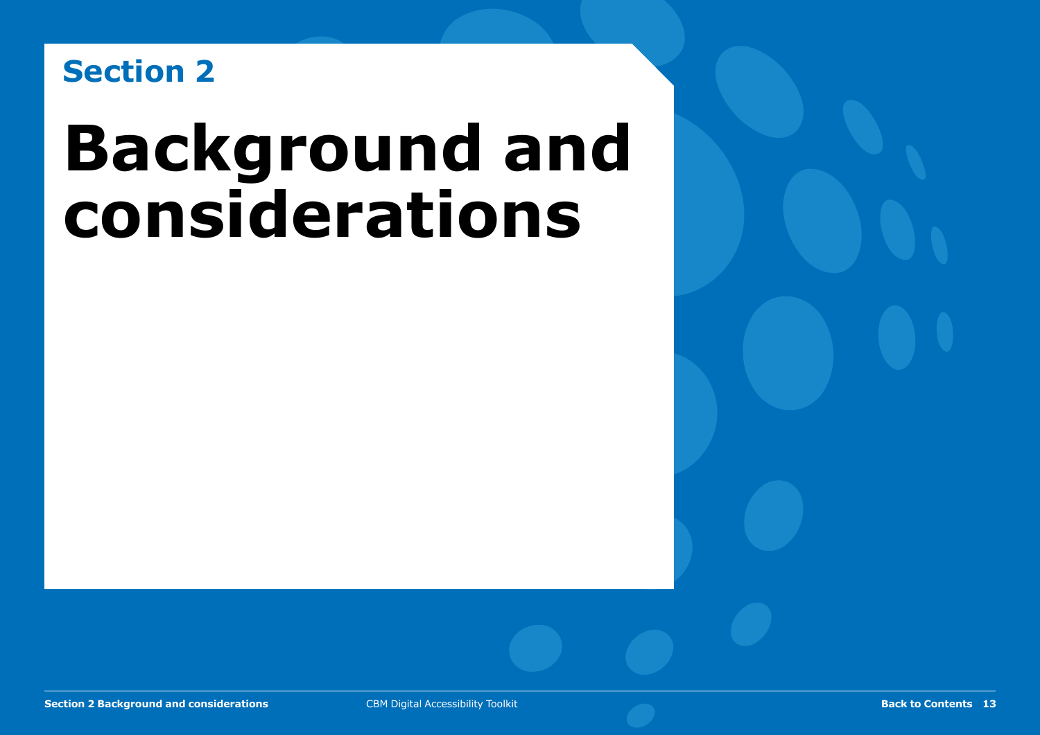## Section 2

# Background and considerations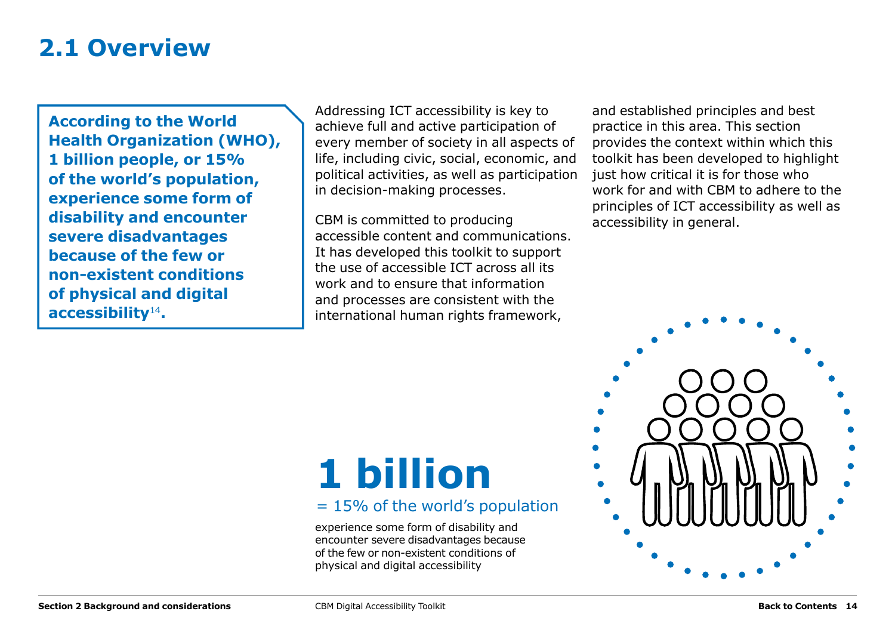## 2.1 Overview

**According to the World Health Organization (WHO), 1 billion people, or 15% of the world's population, experience some form of disability and encounter severe disadvantages because of the few or non-existent conditions of physical and digital accessibility[14].**

Addressing ICT accessibility is key to achieve full and active participation of every member of society in all aspects of life, including civic, social, economic, and political activities, as well as participation in decision-making processes.

CBM is committed to producing accessible content and communications. It has developed this toolkit to support the use of accessible ICT across all its work and to ensure that information and processes are consistent with the international human rights framework, and established principles and best practice in this area. This section provides the context within which this toolkit has been developed to highlight just how critical it is for those who work for and with CBM to adhere to the principles of ICT accessibility as well as accessibility in general.

**1 billion**

= 15% of the world's population

experience some form of disability and encounter severe disadvantages because of the few or non-existent conditions of physical and digital accessibility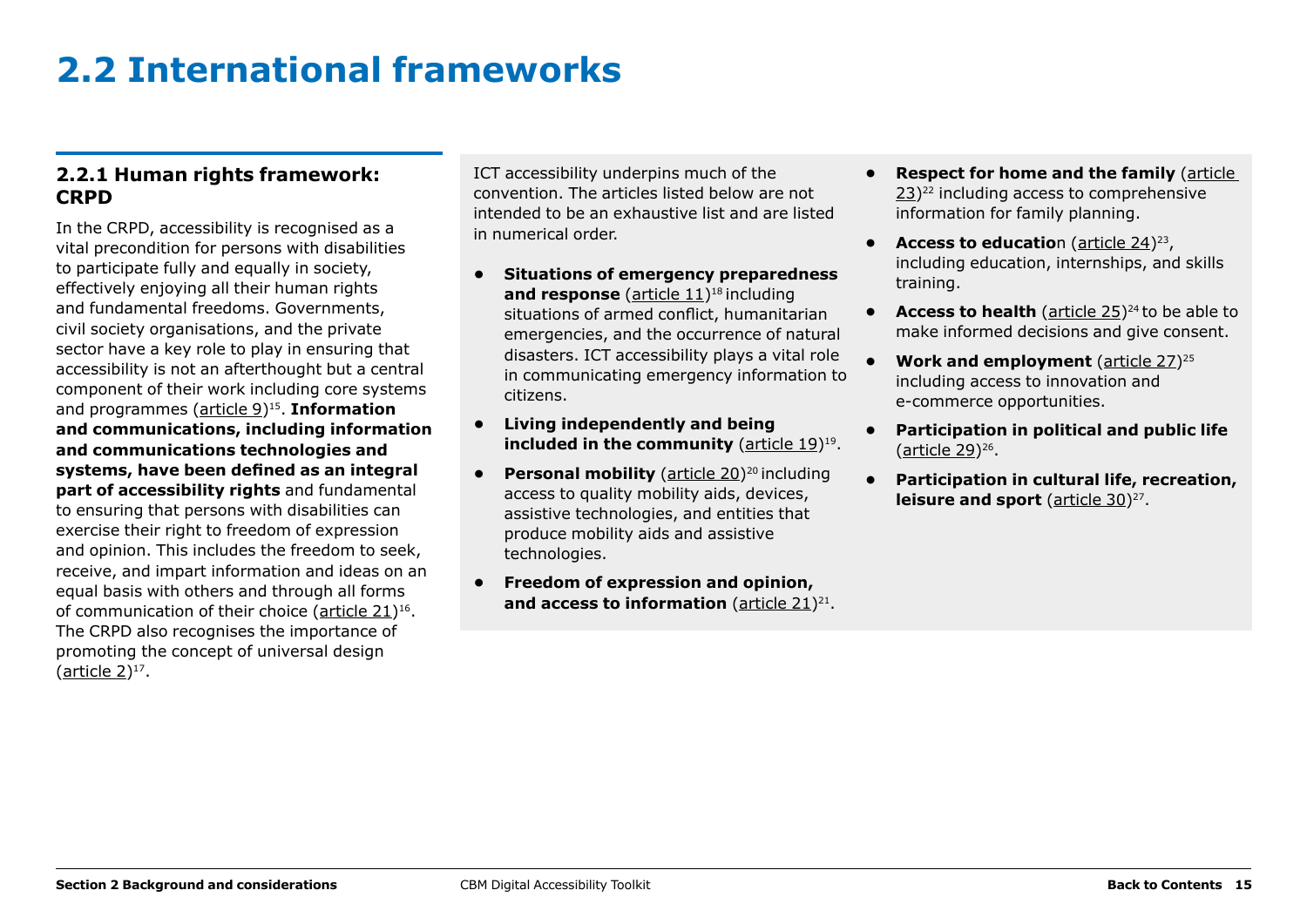# 2.2 International frameworks

## 2.2.1 Human rights framework: CRPD

In the CRPD, accessibility is recognised as a vital precondition for persons with disabilities to participate fully and equally in society, effectively enjoying all their human rights and fundamental freedoms. Governments, civil society organisations, and the private sector have a key role to play in ensuring that accessibility is not an afterthought but a central component of their work including core systems and programmes (article 9)[15]. **Information and communications, including information and communications technologies and systems, have been defined as an integral part of accessibility rights** and fundamental to ensuring that persons with disabilities can exercise their right to freedom of expression and opinion. This includes the freedom to seek, receive, and impart information and ideas on an equal basis with others and through all forms of communication of their choice (article 21)[16]. The CRPD also recognises the importance of promoting the concept of universal design (article 2)[17].

ICT accessibility underpins much of the convention. The articles listed below are not intended to be an exhaustive list and are listed in numerical order.

- **Situations of emergency preparedness and response** (article 11)[18] including situations of armed conflict, humanitarian emergencies, and the occurrence of natural disasters. ICT accessibility plays a vital role in communicating emergency information to citizens.
- **Living independently and being included in the community** (article 19)[19].
- **Personal mobility** (article 20)[20] including access to quality mobility aids, devices, assistive technologies, and entities that produce mobility aids and assistive technologies.
- **Freedom of expression and opinion, and access to information** (article 21)[21].
- **Respect for home and the family** (article 23)[22] including access to comprehensive information for family planning.
- **Access to educatio**n (article 24)[23], including education, internships, and skills training.
- **Access to health** (article 25)[24] to be able to make informed decisions and give consent.
- **Work and employment** (article 27)[25] including access to innovation and e-commerce opportunities.
- **Participation in political and public life** (article 29)[26].
- **Participation in cultural life, recreation, leisure and sport** (article 30)[27].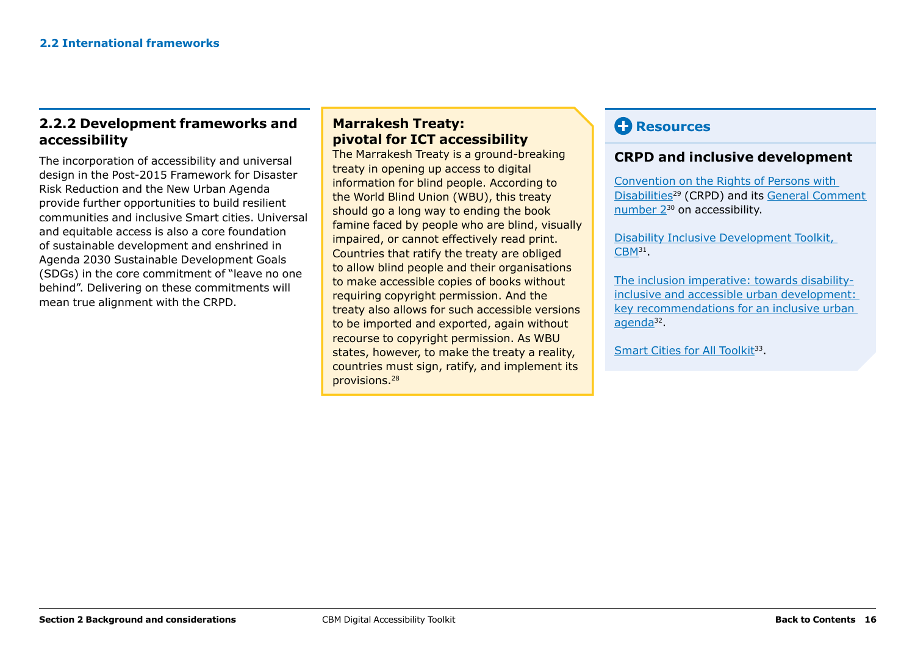## 2.2.2 Development frameworks and accessibility

The incorporation of accessibility and universal design in the Post-2015 Framework for Disaster Risk Reduction and the New Urban Agenda provide further opportunities to build resilient communities and inclusive Smart cities. Universal and equitable access is also a core foundation of sustainable development and enshrined in Agenda 2030 Sustainable Development Goals (SDGs) in the core commitment of "leave no one behind". Delivering on these commitments will mean true alignment with the CRPD.

### Marrakesh Treaty: pivotal for ICT accessibility

The Marrakesh Treaty is a ground-breaking treaty in opening up access to digital information for blind people. According to the World Blind Union (WBU), this treaty should go a long way to ending the book famine faced by people who are blind, visually impaired, or cannot effectively read print. Countries that ratify the treaty are obliged to allow blind people and their organisations to make accessible copies of books without requiring copyright permission. And the treaty also allows for such accessible versions to be imported and exported, again without recourse to copyright permission. As WBU states, however, to make the treaty a reality, countries must sign, ratify, and implement its provisions.[28]

### Resources

#### CRPD and inclusive development

Convention on the Rights of Persons with Disabilities[29] (CRPD) and its General Comment number 2[30] on accessibility.

Disability Inclusive Development Toolkit, CBM[31].

The inclusion imperative: towards disability-inclusive and accessible urban development: key recommendations for an inclusive urban agenda[32].

Smart Cities for All Toolkit[33].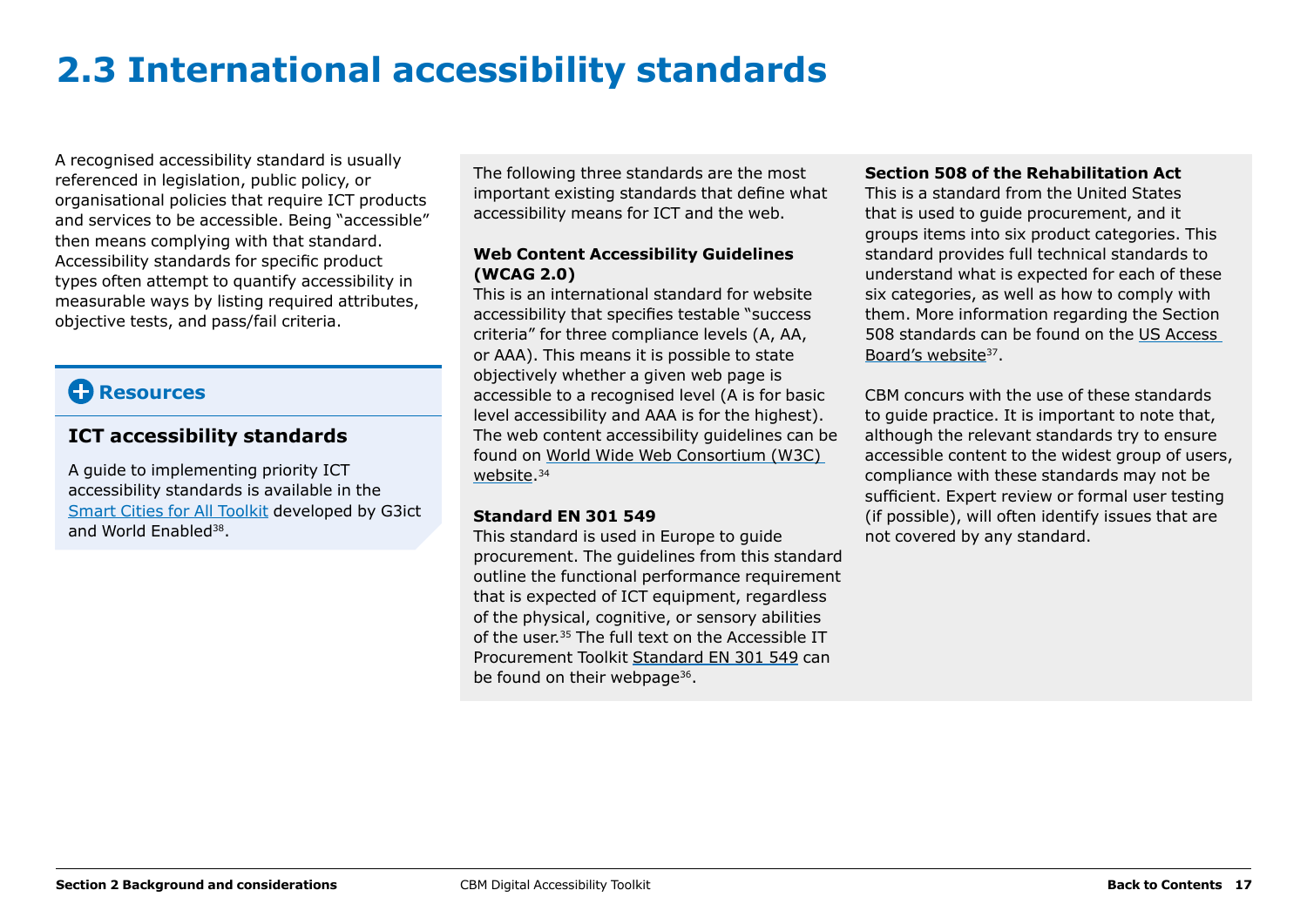# 2.3 International accessibility standards

A recognised accessibility standard is usually referenced in legislation, public policy, or organisational policies that require ICT products and services to be accessible. Being "accessible" then means complying with that standard. Accessibility standards for specific product types often attempt to quantify accessibility in measurable ways by listing required attributes, objective tests, and pass/fail criteria.

**Resources**

### ICT accessibility standards

A guide to implementing priority ICT accessibility standards is available in the Smart Cities for All Toolkit developed by G3ict and World Enabled[38].

The following three standards are the most important existing standards that define what accessibility means for ICT and the web.

**Web Content Accessibility Guidelines (WCAG 2.0)**
This is an international standard for website accessibility that specifies testable "success criteria" for three compliance levels (A, AA, or AAA). This means it is possible to state objectively whether a given web page is accessible to a recognised level (A is for basic level accessibility and AAA is for the highest). The web content accessibility guidelines can be found on World Wide Web Consortium (W3C) website.[34]

**Standard EN 301 549**
This standard is used in Europe to guide procurement. The guidelines from this standard outline the functional performance requirement that is expected of ICT equipment, regardless of the physical, cognitive, or sensory abilities of the user.[35] The full text on the Accessible IT Procurement Toolkit Standard EN 301 549 can be found on their webpage[36].

**Section 508 of the Rehabilitation Act**
This is a standard from the United States that is used to guide procurement, and it groups items into six product categories. This standard provides full technical standards to understand what is expected for each of these six categories, as well as how to comply with them. More information regarding the Section 508 standards can be found on the US Access Board's website[37].

CBM concurs with the use of these standards to guide practice. It is important to note that, although the relevant standards try to ensure accessible content to the widest group of users, compliance with these standards may not be sufficient. Expert review or formal user testing (if possible), will often identify issues that are not covered by any standard.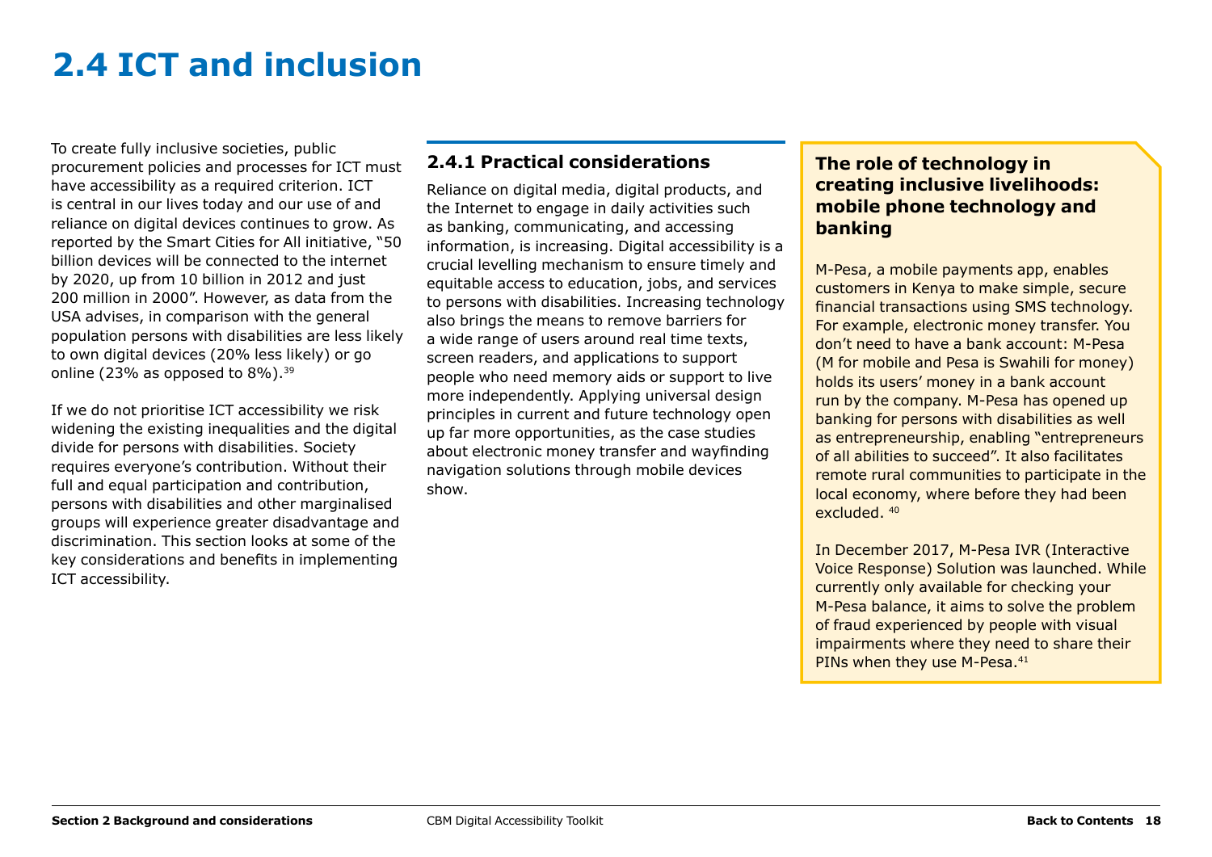# 2.4 ICT and inclusion

To create fully inclusive societies, public procurement policies and processes for ICT must have accessibility as a required criterion. ICT is central in our lives today and our use of and reliance on digital devices continues to grow. As reported by the Smart Cities for All initiative, "50 billion devices will be connected to the internet by 2020, up from 10 billion in 2012 and just 200 million in 2000". However, as data from the USA advises, in comparison with the general population persons with disabilities are less likely to own digital devices (20% less likely) or go online (23% as opposed to 8%).[39]

If we do not prioritise ICT accessibility we risk widening the existing inequalities and the digital divide for persons with disabilities. Society requires everyone's contribution. Without their full and equal participation and contribution, persons with disabilities and other marginalised groups will experience greater disadvantage and discrimination. This section looks at some of the key considerations and benefits in implementing ICT accessibility.

## 2.4.1 Practical considerations

Reliance on digital media, digital products, and the Internet to engage in daily activities such as banking, communicating, and accessing information, is increasing. Digital accessibility is a crucial levelling mechanism to ensure timely and equitable access to education, jobs, and services to persons with disabilities. Increasing technology also brings the means to remove barriers for a wide range of users around real time texts, screen readers, and applications to support people who need memory aids or support to live more independently. Applying universal design principles in current and future technology open up far more opportunities, as the case studies about electronic money transfer and wayfinding navigation solutions through mobile devices show.

### The role of technology in creating inclusive livelihoods: mobile phone technology and banking

M-Pesa, a mobile payments app, enables customers in Kenya to make simple, secure financial transactions using SMS technology. For example, electronic money transfer. You don't need to have a bank account: M-Pesa (M for mobile and Pesa is Swahili for money) holds its users' money in a bank account run by the company. M-Pesa has opened up banking for persons with disabilities as well as entrepreneurship, enabling "entrepreneurs of all abilities to succeed". It also facilitates remote rural communities to participate in the local economy, where before they had been excluded. [40]

In December 2017, M-Pesa IVR (Interactive Voice Response) Solution was launched. While currently only available for checking your M-Pesa balance, it aims to solve the problem of fraud experienced by people with visual impairments where they need to share their PINs when they use M-Pesa.[41]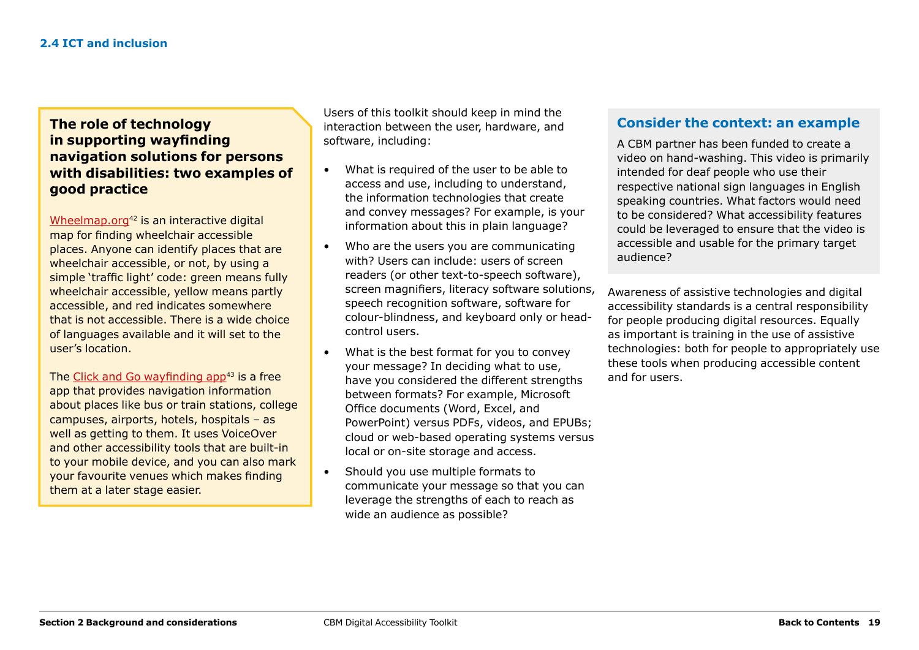### The role of technology in supporting wayfinding navigation solutions for persons with disabilities: two examples of good practice

[Wheelmap.org](Wheelmap.org)[42] is an interactive digital map for finding wheelchair accessible places. Anyone can identify places that are wheelchair accessible, or not, by using a simple 'traffic light' code: green means fully wheelchair accessible, yellow means partly accessible, and red indicates somewhere that is not accessible. There is a wide choice of languages available and it will set to the user's location.

The Click and Go wayfinding app[43] is a free app that provides navigation information about places like bus or train stations, college campuses, airports, hotels, hospitals – as well as getting to them. It uses VoiceOver and other accessibility tools that are built-in to your mobile device, and you can also mark your favourite venues which makes finding them at a later stage easier.

Users of this toolkit should keep in mind the interaction between the user, hardware, and software, including:

- What is required of the user to be able to access and use, including to understand, the information technologies that create and convey messages? For example, is your information about this in plain language?
- Who are the users you are communicating with? Users can include: users of screen readers (or other text-to-speech software), screen magnifiers, literacy software solutions, speech recognition software, software for colour-blindness, and keyboard only or head-control users.
- What is the best format for you to convey your message? In deciding what to use, have you considered the different strengths between formats? For example, Microsoft Office documents (Word, Excel, and PowerPoint) versus PDFs, videos, and EPUBs; cloud or web-based operating systems versus local or on-site storage and access.
- Should you use multiple formats to communicate your message so that you can leverage the strengths of each to reach as wide an audience as possible?

### Consider the context: an example

A CBM partner has been funded to create a video on hand-washing. This video is primarily intended for deaf people who use their respective national sign languages in English speaking countries. What factors would need to be considered? What accessibility features could be leveraged to ensure that the video is accessible and usable for the primary target audience?

Awareness of assistive technologies and digital accessibility standards is a central responsibility for people producing digital resources. Equally as important is training in the use of assistive technologies: both for people to appropriately use these tools when producing accessible content and for users.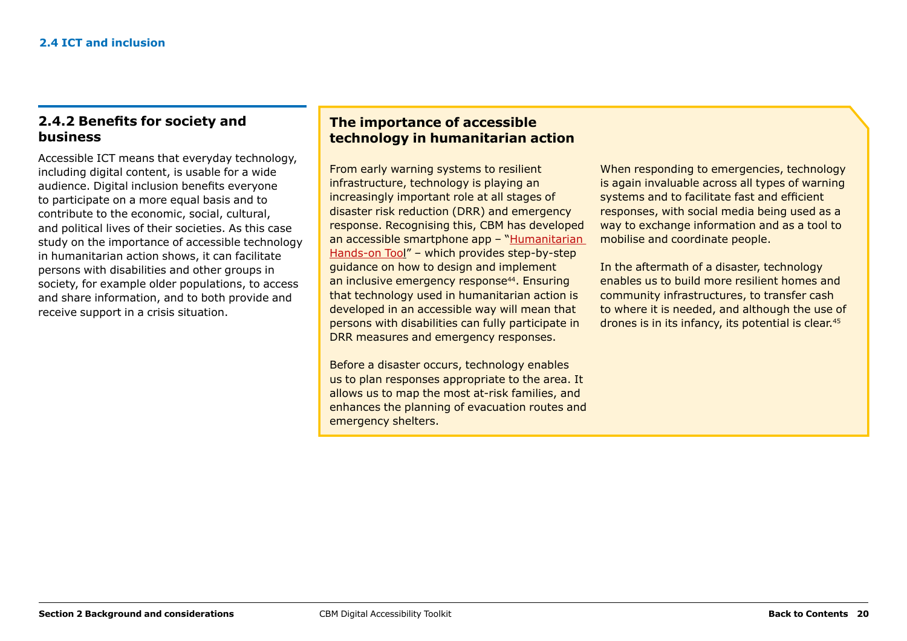## 2.4.2 Benefits for society and business

Accessible ICT means that everyday technology, including digital content, is usable for a wide audience. Digital inclusion benefits everyone to participate on a more equal basis and to contribute to the economic, social, cultural, and political lives of their societies. As this case study on the importance of accessible technology in humanitarian action shows, it can facilitate persons with disabilities and other groups in society, for example older populations, to access and share information, and to both provide and receive support in a crisis situation.

### The importance of accessible technology in humanitarian action

From early warning systems to resilient infrastructure, technology is playing an increasingly important role at all stages of disaster risk reduction (DRR) and emergency response. Recognising this, CBM has developed an accessible smartphone app – "Humanitarian Hands-on Tool" – which provides step-by-step guidance on how to design and implement an inclusive emergency response[44]. Ensuring that technology used in humanitarian action is developed in an accessible way will mean that persons with disabilities can fully participate in DRR measures and emergency responses.

Before a disaster occurs, technology enables us to plan responses appropriate to the area. It allows us to map the most at-risk families, and enhances the planning of evacuation routes and emergency shelters.

When responding to emergencies, technology is again invaluable across all types of warning systems and to facilitate fast and efficient responses, with social media being used as a way to exchange information and as a tool to mobilise and coordinate people.

In the aftermath of a disaster, technology enables us to build more resilient homes and community infrastructures, to transfer cash to where it is needed, and although the use of drones is in its infancy, its potential is clear.[45]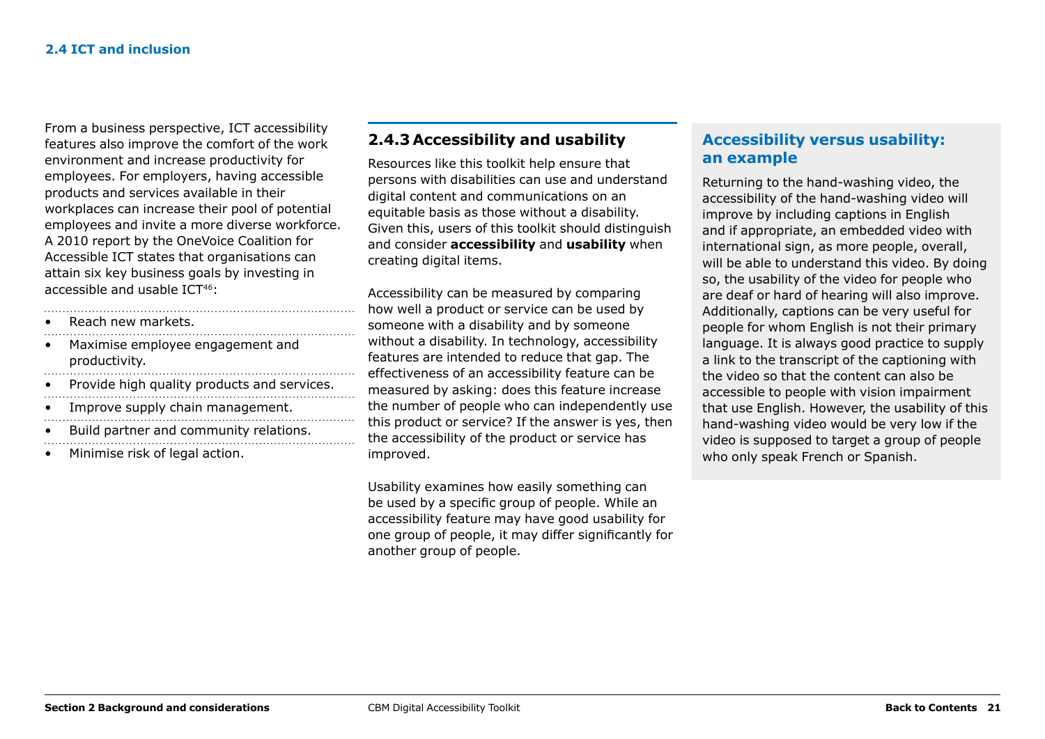From a business perspective, ICT accessibility features also improve the comfort of the work environment and increase productivity for employees. For employers, having accessible products and services available in their workplaces can increase their pool of potential employees and invite a more diverse workforce. A 2010 report by the OneVoice Coalition for Accessible ICT states that organisations can attain six key business goals by investing in accessible and usable ICT[46]:

- Reach new markets.
- Maximise employee engagement and productivity.
- Provide high quality products and services.
- Improve supply chain management.
- Build partner and community relations.
- Minimise risk of legal action.

### 2.4.3 Accessibility and usability

Resources like this toolkit help ensure that persons with disabilities can use and understand digital content and communications on an equitable basis as those without a disability. Given this, users of this toolkit should distinguish and consider **accessibility** and **usability** when creating digital items.

Accessibility can be measured by comparing how well a product or service can be used by someone with a disability and by someone without a disability. In technology, accessibility features are intended to reduce that gap. The effectiveness of an accessibility feature can be measured by asking: does this feature increase the number of people who can independently use this product or service? If the answer is yes, then the accessibility of the product or service has improved.

Usability examines how easily something can be used by a specific group of people. While an accessibility feature may have good usability for one group of people, it may differ significantly for another group of people.

#### Accessibility versus usability: an example

Returning to the hand-washing video, the accessibility of the hand-washing video will improve by including captions in English and if appropriate, an embedded video with international sign, as more people, overall, will be able to understand this video. By doing so, the usability of the video for people who are deaf or hard of hearing will also improve. Additionally, captions can be very useful for people for whom English is not their primary language. It is always good practice to supply a link to the transcript of the captioning with the video so that the content can also be accessible to people with vision impairment that use English. However, the usability of this hand-washing video would be very low if the video is supposed to target a group of people who only speak French or Spanish.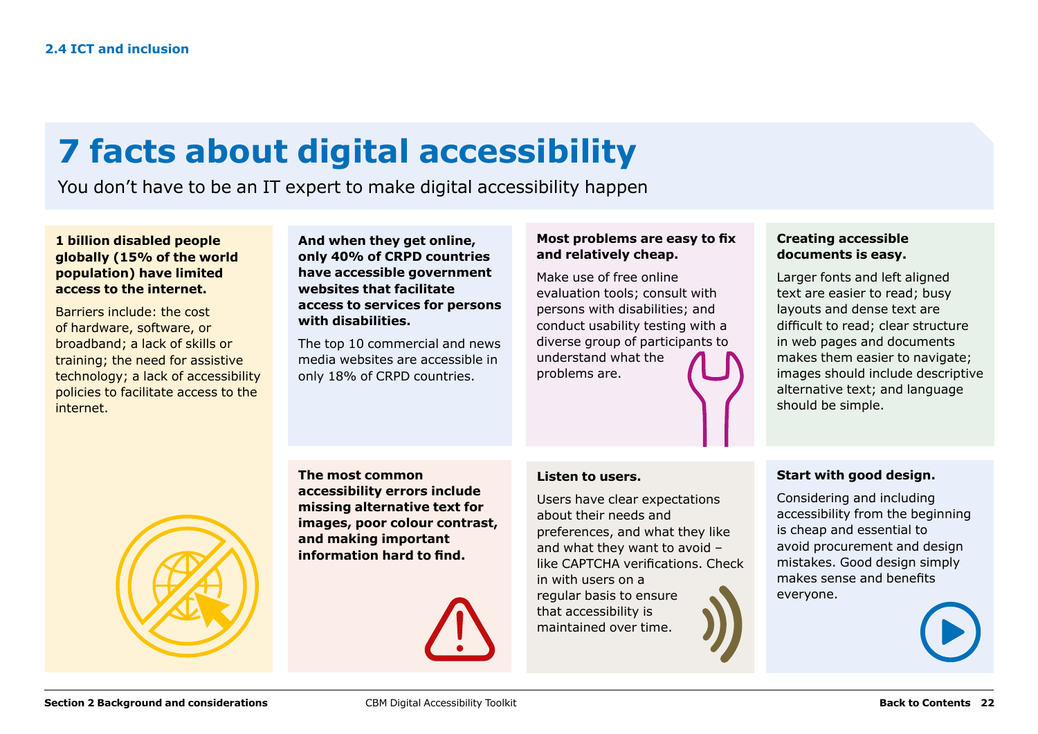2.4 ICT and inclusion

# 7 facts about digital accessibility

You don't have to be an IT expert to make digital accessibility happen

**1 billion disabled people globally (15% of the world population) have limited access to the internet.**

Barriers include: the cost of hardware, software, or broadband; a lack of skills or training; the need for assistive technology; a lack of accessibility policies to facilitate access to the internet.

**And when they get online, only 40% of CRPD countries have accessible government websites that facilitate access to services for persons with disabilities.**

The top 10 commercial and news media websites are accessible in only 18% of CRPD countries.

**Most problems are easy to fix and relatively cheap.**

Make use of free online evaluation tools; consult with persons with disabilities; and conduct usability testing with a diverse group of participants to understand what the problems are.

**Creating accessible documents is easy.**

Larger fonts and left aligned text are easier to read; busy layouts and dense text are difficult to read; clear structure in web pages and documents makes them easier to navigate; images should include descriptive alternative text; and language should be simple.

**The most common accessibility errors include missing alternative text for images, poor colour contrast, and making important information hard to find.**

**Listen to users.**

Users have clear expectations about their needs and preferences, and what they like and what they want to avoid – like CAPTCHA verifications. Check in with users on a regular basis to ensure that accessibility is maintained over time.

**Start with good design.**

Considering and including accessibility from the beginning is cheap and essential to avoid procurement and design mistakes. Good design simply makes sense and benefits everyone.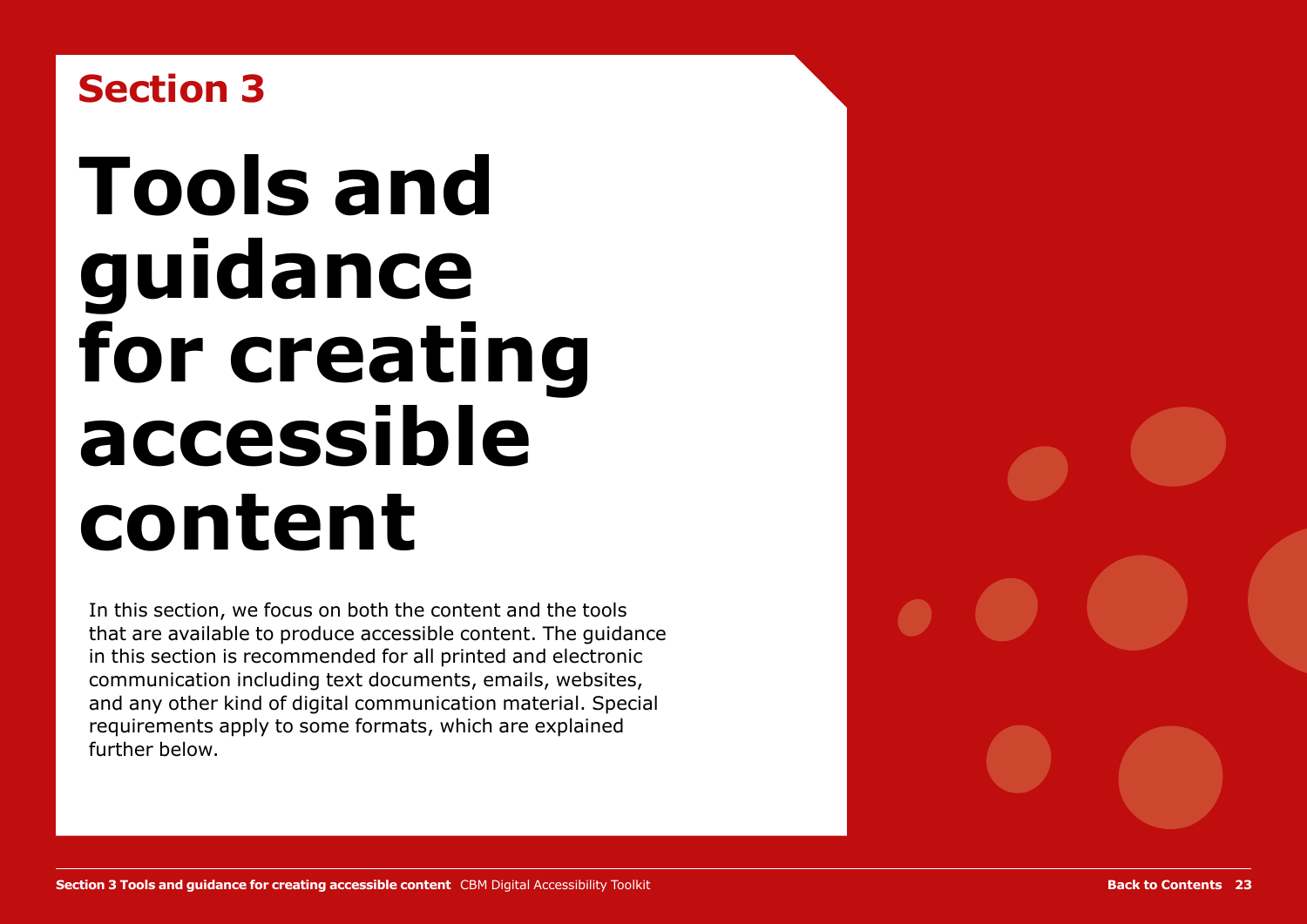## Section 3

# Tools and guidance for creating accessible content

In this section, we focus on both the content and the tools that are available to produce accessible content. The guidance in this section is recommended for all printed and electronic communication including text documents, emails, websites, and any other kind of digital communication material. Special requirements apply to some formats, which are explained further below.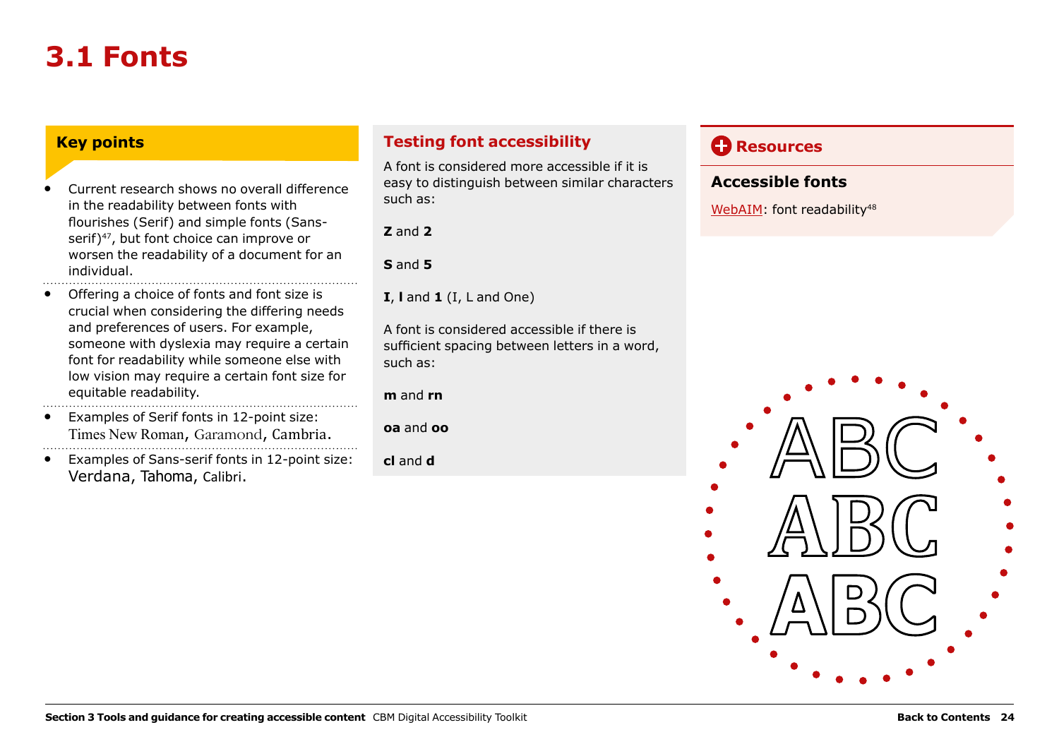# 3.1 Fonts

## Key points

- Current research shows no overall difference in the readability between fonts with flourishes (Serif) and simple fonts (Sans-serif)[47], but font choice can improve or worsen the readability of a document for an individual.
- Offering a choice of fonts and font size is crucial when considering the differing needs and preferences of users. For example, someone with dyslexia may require a certain font for readability while someone else with low vision may require a certain font size for equitable readability.
- Examples of Serif fonts in 12-point size: Times New Roman, Garamond, Cambria.
- Examples of Sans-serif fonts in 12-point size: Verdana, Tahoma, Calibri.

## Testing font accessibility

A font is considered more accessible if it is easy to distinguish between similar characters such as:

**Z** and **2**

**S** and **5**

**I**, **l** and **1** (I, L and One)

A font is considered accessible if there is sufficient spacing between letters in a word, such as:

**m** and **rn**

**oa** and **oo**

**cl** and **d**

## Resources

### Accessible fonts

WebAIM: font readability[48]

ABC
ABC
ABC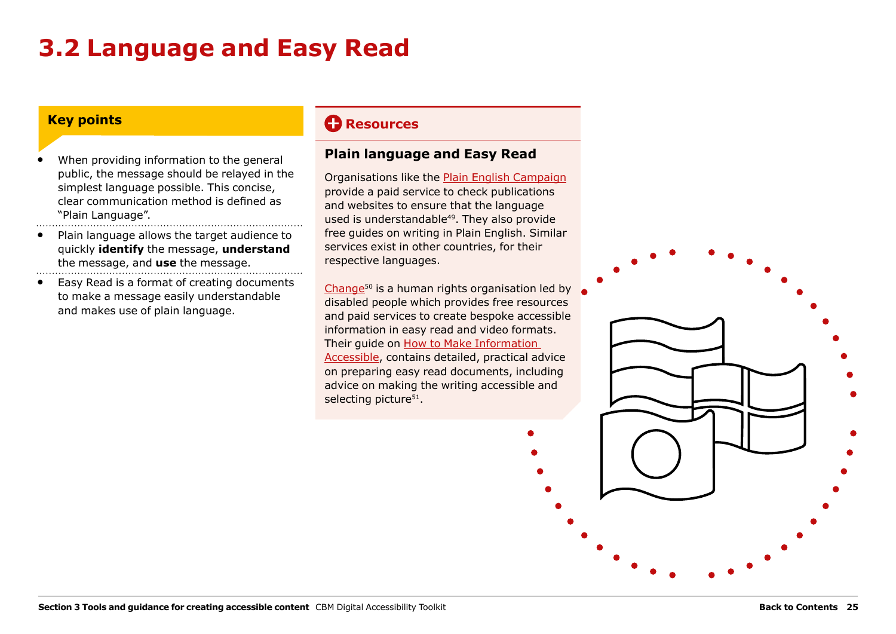# 3.2 Language and Easy Read

### Key points

- When providing information to the general public, the message should be relayed in the simplest language possible. This concise, clear communication method is defined as "Plain Language".
- Plain language allows the target audience to quickly **identify** the message, **understand** the message, and **use** the message.
- Easy Read is a format of creating documents to make a message easily understandable and makes use of plain language.

### Resources

#### Plain language and Easy Read

Organisations like the Plain English Campaign provide a paid service to check publications and websites to ensure that the language used is understandable[49]. They also provide free guides on writing in Plain English. Similar services exist in other countries, for their respective languages.

Change[50] is a human rights organisation led by disabled people which provides free resources and paid services to create bespoke accessible information in easy read and video formats. Their guide on How to Make Information Accessible, contains detailed, practical advice on preparing easy read documents, including advice on making the writing accessible and selecting picture[51].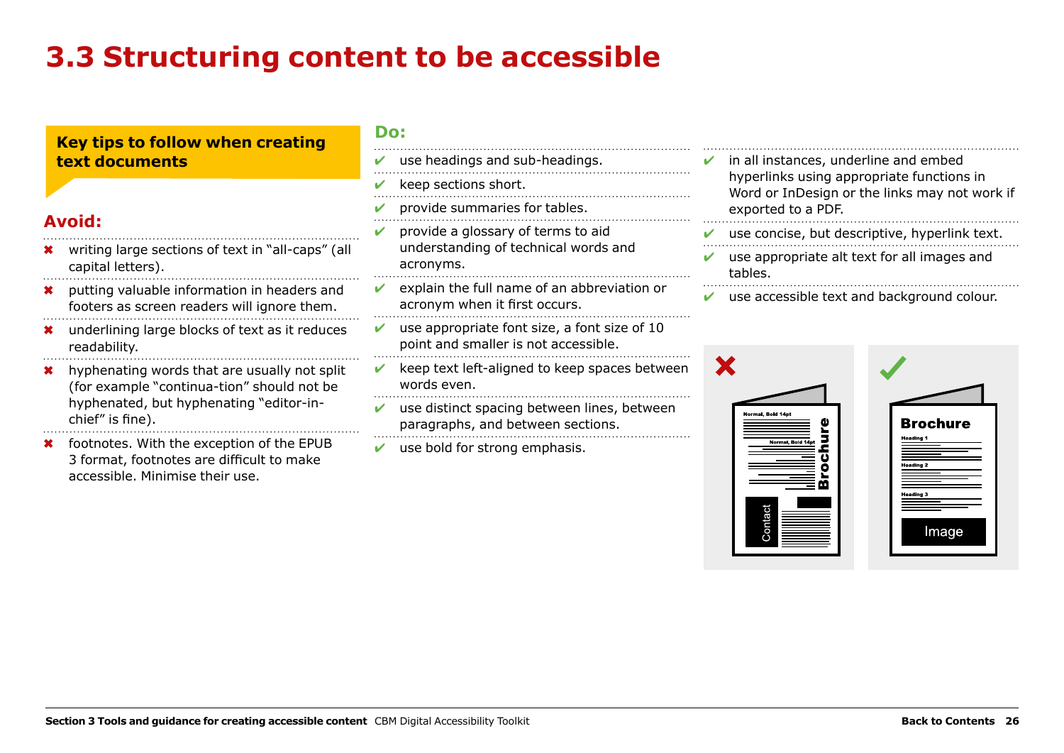# 3.3 Structuring content to be accessible

**Key tips to follow when creating text documents**

## Avoid:

- ✖ writing large sections of text in "all-caps" (all capital letters).
- ✖ putting valuable information in headers and footers as screen readers will ignore them.
- ✖ underlining large blocks of text as it reduces readability.
- ✖ hyphenating words that are usually not split (for example "continua-tion" should not be hyphenated, but hyphenating "editor-in-chief" is fine).
- ✖ footnotes. With the exception of the EPUB 3 format, footnotes are difficult to make accessible. Minimise their use.

## Do:

- ✔ use headings and sub-headings.
- ✔ keep sections short.
- ✔ provide summaries for tables.
- ✔ provide a glossary of terms to aid understanding of technical words and acronyms.
- ✔ explain the full name of an abbreviation or acronym when it first occurs.
- ✔ use appropriate font size, a font size of 10 point and smaller is not accessible.
- ✔ keep text left-aligned to keep spaces between words even.
- ✔ use distinct spacing between lines, between paragraphs, and between sections.
- ✔ use bold for strong emphasis.
- ✔ in all instances, underline and embed hyperlinks using appropriate functions in Word or InDesign or the links may not work if exported to a PDF.
- ✔ use concise, but descriptive, hyperlink text.
- ✔ use appropriate alt text for all images and tables.
- ✔ use accessible text and background colour.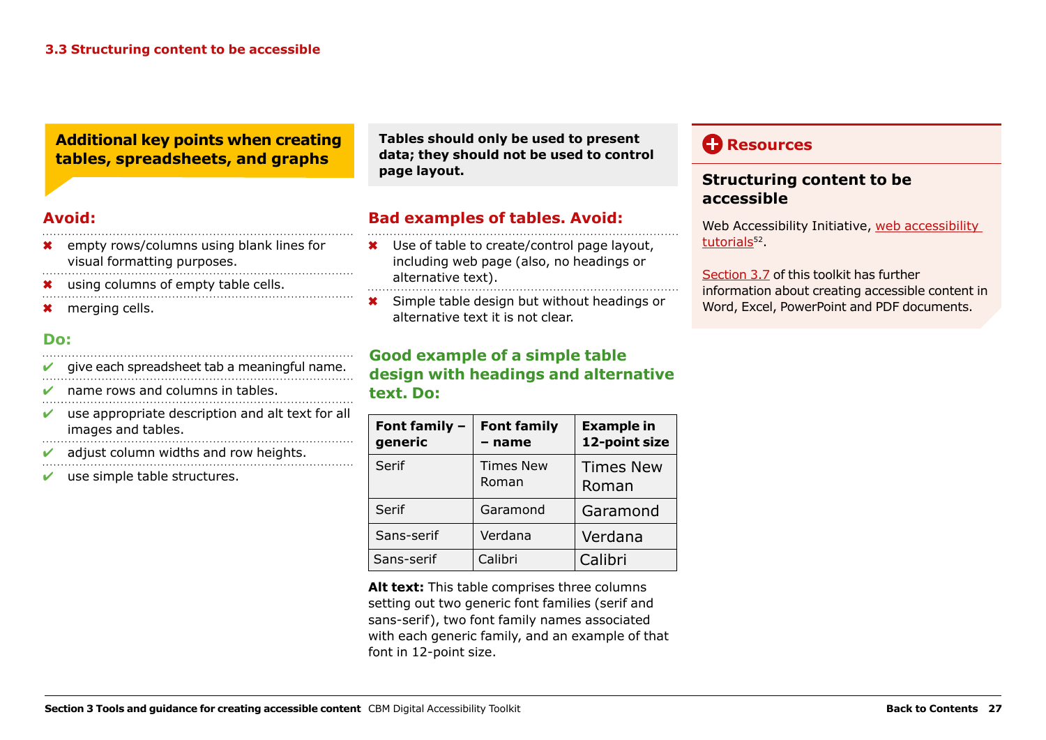## 3.3 Structuring content to be accessible

### Additional key points when creating tables, spreadsheets, and graphs

**Avoid:**

- ✖ empty rows/columns using blank lines for visual formatting purposes.
- ✖ using columns of empty table cells.
- ✖ merging cells.

**Do:**

- ✔ give each spreadsheet tab a meaningful name.
- ✔ name rows and columns in tables.
- ✔ use appropriate description and alt text for all images and tables.
- ✔ adjust column widths and row heights.
- ✔ use simple table structures.

**Tables should only be used to present data; they should not be used to control page layout.**

**Bad examples of tables. Avoid:**

- ✖ Use of table to create/control page layout, including web page (also, no headings or alternative text).
- ✖ Simple table design but without headings or alternative text it is not clear.

**Good example of a simple table design with headings and alternative text. Do:**

| Font family – generic | Font family – name | Example in 12-point size |
|---|---|---|
| Serif | Times New Roman | Times New Roman |
| Serif | Garamond | Garamond |
| Sans-serif | Verdana | Verdana |
| Sans-serif | Calibri | Calibri |

**Alt text:** This table comprises three columns setting out two generic font families (serif and sans-serif), two font family names associated with each generic family, and an example of that font in 12-point size.

### Resources

**Structuring content to be accessible**

Web Accessibility Initiative, web accessibility tutorials[52].

Section 3.7 of this toolkit has further information about creating accessible content in Word, Excel, PowerPoint and PDF documents.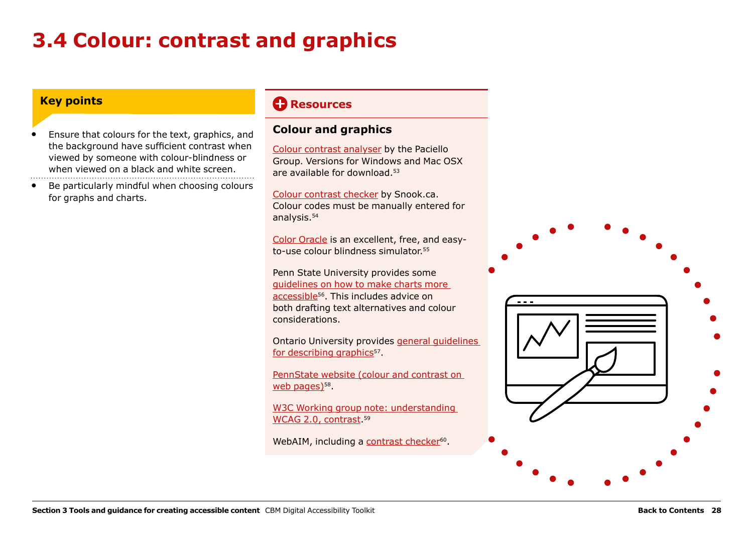# 3.4 Colour: contrast and graphics

## Key points

- Ensure that colours for the text, graphics, and the background have sufficient contrast when viewed by someone with colour-blindness or when viewed on a black and white screen.
- Be particularly mindful when choosing colours for graphs and charts.

## Resources

### Colour and graphics

Colour contrast analyser by the Paciello Group. Versions for Windows and Mac OSX are available for download.[53]

Colour contrast checker by Snook.ca. Colour codes must be manually entered for analysis.[54]

Color Oracle is an excellent, free, and easy-to-use colour blindness simulator.[55]

Penn State University provides some guidelines on how to make charts more accessible[56]. This includes advice on both drafting text alternatives and colour considerations.

Ontario University provides general guidelines for describing graphics[57].

PennState website (colour and contrast on web pages)[58].

W3C Working group note: understanding WCAG 2.0, contrast.[59]

WebAIM, including a contrast checker[60].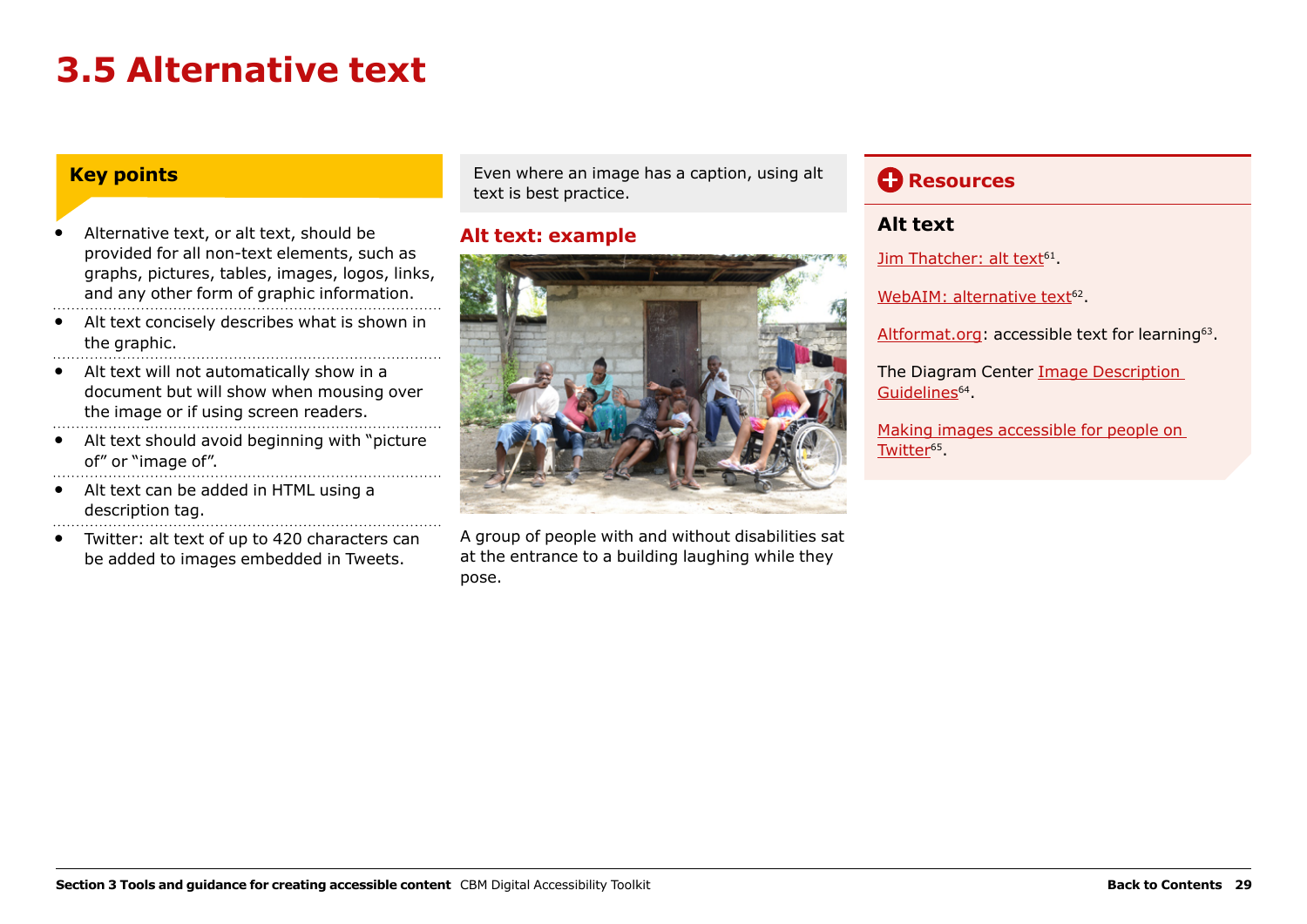# 3.5 Alternative text

## Key points

- Alternative text, or alt text, should be provided for all non-text elements, such as graphs, pictures, tables, images, logos, links, and any other form of graphic information.
- Alt text concisely describes what is shown in the graphic.
- Alt text will not automatically show in a document but will show when mousing over the image or if using screen readers.
- Alt text should avoid beginning with "picture of" or "image of".
- Alt text can be added in HTML using a description tag.
- Twitter: alt text of up to 420 characters can be added to images embedded in Tweets.

Even where an image has a caption, using alt text is best practice.

### Alt text: example

A group of people with and without disabilities sat at the entrance to a building laughing while they pose.

## Resources

### Alt text

Jim Thatcher: alt text[61].

WebAIM: alternative text[62].

Altformat.org: accessible text for learning[63].

The Diagram Center Image Description Guidelines[64].

Making images accessible for people on Twitter[65].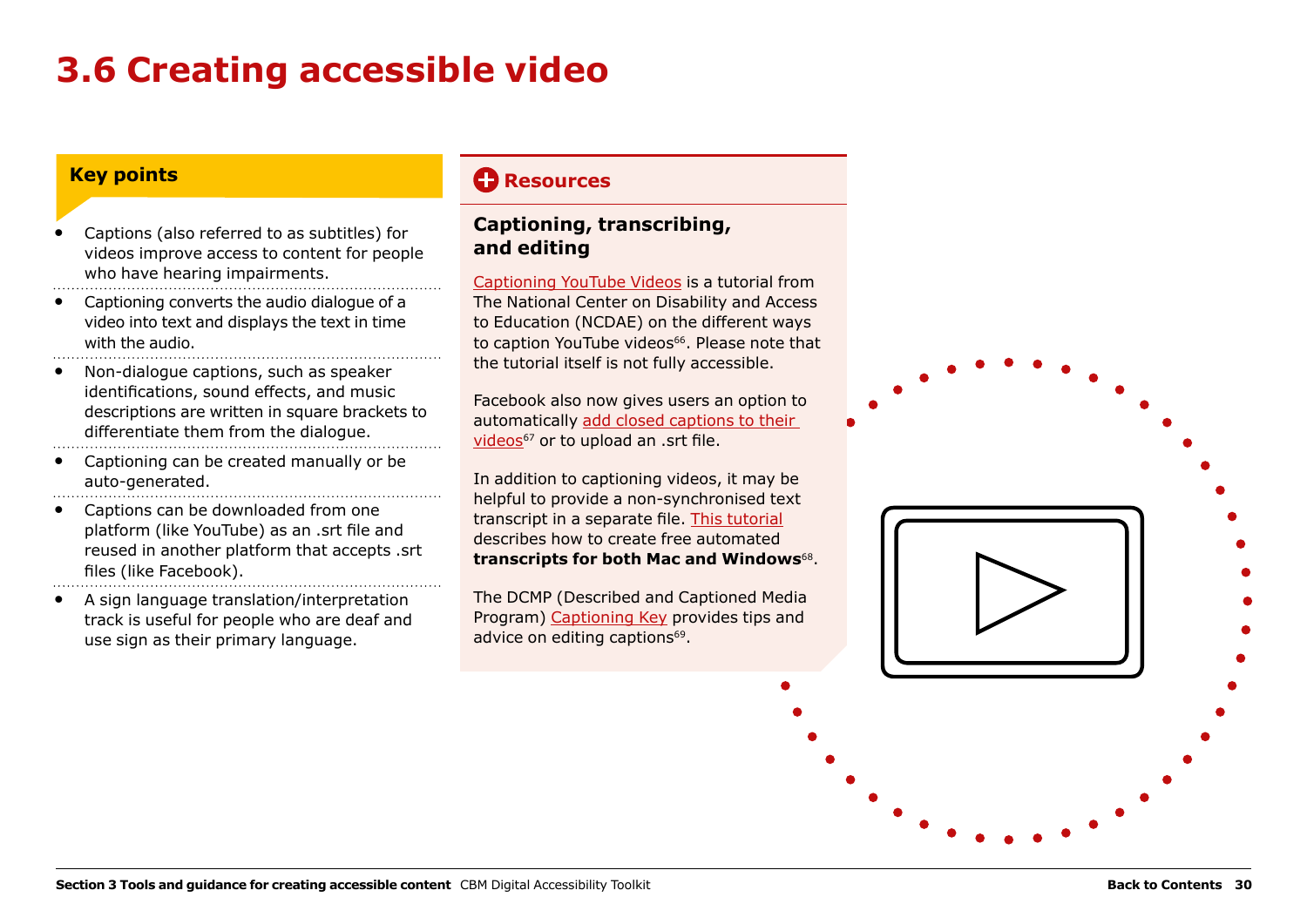# 3.6 Creating accessible video

## Key points

- Captions (also referred to as subtitles) for videos improve access to content for people who have hearing impairments.
- Captioning converts the audio dialogue of a video into text and displays the text in time with the audio.
- Non-dialogue captions, such as speaker identifications, sound effects, and music descriptions are written in square brackets to differentiate them from the dialogue.
- Captioning can be created manually or be auto-generated.
- Captions can be downloaded from one platform (like YouTube) as an .srt file and reused in another platform that accepts .srt files (like Facebook).
- A sign language translation/interpretation track is useful for people who are deaf and use sign as their primary language.

## Resources

### Captioning, transcribing, and editing

Captioning YouTube Videos is a tutorial from The National Center on Disability and Access to Education (NCDAE) on the different ways to caption YouTube videos[66]. Please note that the tutorial itself is not fully accessible.

Facebook also now gives users an option to automatically add closed captions to their videos[67] or to upload an .srt file.

In addition to captioning videos, it may be helpful to provide a non-synchronised text transcript in a separate file. This tutorial describes how to create free automated **transcripts for both Mac and Windows**[68].

The DCMP (Described and Captioned Media Program) Captioning Key provides tips and advice on editing captions[69].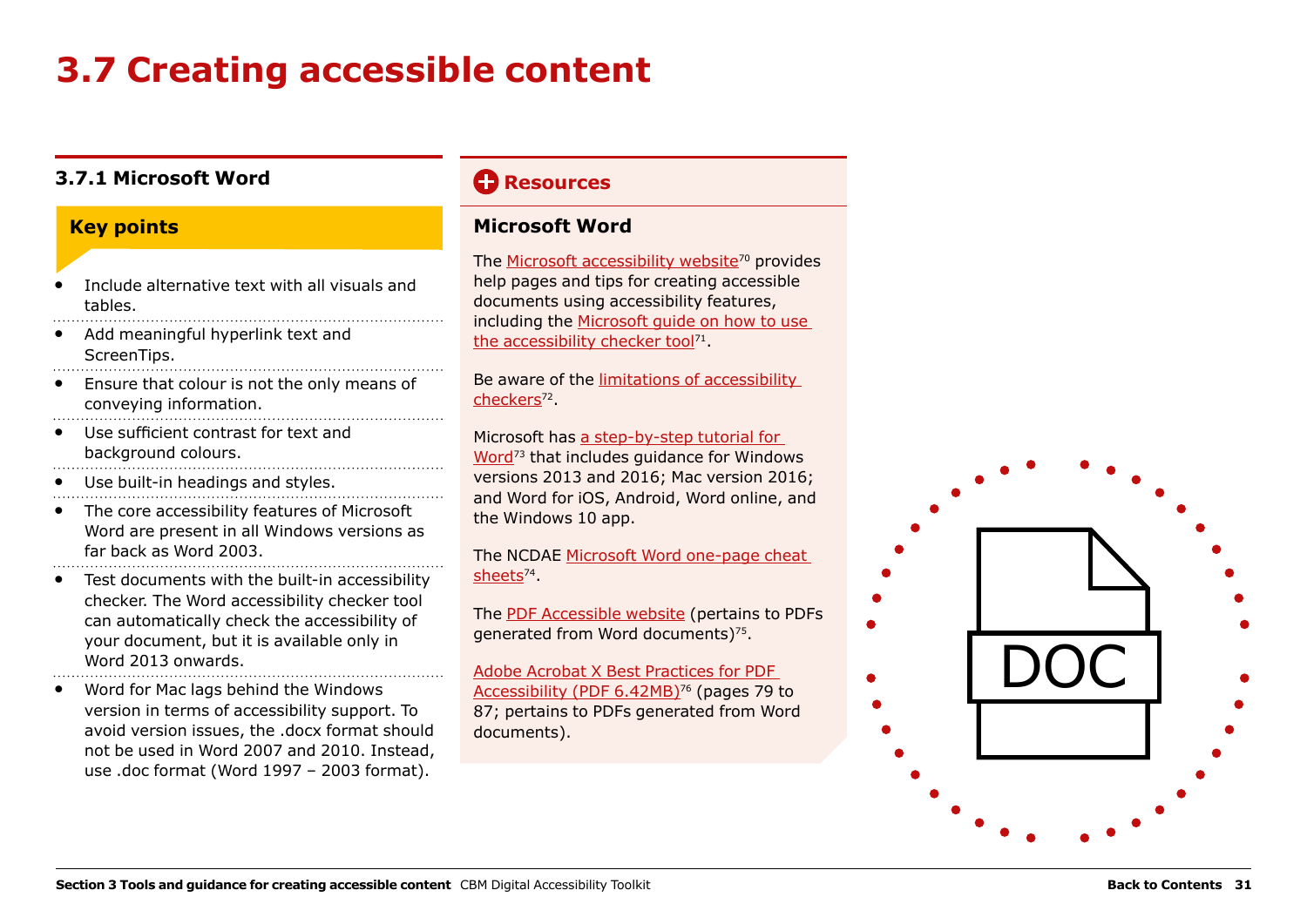# 3.7 Creating accessible content

### 3.7.1 Microsoft Word

**Key points**

- Include alternative text with all visuals and tables.
- Add meaningful hyperlink text and ScreenTips.
- Ensure that colour is not the only means of conveying information.
- Use sufficient contrast for text and background colours.
- Use built-in headings and styles.
- The core accessibility features of Microsoft Word are present in all Windows versions as far back as Word 2003.
- Test documents with the built-in accessibility checker. The Word accessibility checker tool can automatically check the accessibility of your document, but it is available only in Word 2013 onwards.
- Word for Mac lags behind the Windows version in terms of accessibility support. To avoid version issues, the .docx format should not be used in Word 2007 and 2010. Instead, use .doc format (Word 1997 – 2003 format).

## Resources

### Microsoft Word

The Microsoft accessibility website[70] provides help pages and tips for creating accessible documents using accessibility features, including the Microsoft guide on how to use the accessibility checker tool[71].

Be aware of the limitations of accessibility checkers[72].

Microsoft has a step-by-step tutorial for Word[73] that includes guidance for Windows versions 2013 and 2016; Mac version 2016; and Word for iOS, Android, Word online, and the Windows 10 app.

The NCDAE Microsoft Word one-page cheat sheets[74].

The PDF Accessible website (pertains to PDFs generated from Word documents)[75].

Adobe Acrobat X Best Practices for PDF Accessibility (PDF 6.42MB)[76] (pages 79 to 87; pertains to PDFs generated from Word documents).

DOC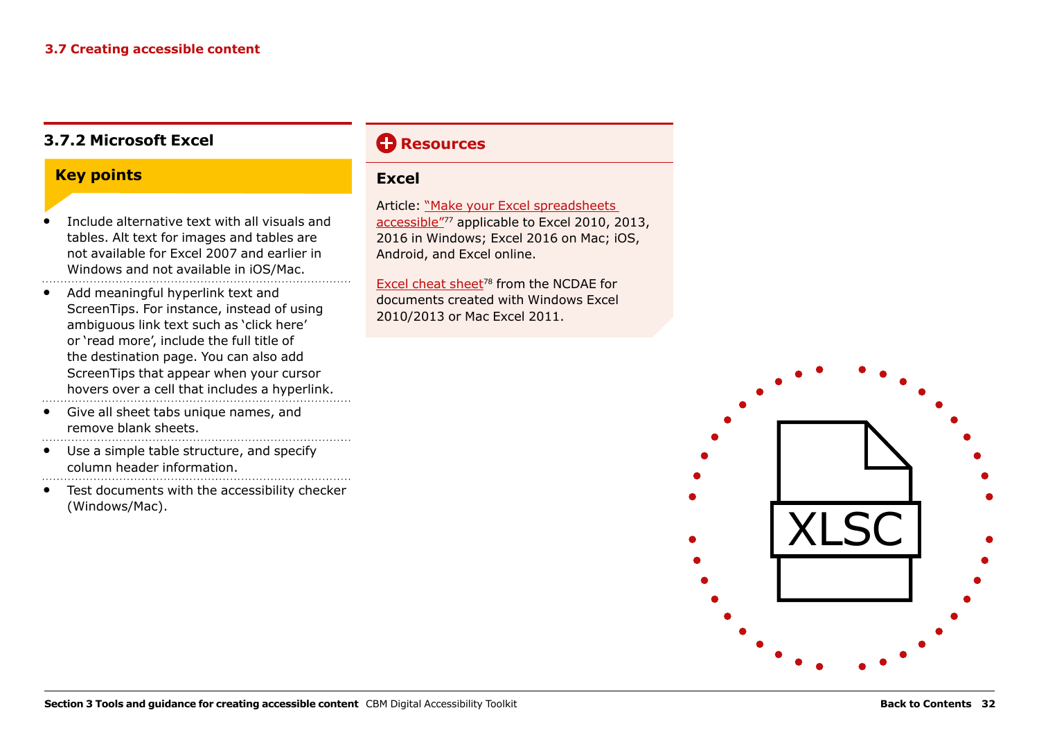### 3.7.2 Microsoft Excel

#### Key points

- Include alternative text with all visuals and tables. Alt text for images and tables are not available for Excel 2007 and earlier in Windows and not available in iOS/Mac.
- Add meaningful hyperlink text and ScreenTips. For instance, instead of using ambiguous link text such as 'click here' or 'read more', include the full title of the destination page. You can also add ScreenTips that appear when your cursor hovers over a cell that includes a hyperlink.
- Give all sheet tabs unique names, and remove blank sheets.
- Use a simple table structure, and specify column header information.
- Test documents with the accessibility checker (Windows/Mac).

#### Resources

**Excel**

Article: "Make your Excel spreadsheets accessible"[77] applicable to Excel 2010, 2013, 2016 in Windows; Excel 2016 on Mac; iOS, Android, and Excel online.

Excel cheat sheet[78] from the NCDAE for documents created with Windows Excel 2010/2013 or Mac Excel 2011.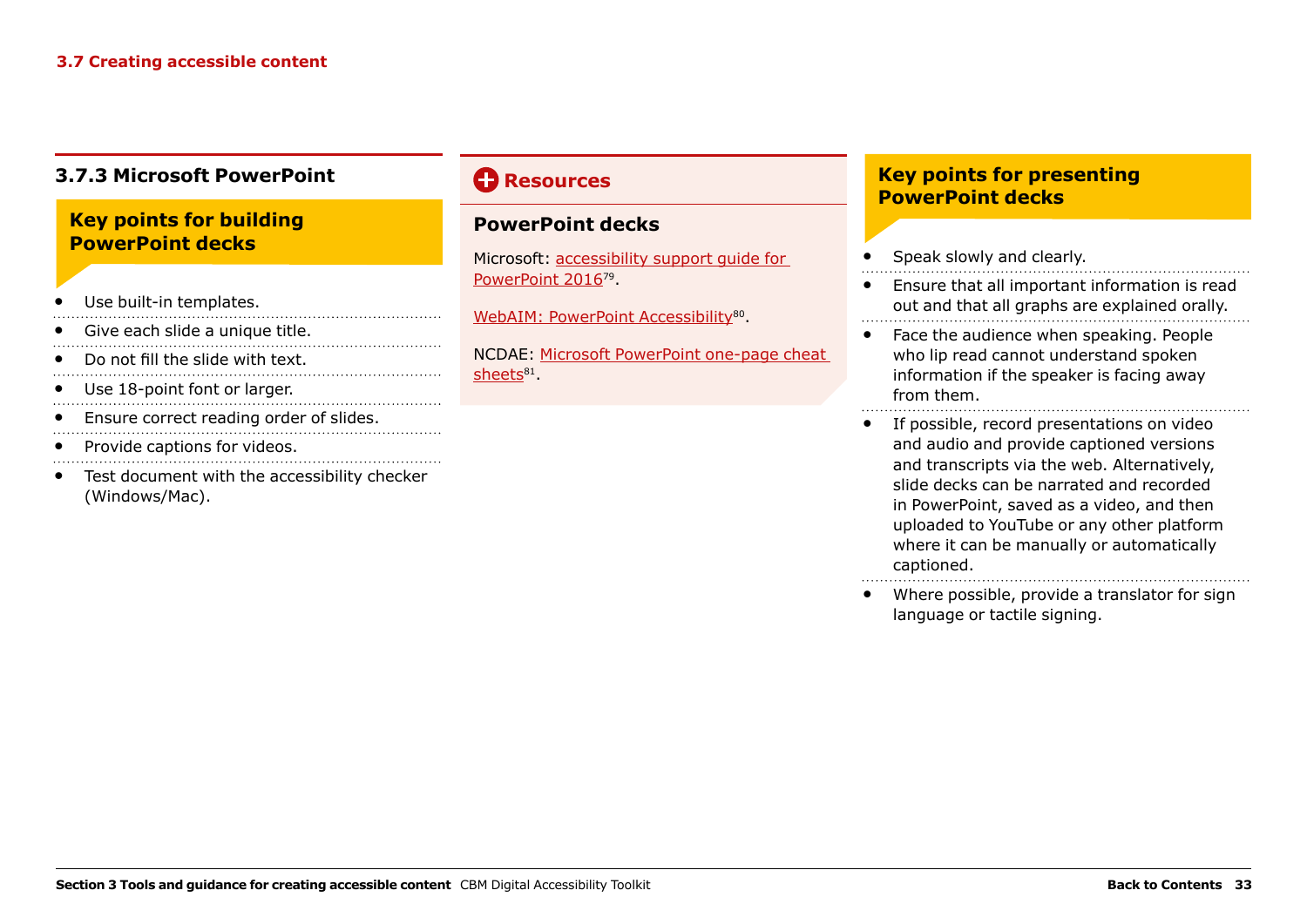## 3.7.3 Microsoft PowerPoint

### Key points for building PowerPoint decks

- Use built-in templates.
- Give each slide a unique title.
- Do not fill the slide with text.
- Use 18-point font or larger.
- Ensure correct reading order of slides.
- Provide captions for videos.
- Test document with the accessibility checker (Windows/Mac).

### Resources

#### PowerPoint decks

Microsoft: accessibility support guide for PowerPoint 2016[79].

WebAIM: PowerPoint Accessibility[80].

NCDAE: Microsoft PowerPoint one-page cheat sheets[81].

### Key points for presenting PowerPoint decks

- Speak slowly and clearly.
- Ensure that all important information is read out and that all graphs are explained orally.
- Face the audience when speaking. People who lip read cannot understand spoken information if the speaker is facing away from them.
- If possible, record presentations on video and audio and provide captioned versions and transcripts via the web. Alternatively, slide decks can be narrated and recorded in PowerPoint, saved as a video, and then uploaded to YouTube or any other platform where it can be manually or automatically captioned.
- Where possible, provide a translator for sign language or tactile signing.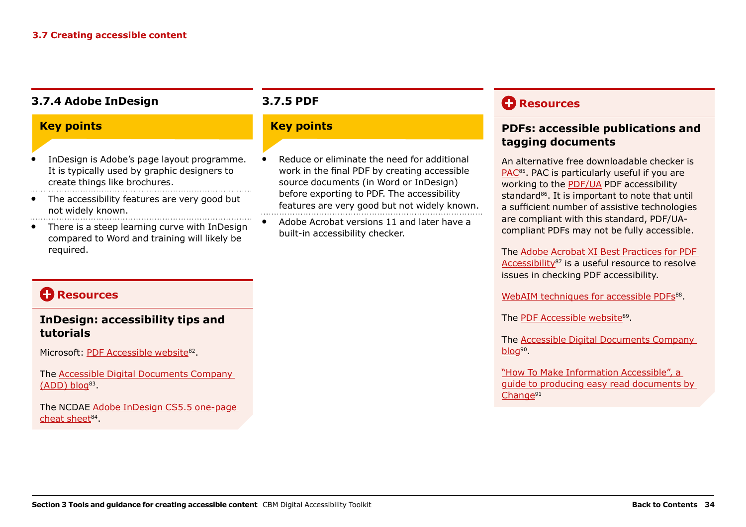## 3.7.4 Adobe InDesign

### Key points

- InDesign is Adobe's page layout programme. It is typically used by graphic designers to create things like brochures.
- The accessibility features are very good but not widely known.
- There is a steep learning curve with InDesign compared to Word and training will likely be required.

### Resources

#### InDesign: accessibility tips and tutorials

Microsoft: PDF Accessible website[82].

The Accessible Digital Documents Company (ADD) blog[83].

The NCDAE Adobe InDesign CS5.5 one-page cheat sheet[84].

## 3.7.5 PDF

### Key points

- Reduce or eliminate the need for additional work in the final PDF by creating accessible source documents (in Word or InDesign) before exporting to PDF. The accessibility features are very good but not widely known.
- Adobe Acrobat versions 11 and later have a built-in accessibility checker.

### Resources

#### PDFs: accessible publications and tagging documents

An alternative free downloadable checker is PAC[85]. PAC is particularly useful if you are working to the PDF/UA PDF accessibility standard[86]. It is important to note that until a sufficient number of assistive technologies are compliant with this standard, PDF/UA-compliant PDFs may not be fully accessible.

The Adobe Acrobat XI Best Practices for PDF Accessibility[87] is a useful resource to resolve issues in checking PDF accessibility.

WebAIM techniques for accessible PDFs[88].

The PDF Accessible website[89].

The Accessible Digital Documents Company blog[90].

"How To Make Information Accessible", a guide to producing easy read documents by Change[91]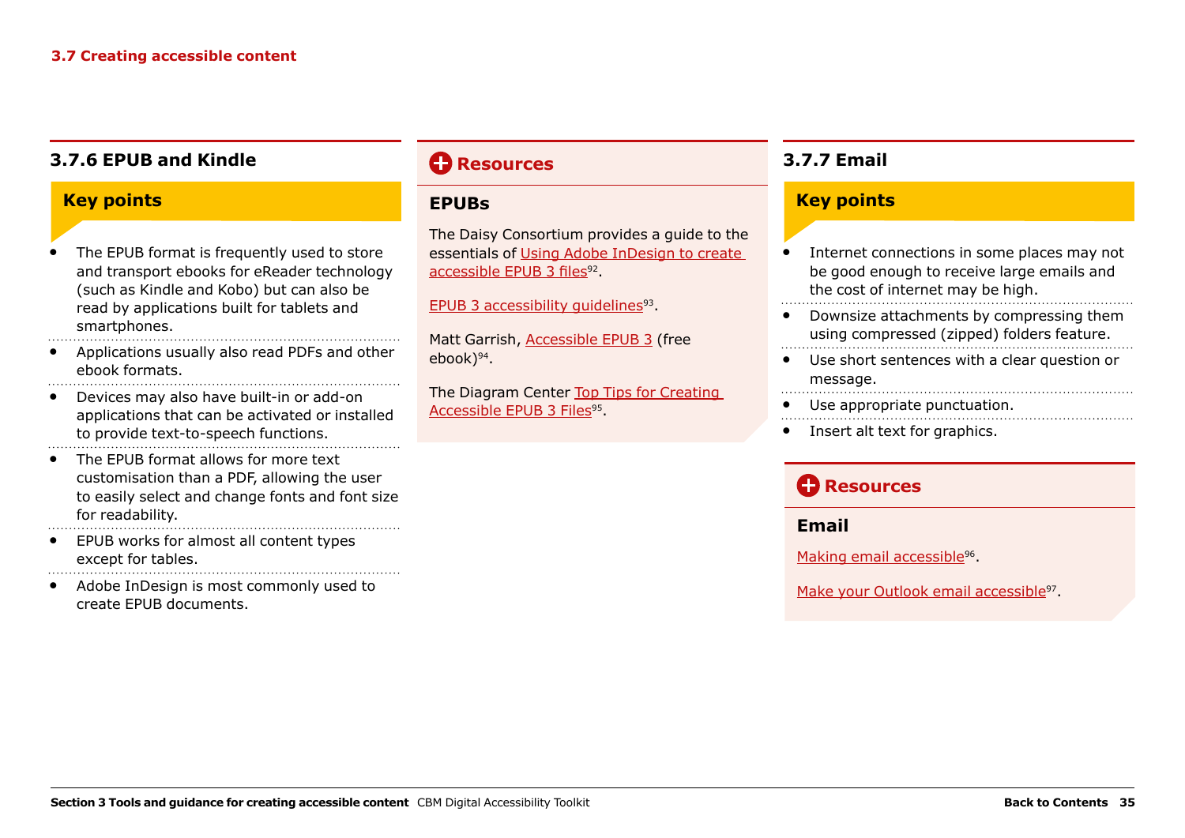### 3.7.6 EPUB and Kindle

**Key points**

- The EPUB format is frequently used to store and transport ebooks for eReader technology (such as Kindle and Kobo) but can also be read by applications built for tablets and smartphones.
- Applications usually also read PDFs and other ebook formats.
- Devices may also have built-in or add-on applications that can be activated or installed to provide text-to-speech functions.
- The EPUB format allows for more text customisation than a PDF, allowing the user to easily select and change fonts and font size for readability.
- EPUB works for almost all content types except for tables.
- Adobe InDesign is most commonly used to create EPUB documents.

**Resources**

**EPUBs**

The Daisy Consortium provides a guide to the essentials of Using Adobe InDesign to create accessible EPUB 3 files[92].

EPUB 3 accessibility guidelines[93].

Matt Garrish, Accessible EPUB 3 (free ebook)[94].

The Diagram Center Top Tips for Creating Accessible EPUB 3 Files[95].

### 3.7.7 Email

**Key points**

- Internet connections in some places may not be good enough to receive large emails and the cost of internet may be high.
- Downsize attachments by compressing them using compressed (zipped) folders feature.
- Use short sentences with a clear question or message.
- Use appropriate punctuation.
- Insert alt text for graphics.

**Resources**

**Email**

Making email accessible[96].

Make your Outlook email accessible[97].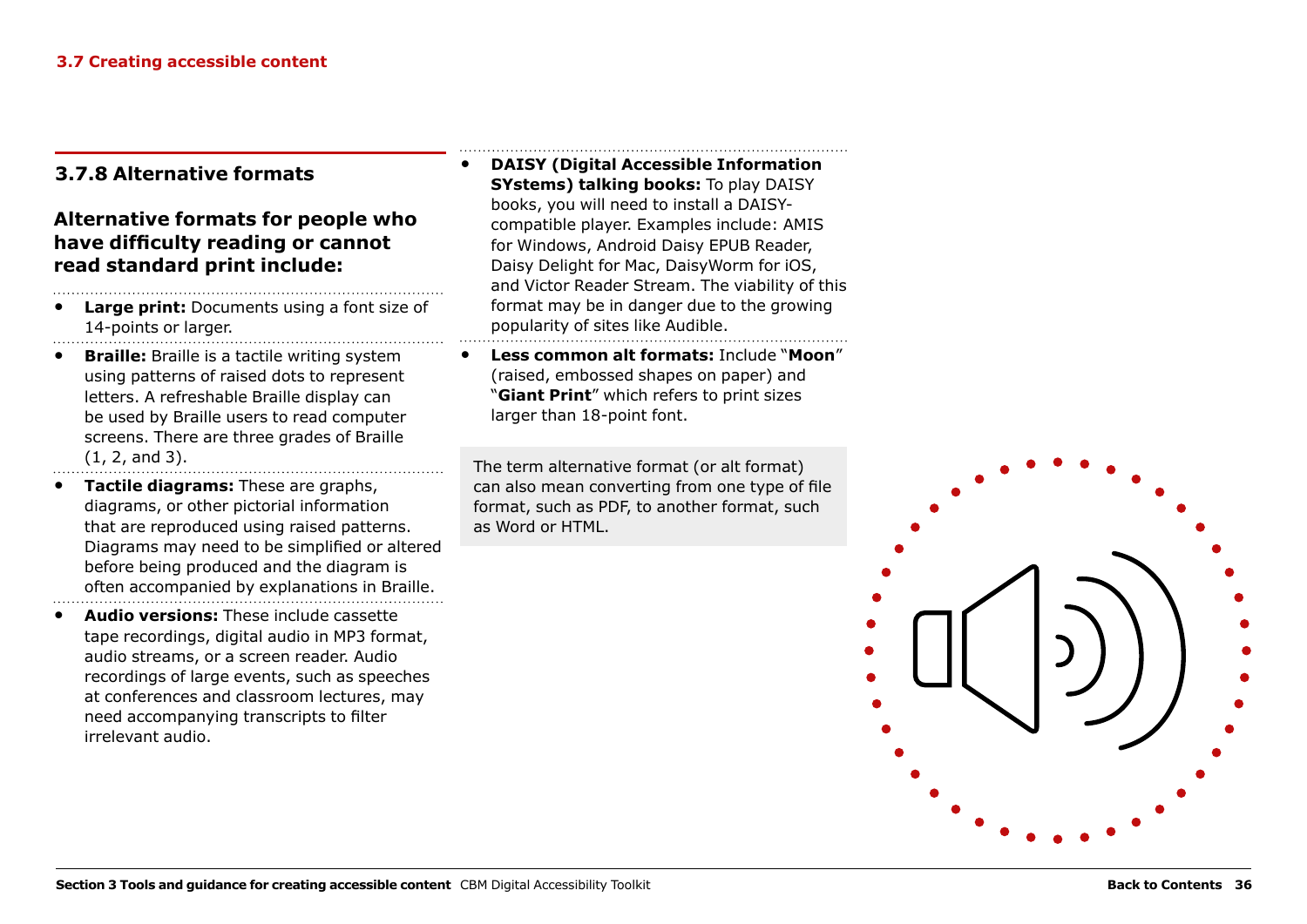### 3.7.8 Alternative formats

#### Alternative formats for people who have difficulty reading or cannot read standard print include:

- **Large print:** Documents using a font size of 14-points or larger.
- **Braille:** Braille is a tactile writing system using patterns of raised dots to represent letters. A refreshable Braille display can be used by Braille users to read computer screens. There are three grades of Braille (1, 2, and 3).
- **Tactile diagrams:** These are graphs, diagrams, or other pictorial information that are reproduced using raised patterns. Diagrams may need to be simplified or altered before being produced and the diagram is often accompanied by explanations in Braille.
- **Audio versions:** These include cassette tape recordings, digital audio in MP3 format, audio streams, or a screen reader. Audio recordings of large events, such as speeches at conferences and classroom lectures, may need accompanying transcripts to filter irrelevant audio.
- **DAISY (Digital Accessible Information SYstems) talking books:** To play DAISY books, you will need to install a DAISY-compatible player. Examples include: AMIS for Windows, Android Daisy EPUB Reader, Daisy Delight for Mac, DaisyWorm for iOS, and Victor Reader Stream. The viability of this format may be in danger due to the growing popularity of sites like Audible.
- **Less common alt formats:** Include "**Moon**" (raised, embossed shapes on paper) and "**Giant Print**" which refers to print sizes larger than 18-point font.

The term alternative format (or alt format) can also mean converting from one type of file format, such as PDF, to another format, such as Word or HTML.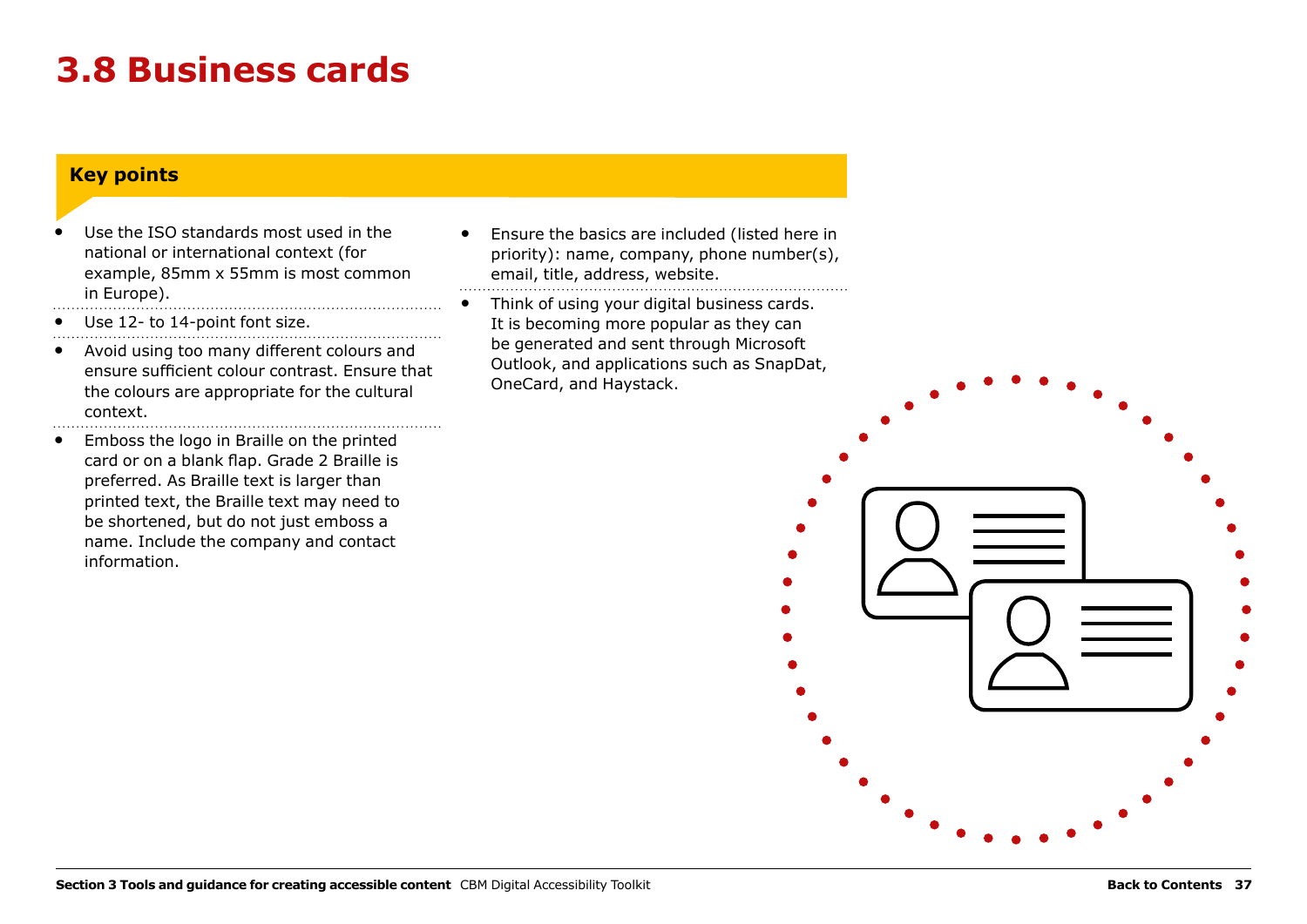# 3.8 Business cards

### Key points

- Use the ISO standards most used in the national or international context (for example, 85mm x 55mm is most common in Europe).
- Use 12- to 14-point font size.
- Avoid using too many different colours and ensure sufficient colour contrast. Ensure that the colours are appropriate for the cultural context.
- Emboss the logo in Braille on the printed card or on a blank flap. Grade 2 Braille is preferred. As Braille text is larger than printed text, the Braille text may need to be shortened, but do not just emboss a name. Include the company and contact information.
- Ensure the basics are included (listed here in priority): name, company, phone number(s), email, title, address, website.
- Think of using your digital business cards. It is becoming more popular as they can be generated and sent through Microsoft Outlook, and applications such as SnapDat, OneCard, and Haystack.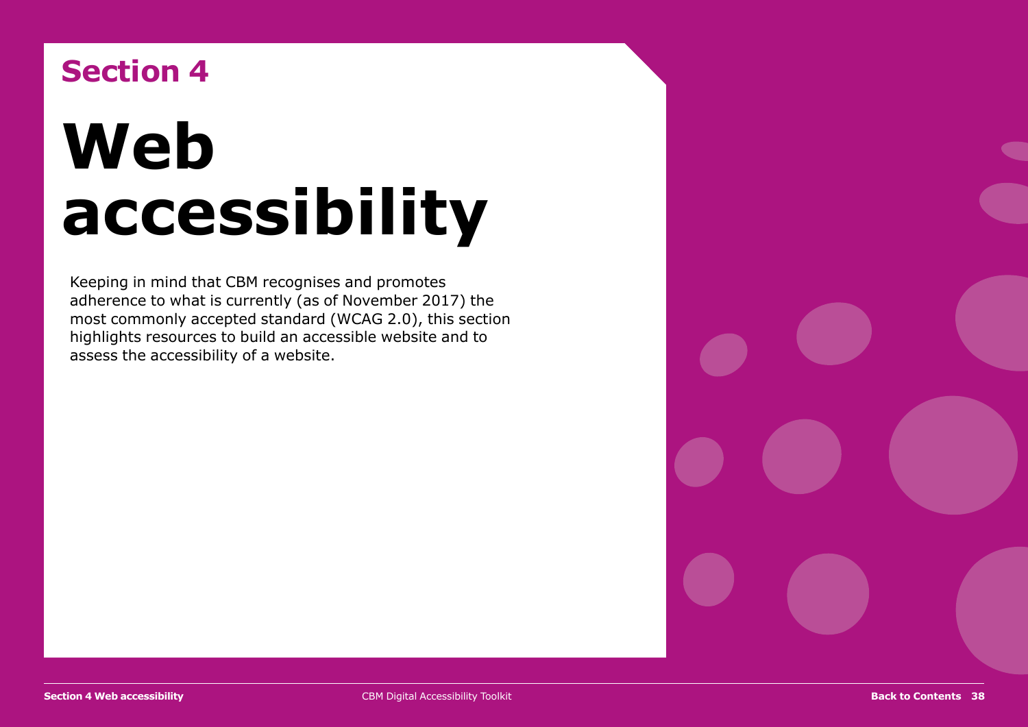## Section 4

# Web accessibility

Keeping in mind that CBM recognises and promotes adherence to what is currently (as of November 2017) the most commonly accepted standard (WCAG 2.0), this section highlights resources to build an accessible website and to assess the accessibility of a website.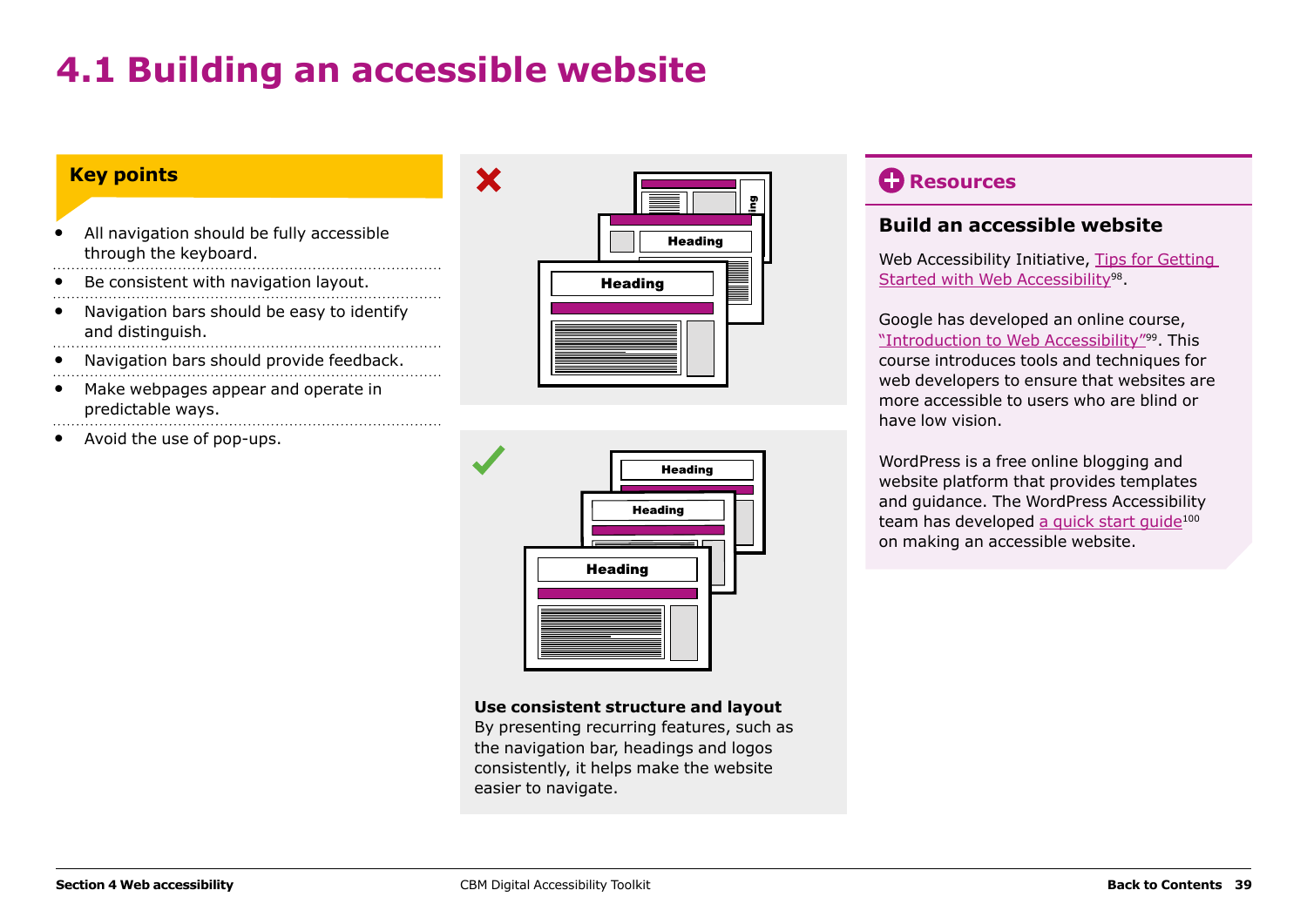# 4.1 Building an accessible website

**Key points**

- All navigation should be fully accessible through the keyboard.
- Be consistent with navigation layout.
- Navigation bars should be easy to identify and distinguish.
- Navigation bars should provide feedback.
- Make webpages appear and operate in predictable ways.
- Avoid the use of pop-ups.

**Use consistent structure and layout**

By presenting recurring features, such as the navigation bar, headings and logos consistently, it helps make the website easier to navigate.

## Resources

### Build an accessible website

Web Accessibility Initiative, Tips for Getting Started with Web Accessibility[98].

Google has developed an online course, "Introduction to Web Accessibility"[99]. This course introduces tools and techniques for web developers to ensure that websites are more accessible to users who are blind or have low vision.

WordPress is a free online blogging and website platform that provides templates and guidance. The WordPress Accessibility team has developed a quick start guide[100] on making an accessible website.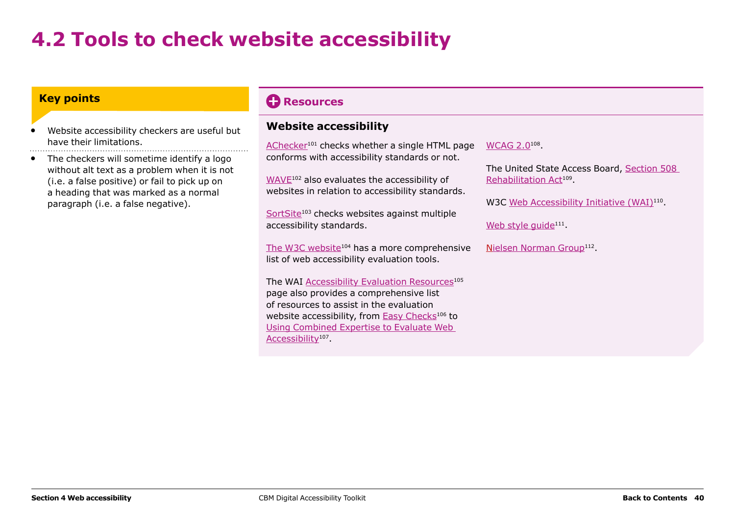# 4.2 Tools to check website accessibility

**Key points**

- Website accessibility checkers are useful but have their limitations.
- The checkers will sometime identify a logo without alt text as a problem when it is not (i.e. a false positive) or fail to pick up on a heading that was marked as a normal paragraph (i.e. a false negative).

## Resources

### Website accessibility

AChecker[101] checks whether a single HTML page conforms with accessibility standards or not.

WAVE[102] also evaluates the accessibility of websites in relation to accessibility standards.

SortSite[103] checks websites against multiple accessibility standards.

The W3C website[104] has a more comprehensive list of web accessibility evaluation tools.

The WAI Accessibility Evaluation Resources[105] page also provides a comprehensive list of resources to assist in the evaluation website accessibility, from Easy Checks[106] to Using Combined Expertise to Evaluate Web Accessibility[107].

WCAG 2.0[108].

The United State Access Board, Section 508 Rehabilitation Act[109].

W3C Web Accessibility Initiative (WAI)[110].

Web style guide[111].

Nielsen Norman Group[112].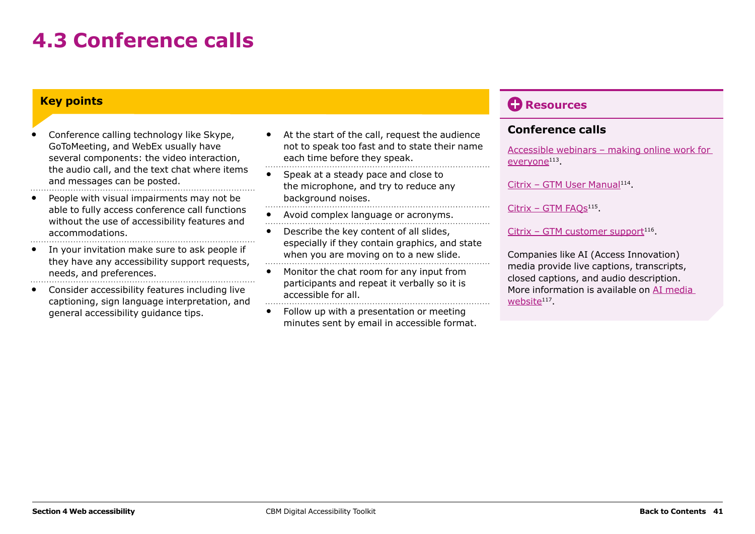# 4.3 Conference calls

## Key points

- Conference calling technology like Skype, GoToMeeting, and WebEx usually have several components: the video interaction, the audio call, and the text chat where items and messages can be posted.
- People with visual impairments may not be able to fully access conference call functions without the use of accessibility features and accommodations.
- In your invitation make sure to ask people if they have any accessibility support requests, needs, and preferences.
- Consider accessibility features including live captioning, sign language interpretation, and general accessibility guidance tips.
- At the start of the call, request the audience not to speak too fast and to state their name each time before they speak.
- Speak at a steady pace and close to the microphone, and try to reduce any background noises.
- Avoid complex language or acronyms.
- Describe the key content of all slides, especially if they contain graphics, and state when you are moving on to a new slide.
- Monitor the chat room for any input from participants and repeat it verbally so it is accessible for all.
- Follow up with a presentation or meeting minutes sent by email in accessible format.

## Resources

### Conference calls

Accessible webinars – making online work for everyone[113].

Citrix – GTM User Manual[114].

Citrix – GTM FAQs[115].

Citrix – GTM customer support[116].

Companies like AI (Access Innovation) media provide live captions, transcripts, closed captions, and audio description. More information is available on AI media website[117].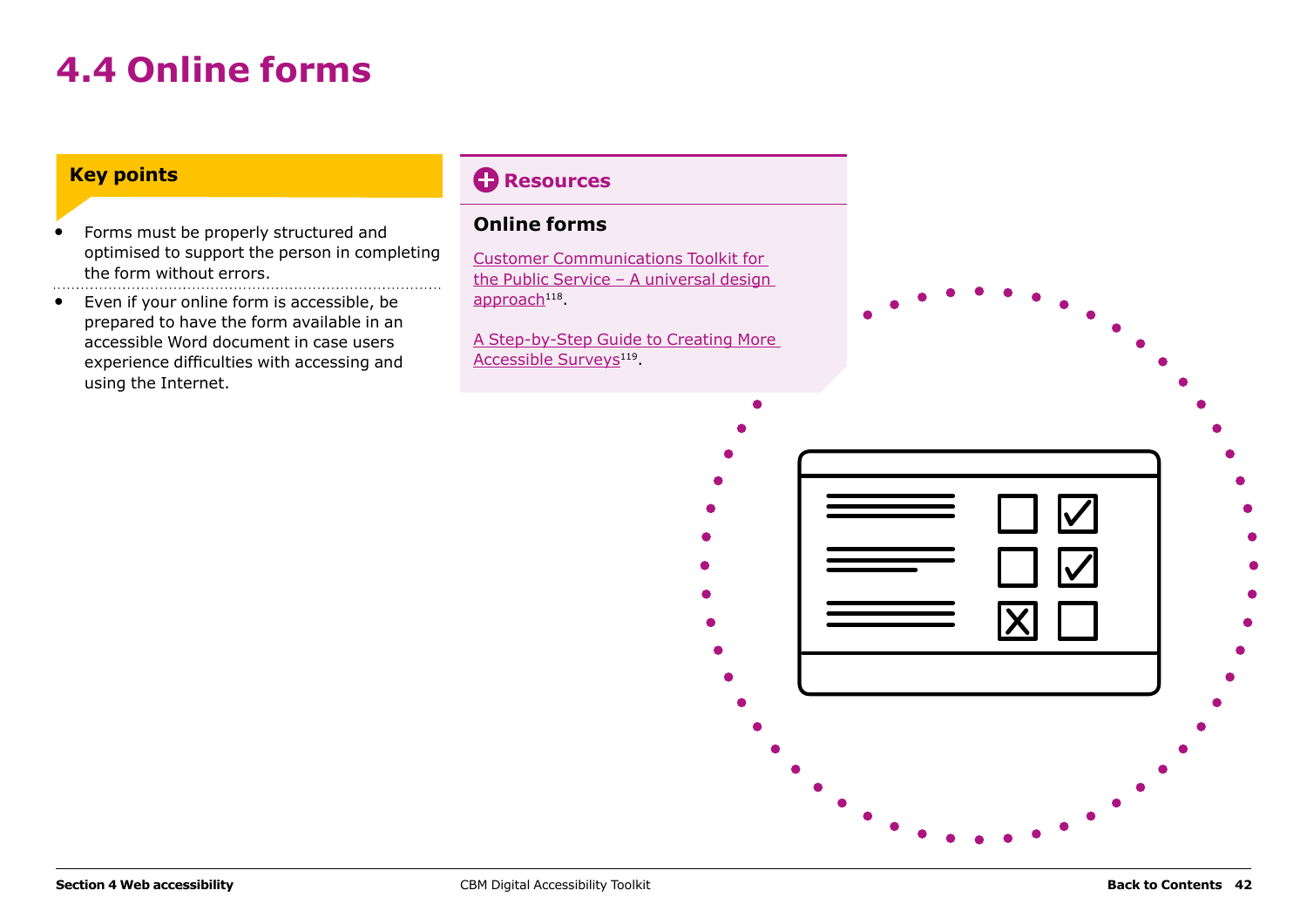# 4.4 Online forms

## Key points

- Forms must be properly structured and optimised to support the person in completing the form without errors.
- Even if your online form is accessible, be prepared to have the form available in an accessible Word document in case users experience difficulties with accessing and using the Internet.

## Resources

### Online forms

Customer Communications Toolkit for the Public Service – A universal design approach[118].

A Step-by-Step Guide to Creating More Accessible Surveys[119].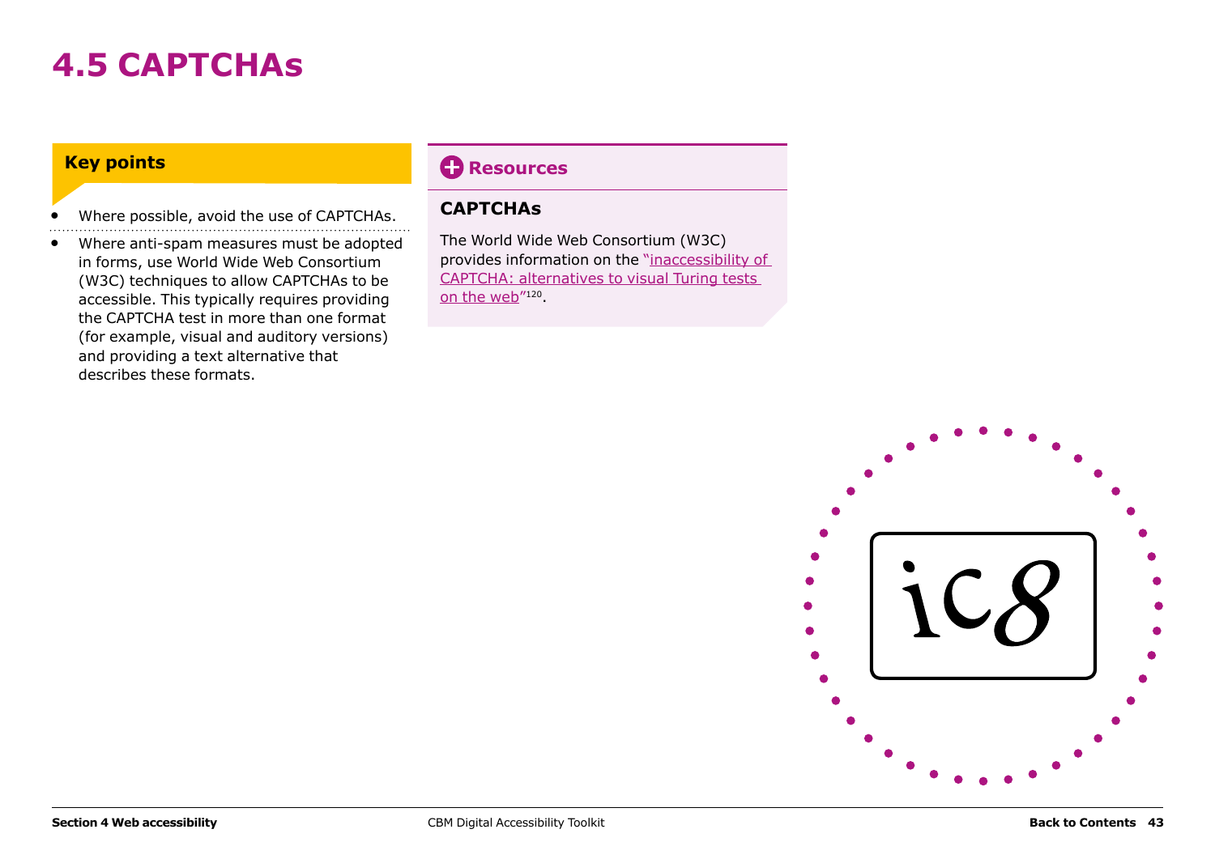# 4.5 CAPTCHAs

**Key points**

- Where possible, avoid the use of CAPTCHAs.
- Where anti-spam measures must be adopted in forms, use World Wide Web Consortium (W3C) techniques to allow CAPTCHAs to be accessible. This typically requires providing the CAPTCHA test in more than one format (for example, visual and auditory versions) and providing a text alternative that describes these formats.

**Resources**

### CAPTCHAs

The World Wide Web Consortium (W3C) provides information on the "inaccessibility of CAPTCHA: alternatives to visual Turing tests on the web"[120].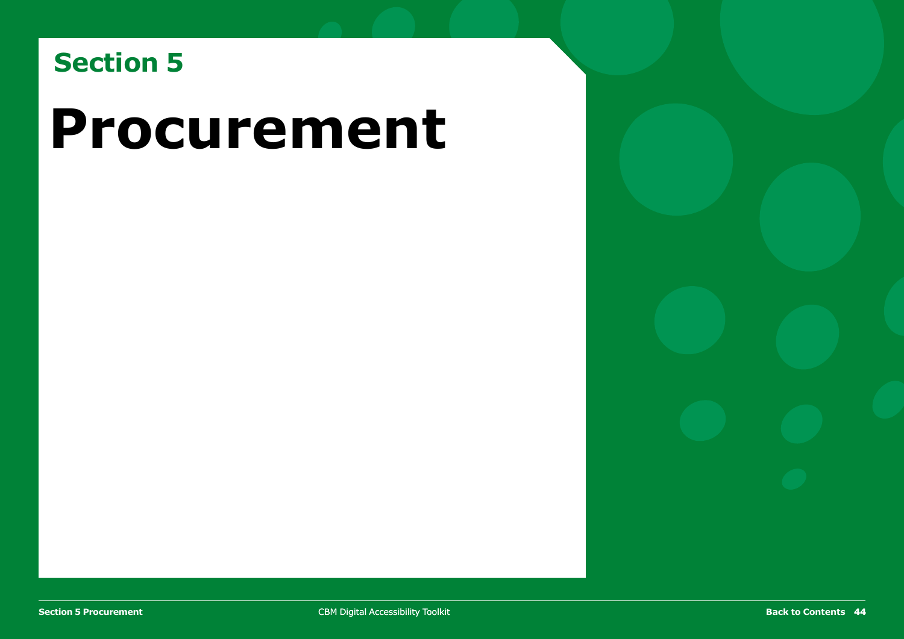## Section 5

# Procurement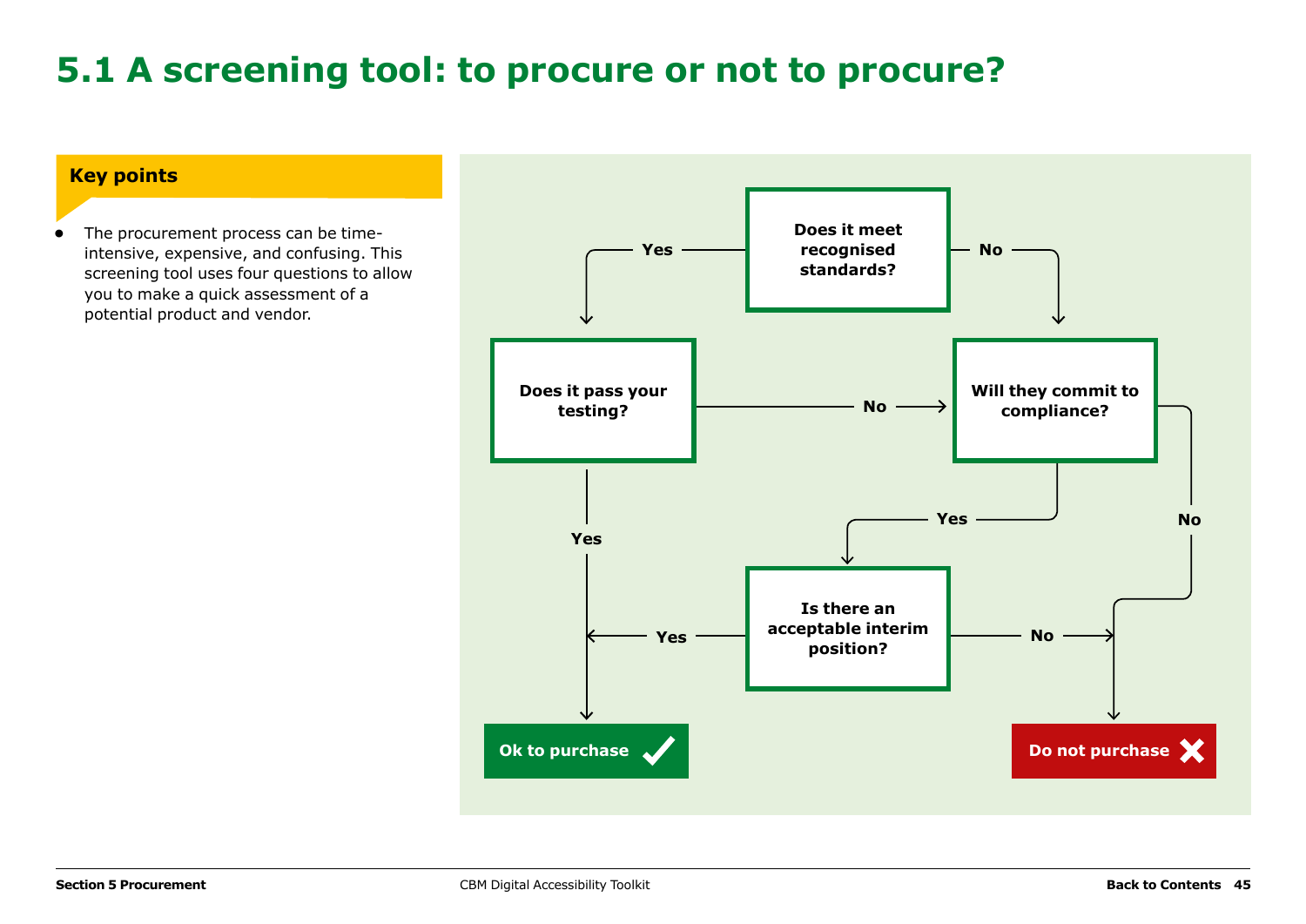# 5.1 A screening tool: to procure or not to procure?

**Key points**

- The procurement process can be time-intensive, expensive, and confusing. This screening tool uses four questions to allow you to make a quick assessment of a potential product and vendor.

**Does it meet recognised standards?**
- Yes → **Does it pass your testing?**
- No → **Will they commit to compliance?**

**Does it pass your testing?**
- Yes → **Ok to purchase** ✓
- No → **Will they commit to compliance?**

**Will they commit to compliance?**
- Yes → **Is there an acceptable interim position?**
- No → **Do not purchase** ✗

**Is there an acceptable interim position?**
- Yes → **Ok to purchase** ✓
- No → **Do not purchase** ✗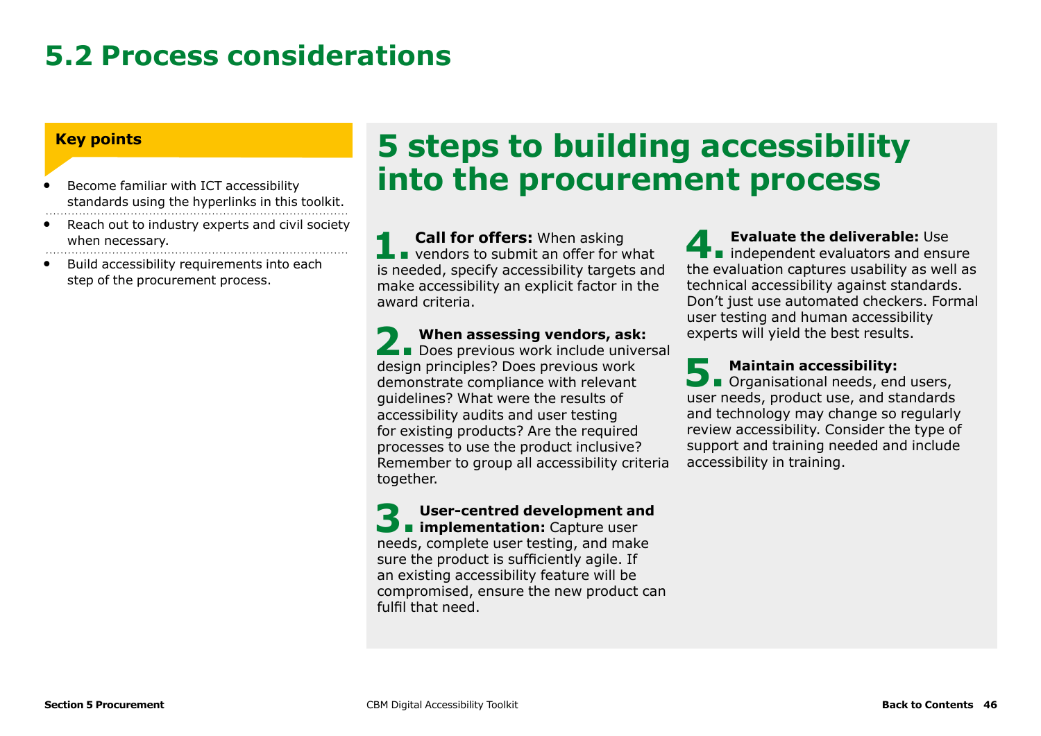# 5.2 Process considerations

**Key points**

- Become familiar with ICT accessibility standards using the hyperlinks in this toolkit.
- Reach out to industry experts and civil society when necessary.
- Build accessibility requirements into each step of the procurement process.

## 5 steps to building accessibility into the procurement process

**1. Call for offers:** When asking vendors to submit an offer for what is needed, specify accessibility targets and make accessibility an explicit factor in the award criteria.

**2. When assessing vendors, ask:** Does previous work include universal design principles? Does previous work demonstrate compliance with relevant guidelines? What were the results of accessibility audits and user testing for existing products? Are the required processes to use the product inclusive? Remember to group all accessibility criteria together.

**3. User-centred development and implementation:** Capture user needs, complete user testing, and make sure the product is sufficiently agile. If an existing accessibility feature will be compromised, ensure the new product can fulfil that need.

**4. Evaluate the deliverable:** Use independent evaluators and ensure the evaluation captures usability as well as technical accessibility against standards. Don't just use automated checkers. Formal user testing and human accessibility experts will yield the best results.

**5. Maintain accessibility:** Organisational needs, end users, user needs, product use, and standards and technology may change so regularly review accessibility. Consider the type of support and training needed and include accessibility in training.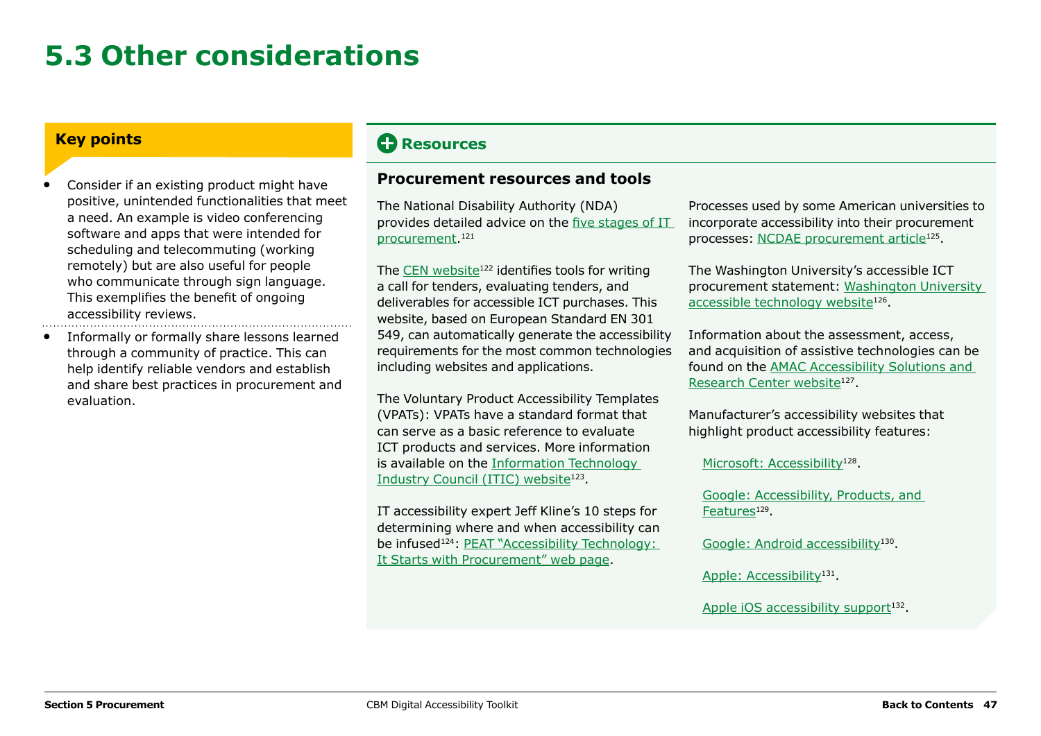# 5.3 Other considerations

**Key points**

- Consider if an existing product might have positive, unintended functionalities that meet a need. An example is video conferencing software and apps that were intended for scheduling and telecommuting (working remotely) but are also useful for people who communicate through sign language. This exemplifies the benefit of ongoing accessibility reviews.
- Informally or formally share lessons learned through a community of practice. This can help identify reliable vendors and establish and share best practices in procurement and evaluation.

## Resources

### Procurement resources and tools

The National Disability Authority (NDA) provides detailed advice on the five stages of IT procurement.[121]

The CEN website[122] identifies tools for writing a call for tenders, evaluating tenders, and deliverables for accessible ICT purchases. This website, based on European Standard EN 301 549, can automatically generate the accessibility requirements for the most common technologies including websites and applications.

The Voluntary Product Accessibility Templates (VPATs): VPATs have a standard format that can serve as a basic reference to evaluate ICT products and services. More information is available on the Information Technology Industry Council (ITIC) website[123].

IT accessibility expert Jeff Kline's 10 steps for determining where and when accessibility can be infused[124]: PEAT "Accessibility Technology: It Starts with Procurement" web page.

Processes used by some American universities to incorporate accessibility into their procurement processes: NCDAE procurement article[125].

The Washington University's accessible ICT procurement statement: Washington University accessible technology website[126].

Information about the assessment, access, and acquisition of assistive technologies can be found on the AMAC Accessibility Solutions and Research Center website[127].

Manufacturer's accessibility websites that highlight product accessibility features:

Microsoft: Accessibility[128].

Google: Accessibility, Products, and Features[129].

Google: Android accessibility[130].

Apple: Accessibility[131].

Apple iOS accessibility support[132].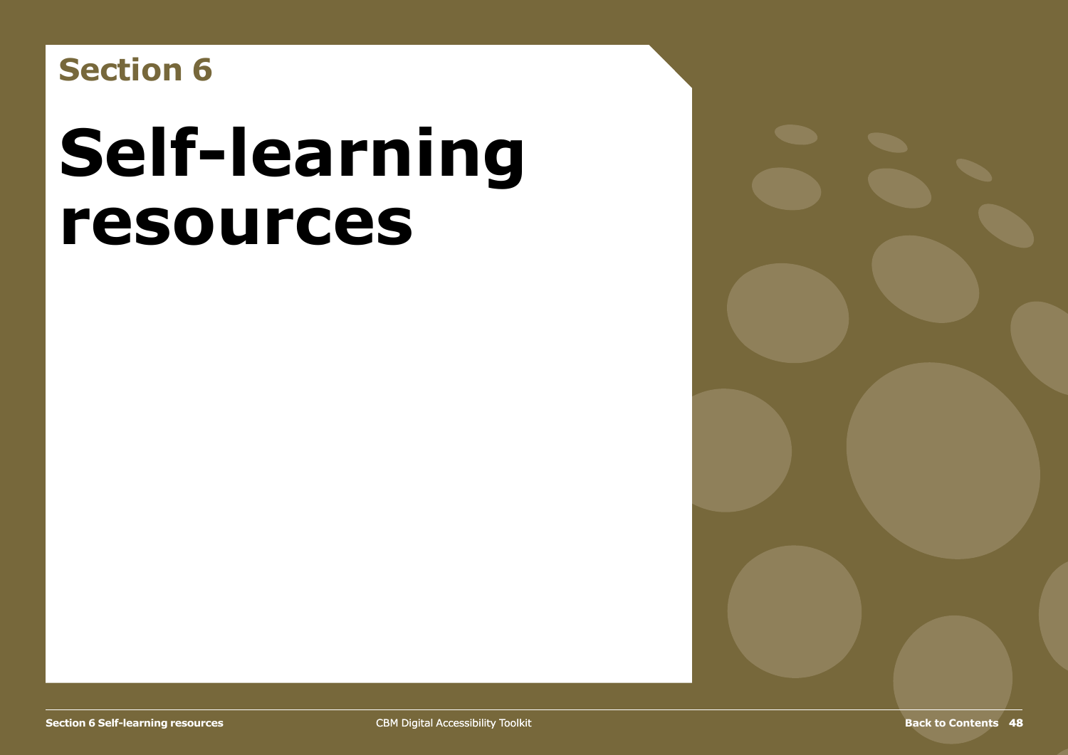## Section 6

# Self-learning resources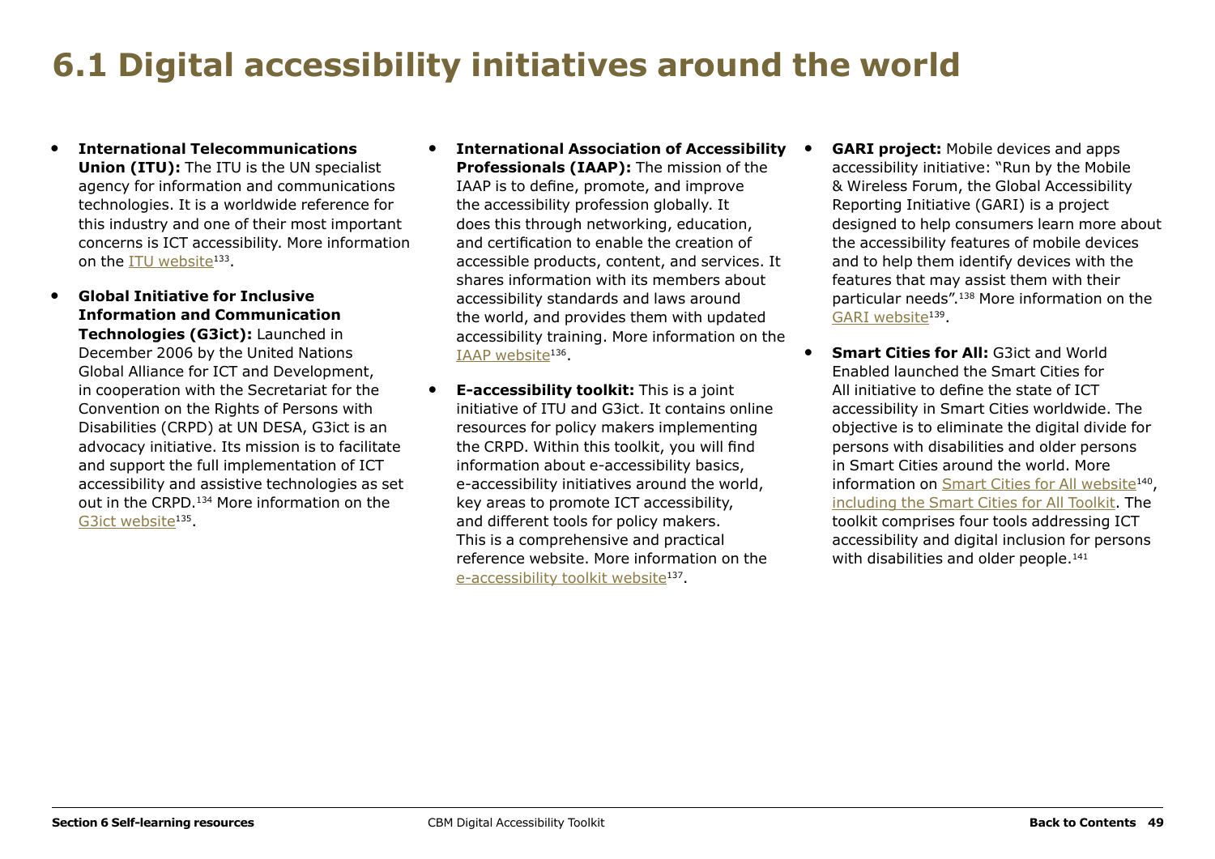# 6.1 Digital accessibility initiatives around the world

- **International Telecommunications Union (ITU):** The ITU is the UN specialist agency for information and communications technologies. It is a worldwide reference for this industry and one of their most important concerns is ICT accessibility. More information on the ITU website[133].
- **Global Initiative for Inclusive Information and Communication Technologies (G3ict):** Launched in December 2006 by the United Nations Global Alliance for ICT and Development, in cooperation with the Secretariat for the Convention on the Rights of Persons with Disabilities (CRPD) at UN DESA, G3ict is an advocacy initiative. Its mission is to facilitate and support the full implementation of ICT accessibility and assistive technologies as set out in the CRPD.[134] More information on the G3ict website[135].
- **International Association of Accessibility Professionals (IAAP):** The mission of the IAAP is to define, promote, and improve the accessibility profession globally. It does this through networking, education, and certification to enable the creation of accessible products, content, and services. It shares information with its members about accessibility standards and laws around the world, and provides them with updated accessibility training. More information on the IAAP website[136].
- **E-accessibility toolkit:** This is a joint initiative of ITU and G3ict. It contains online resources for policy makers implementing the CRPD. Within this toolkit, you will find information about e-accessibility basics, e-accessibility initiatives around the world, key areas to promote ICT accessibility, and different tools for policy makers. This is a comprehensive and practical reference website. More information on the e-accessibility toolkit website[137].
- **GARI project:** Mobile devices and apps accessibility initiative: "Run by the Mobile & Wireless Forum, the Global Accessibility Reporting Initiative (GARI) is a project designed to help consumers learn more about the accessibility features of mobile devices and to help them identify devices with the features that may assist them with their particular needs".[138] More information on the GARI website[139].
- **Smart Cities for All:** G3ict and World Enabled launched the Smart Cities for All initiative to define the state of ICT accessibility in Smart Cities worldwide. The objective is to eliminate the digital divide for persons with disabilities and older persons in Smart Cities around the world. More information on Smart Cities for All website[140], including the Smart Cities for All Toolkit. The toolkit comprises four tools addressing ICT accessibility and digital inclusion for persons with disabilities and older people.[141]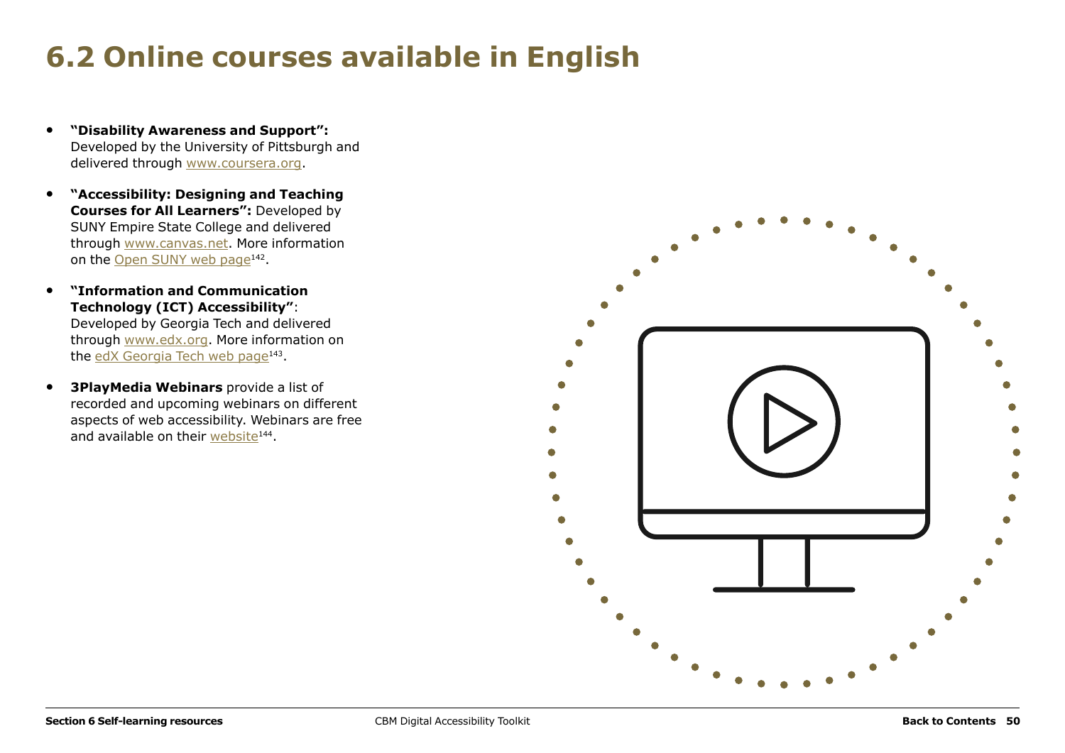# 6.2 Online courses available in English

- **"Disability Awareness and Support":** Developed by the University of Pittsburgh and delivered through www.coursera.org.
- **"Accessibility: Designing and Teaching Courses for All Learners":** Developed by SUNY Empire State College and delivered through www.canvas.net. More information on the Open SUNY web page[142].
- **"Information and Communication Technology (ICT) Accessibility"**: Developed by Georgia Tech and delivered through www.edx.org. More information on the edX Georgia Tech web page[143].
- **3PlayMedia Webinars** provide a list of recorded and upcoming webinars on different aspects of web accessibility. Webinars are free and available on their website[144].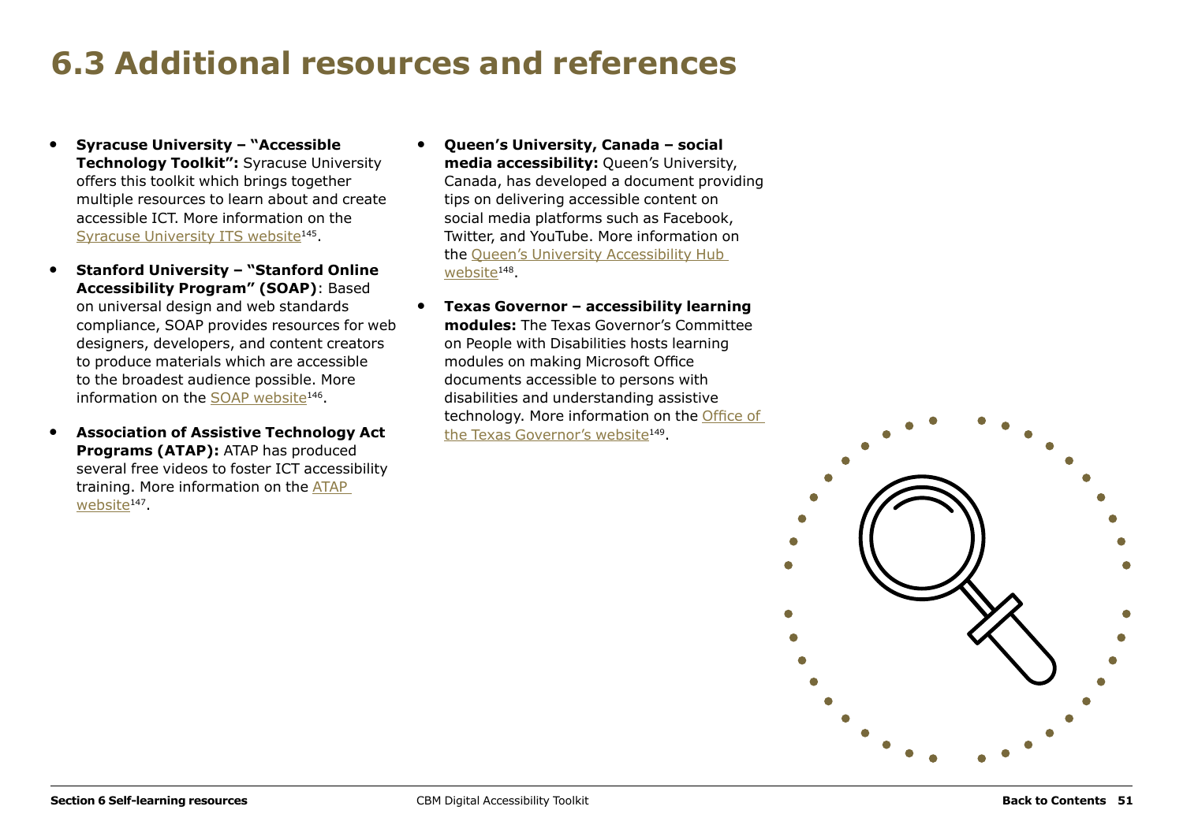# 6.3 Additional resources and references

- **Syracuse University – "Accessible Technology Toolkit":** Syracuse University offers this toolkit which brings together multiple resources to learn about and create accessible ICT. More information on the Syracuse University ITS website[145].
- **Stanford University – "Stanford Online Accessibility Program" (SOAP)**: Based on universal design and web standards compliance, SOAP provides resources for web designers, developers, and content creators to produce materials which are accessible to the broadest audience possible. More information on the SOAP website[146].
- **Association of Assistive Technology Act Programs (ATAP):** ATAP has produced several free videos to foster ICT accessibility training. More information on the ATAP website[147].
- **Queen's University, Canada – social media accessibility:** Queen's University, Canada, has developed a document providing tips on delivering accessible content on social media platforms such as Facebook, Twitter, and YouTube. More information on the Queen's University Accessibility Hub website[148].
- **Texas Governor – accessibility learning modules:** The Texas Governor's Committee on People with Disabilities hosts learning modules on making Microsoft Office documents accessible to persons with disabilities and understanding assistive technology. More information on the Office of the Texas Governor's website[149].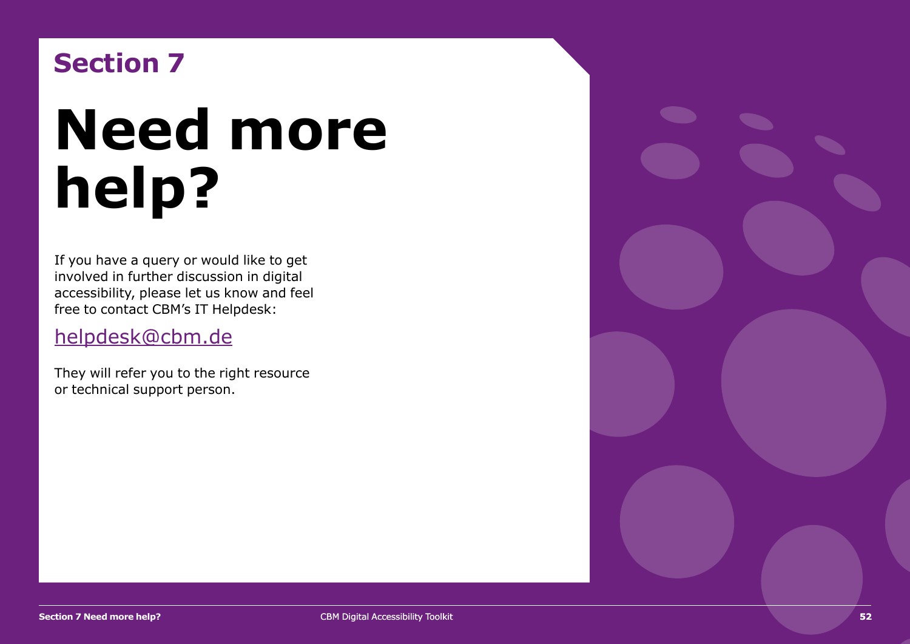## Section 7

# Need more help?

If you have a query or would like to get involved in further discussion in digital accessibility, please let us know and feel free to contact CBM's IT Helpdesk:

[helpdesk@cbm.de](mailto:helpdesk@cbm.de)

They will refer you to the right resource or technical support person.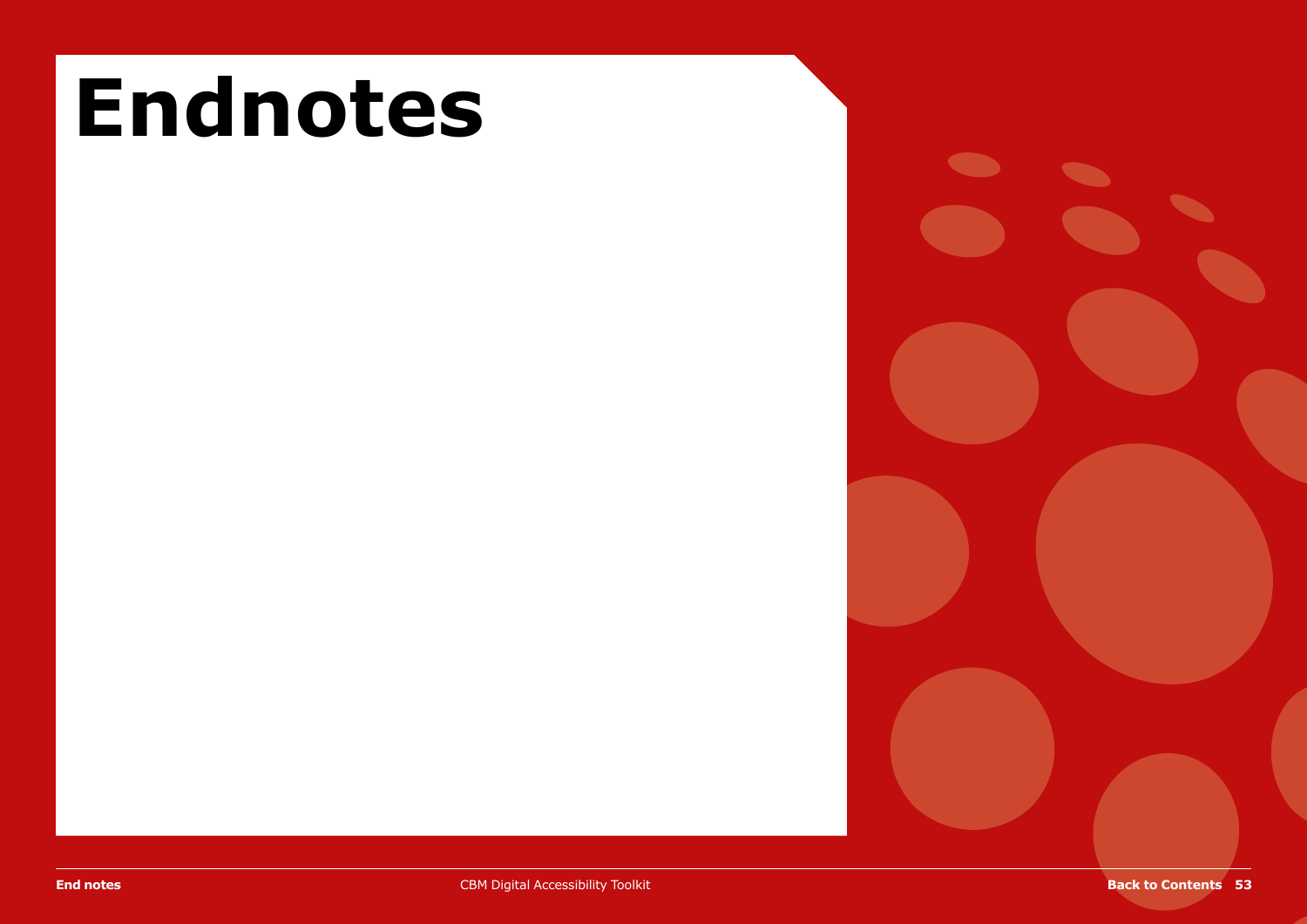# Endnotes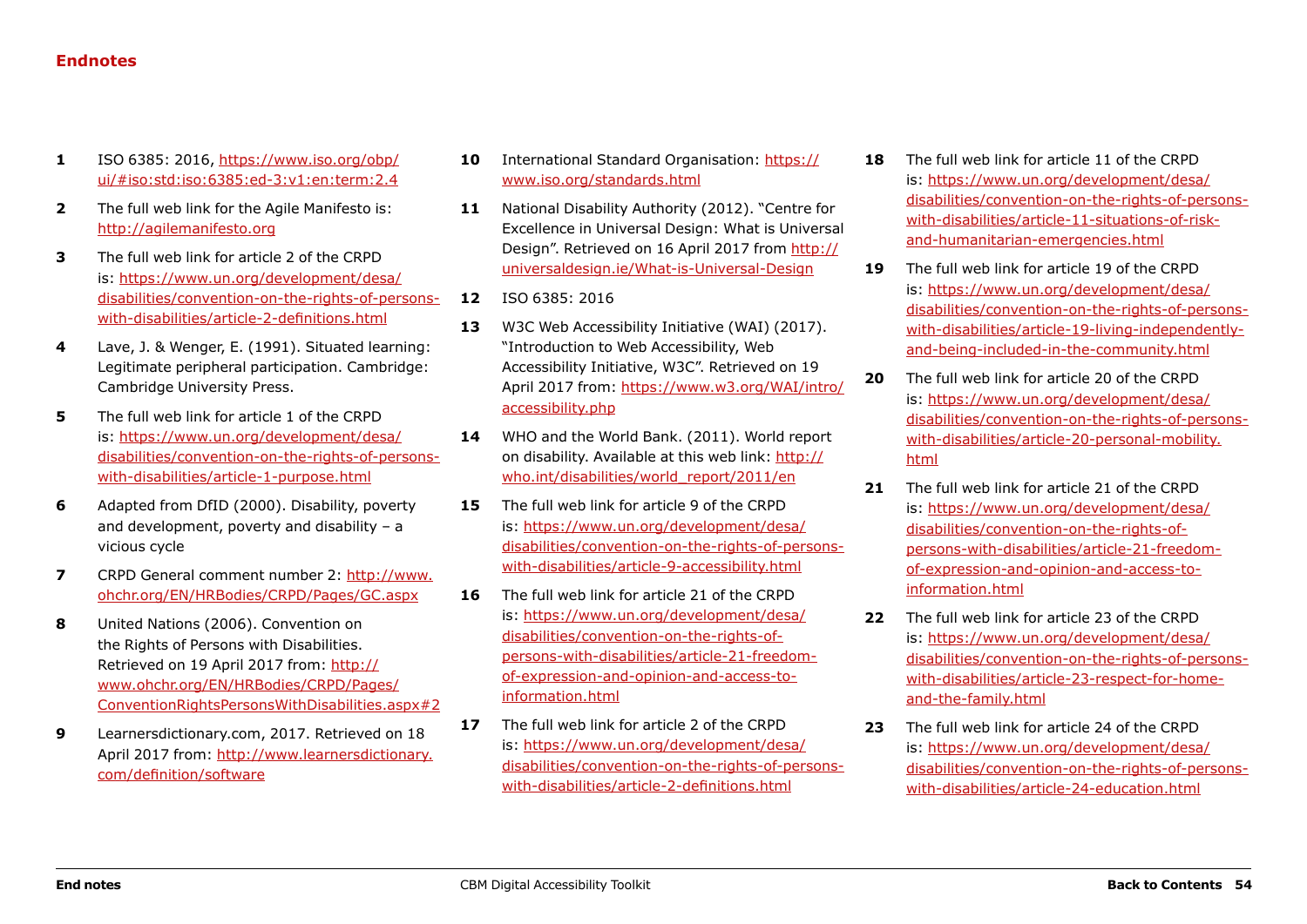## Endnotes

1. ISO 6385: 2016, https://www.iso.org/obp/ui/#iso:std:iso:6385:ed-3:v1:en:term:2.4
2. The full web link for the Agile Manifesto is: http://agilemanifesto.org
3. The full web link for article 2 of the CRPD is: https://www.un.org/development/desa/disabilities/convention-on-the-rights-of-persons-with-disabilities/article-2-definitions.html
4. Lave, J. & Wenger, E. (1991). Situated learning: Legitimate peripheral participation. Cambridge: Cambridge University Press.
5. The full web link for article 1 of the CRPD is: https://www.un.org/development/desa/disabilities/convention-on-the-rights-of-persons-with-disabilities/article-1-purpose.html
6. Adapted from DfID (2000). Disability, poverty and development, poverty and disability – a vicious cycle
7. CRPD General comment number 2: http://www.ohchr.org/EN/HRBodies/CRPD/Pages/GC.aspx
8. United Nations (2006). Convention on the Rights of Persons with Disabilities. Retrieved on 19 April 2017 from: http://www.ohchr.org/EN/HRBodies/CRPD/Pages/ConventionRightsPersonsWithDisabilities.aspx#2
9. Learnersdictionary.com, 2017. Retrieved on 18 April 2017 from: http://www.learnersdictionary.com/definition/software
10. International Standard Organisation: https://www.iso.org/standards.html
11. National Disability Authority (2012). "Centre for Excellence in Universal Design: What is Universal Design". Retrieved on 16 April 2017 from http://universaldesign.ie/What-is-Universal-Design
12. ISO 6385: 2016
13. W3C Web Accessibility Initiative (WAI) (2017). "Introduction to Web Accessibility, Web Accessibility Initiative, W3C". Retrieved on 19 April 2017 from: https://www.w3.org/WAI/intro/accessibility.php
14. WHO and the World Bank. (2011). World report on disability. Available at this web link: http://who.int/disabilities/world_report/2011/en
15. The full web link for article 9 of the CRPD is: https://www.un.org/development/desa/disabilities/convention-on-the-rights-of-persons-with-disabilities/article-9-accessibility.html
16. The full web link for article 21 of the CRPD is: https://www.un.org/development/desa/disabilities/convention-on-the-rights-of-persons-with-disabilities/article-21-freedom-of-expression-and-opinion-and-access-to-information.html
17. The full web link for article 2 of the CRPD is: https://www.un.org/development/desa/disabilities/convention-on-the-rights-of-persons-with-disabilities/article-2-definitions.html
18. The full web link for article 11 of the CRPD is: https://www.un.org/development/desa/disabilities/convention-on-the-rights-of-persons-with-disabilities/article-11-situations-of-risk-and-humanitarian-emergencies.html
19. The full web link for article 19 of the CRPD is: https://www.un.org/development/desa/disabilities/convention-on-the-rights-of-persons-with-disabilities/article-19-living-independently-and-being-included-in-the-community.html
20. The full web link for article 20 of the CRPD is: https://www.un.org/development/desa/disabilities/convention-on-the-rights-of-persons-with-disabilities/article-20-personal-mobility.html
21. The full web link for article 21 of the CRPD is: https://www.un.org/development/desa/disabilities/convention-on-the-rights-of-persons-with-disabilities/article-21-freedom-of-expression-and-opinion-and-access-to-information.html
22. The full web link for article 23 of the CRPD is: https://www.un.org/development/desa/disabilities/convention-on-the-rights-of-persons-with-disabilities/article-23-respect-for-home-and-the-family.html
23. The full web link for article 24 of the CRPD is: https://www.un.org/development/desa/disabilities/convention-on-the-rights-of-persons-with-disabilities/article-24-education.html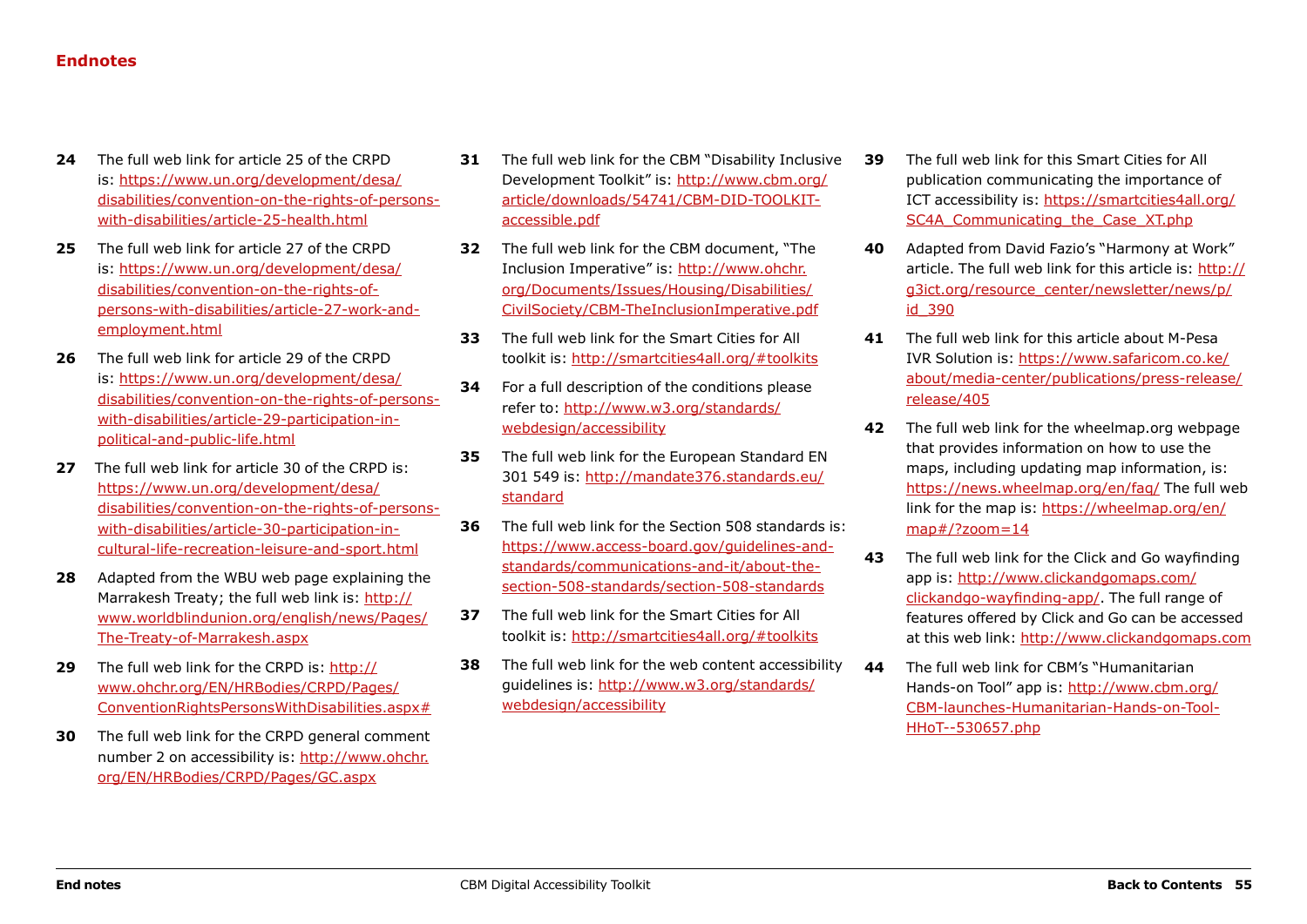## Endnotes

**24** The full web link for article 25 of the CRPD is: https://www.un.org/development/desa/disabilities/convention-on-the-rights-of-persons-with-disabilities/article-25-health.html

**25** The full web link for article 27 of the CRPD is: https://www.un.org/development/desa/disabilities/convention-on-the-rights-of-persons-with-disabilities/article-27-work-and-employment.html

**26** The full web link for article 29 of the CRPD is: https://www.un.org/development/desa/disabilities/convention-on-the-rights-of-persons-with-disabilities/article-29-participation-in-political-and-public-life.html

**27** The full web link for article 30 of the CRPD is: https://www.un.org/development/desa/disabilities/convention-on-the-rights-of-persons-with-disabilities/article-30-participation-in-cultural-life-recreation-leisure-and-sport.html

**28** Adapted from the WBU web page explaining the Marrakesh Treaty; the full web link is: http://www.worldblindunion.org/english/news/Pages/The-Treaty-of-Marrakesh.aspx

**29** The full web link for the CRPD is: http://www.ohchr.org/EN/HRBodies/CRPD/Pages/ConventionRightsPersonsWithDisabilities.aspx#

**30** The full web link for the CRPD general comment number 2 on accessibility is: http://www.ohchr.org/EN/HRBodies/CRPD/Pages/GC.aspx

**31** The full web link for the CBM "Disability Inclusive Development Toolkit" is: http://www.cbm.org/article/downloads/54741/CBM-DID-TOOLKIT-accessible.pdf

**32** The full web link for the CBM document, "The Inclusion Imperative" is: http://www.ohchr.org/Documents/Issues/Housing/Disabilities/CivilSociety/CBM-TheInclusionImperative.pdf

**33** The full web link for the Smart Cities for All toolkit is: http://smartcities4all.org/#toolkits

**34** For a full description of the conditions please refer to: http://www.w3.org/standards/webdesign/accessibility

**35** The full web link for the European Standard EN 301 549 is: http://mandate376.standards.eu/standard

**36** The full web link for the Section 508 standards is: https://www.access-board.gov/guidelines-and-standards/communications-and-it/about-the-section-508-standards/section-508-standards

**37** The full web link for the Smart Cities for All toolkit is: http://smartcities4all.org/#toolkits

**38** The full web link for the web content accessibility guidelines is: http://www.w3.org/standards/webdesign/accessibility

**39** The full web link for this Smart Cities for All publication communicating the importance of ICT accessibility is: https://smartcities4all.org/SC4A_Communicating_the_Case_XT.php

**40** Adapted from David Fazio's "Harmony at Work" article. The full web link for this article is: http://g3ict.org/resource_center/newsletter/news/p/id_390

**41** The full web link for this article about M-Pesa IVR Solution is: https://www.safaricom.co.ke/about/media-center/publications/press-release/release/405

**42** The full web link for the wheelmap.org webpage that provides information on how to use the maps, including updating map information, is: https://news.wheelmap.org/en/faq/ The full web link for the map is: https://wheelmap.org/en/map#/?zoom=14

**43** The full web link for the Click and Go wayfinding app is: http://www.clickandgomaps.com/clickandgo-wayfinding-app/. The full range of features offered by Click and Go can be accessed at this web link: http://www.clickandgomaps.com

**44** The full web link for CBM's "Humanitarian Hands-on Tool" app is: http://www.cbm.org/CBM-launches-Humanitarian-Hands-on-Tool-HHoT--530657.php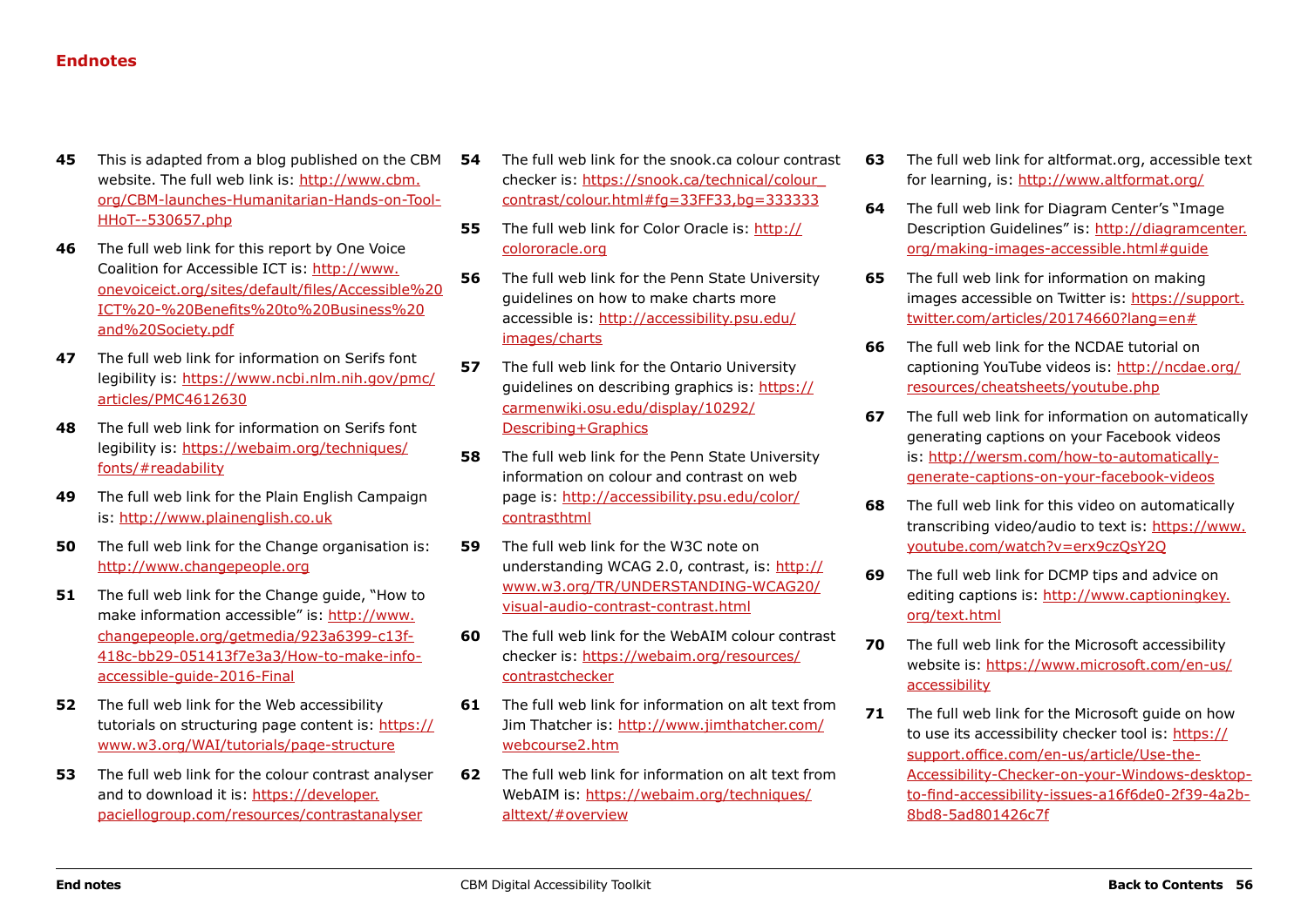## Endnotes

**45** This is adapted from a blog published on the CBM website. The full web link is: http://www.cbm.org/CBM-launches-Humanitarian-Hands-on-Tool-HHoT--530657.php

**46** The full web link for this report by One Voice Coalition for Accessible ICT is: http://www.onevoiceict.org/sites/default/files/Accessible%20ICT%20-%20Benefits%20to%20Business%20and%20Society.pdf

**47** The full web link for information on Serifs font legibility is: https://www.ncbi.nlm.nih.gov/pmc/articles/PMC4612630

**48** The full web link for information on Serifs font legibility is: https://webaim.org/techniques/fonts/#readability

**49** The full web link for the Plain English Campaign is: http://www.plainenglish.co.uk

**50** The full web link for the Change organisation is: http://www.changepeople.org

**51** The full web link for the Change guide, "How to make information accessible" is: http://www.changepeople.org/getmedia/923a6399-c13f-418c-bb29-051413f7e3a3/How-to-make-info-accessible-guide-2016-Final

**52** The full web link for the Web accessibility tutorials on structuring page content is: https://www.w3.org/WAI/tutorials/page-structure

**53** The full web link for the colour contrast analyser and to download it is: https://developer.paciellogroup.com/resources/contrastanalyser

**54** The full web link for the snook.ca colour contrast checker is: https://snook.ca/technical/colour_contrast/colour.html#fg=33FF33,bg=333333

**55** The full web link for Color Oracle is: http://colororacle.org

**56** The full web link for the Penn State University guidelines on how to make charts more accessible is: http://accessibility.psu.edu/images/charts

**57** The full web link for the Ontario University guidelines on describing graphics is: https://carmenwiki.osu.edu/display/10292/Describing+Graphics

**58** The full web link for the Penn State University information on colour and contrast on web page is: http://accessibility.psu.edu/color/contrasthtml

**59** The full web link for the W3C note on understanding WCAG 2.0, contrast, is: http://www.w3.org/TR/UNDERSTANDING-WCAG20/visual-audio-contrast-contrast.html

**60** The full web link for the WebAIM colour contrast checker is: https://webaim.org/resources/contrastchecker

**61** The full web link for information on alt text from Jim Thatcher is: http://www.jimthatcher.com/webcourse2.htm

**62** The full web link for information on alt text from WebAIM is: https://webaim.org/techniques/alttext/#overview

**63** The full web link for altformat.org, accessible text for learning, is: http://www.altformat.org/

**64** The full web link for Diagram Center's "Image Description Guidelines" is: http://diagramcenter.org/making-images-accessible.html#guide

**65** The full web link for information on making images accessible on Twitter is: https://support.twitter.com/articles/20174660?lang=en#

**66** The full web link for the NCDAE tutorial on captioning YouTube videos is: http://ncdae.org/resources/cheatsheets/youtube.php

**67** The full web link for information on automatically generating captions on your Facebook videos is: http://wersm.com/how-to-automatically-generate-captions-on-your-facebook-videos

**68** The full web link for this video on automatically transcribing video/audio to text is: https://www.youtube.com/watch?v=erx9czQsY2Q

**69** The full web link for DCMP tips and advice on editing captions is: http://www.captioningkey.org/text.html

**70** The full web link for the Microsoft accessibility website is: https://www.microsoft.com/en-us/accessibility

**71** The full web link for the Microsoft guide on how to use its accessibility checker tool is: https://support.office.com/en-us/article/Use-the-Accessibility-Checker-on-your-Windows-desktop-to-find-accessibility-issues-a16f6de0-2f39-4a2b-8bd8-5ad801426c7f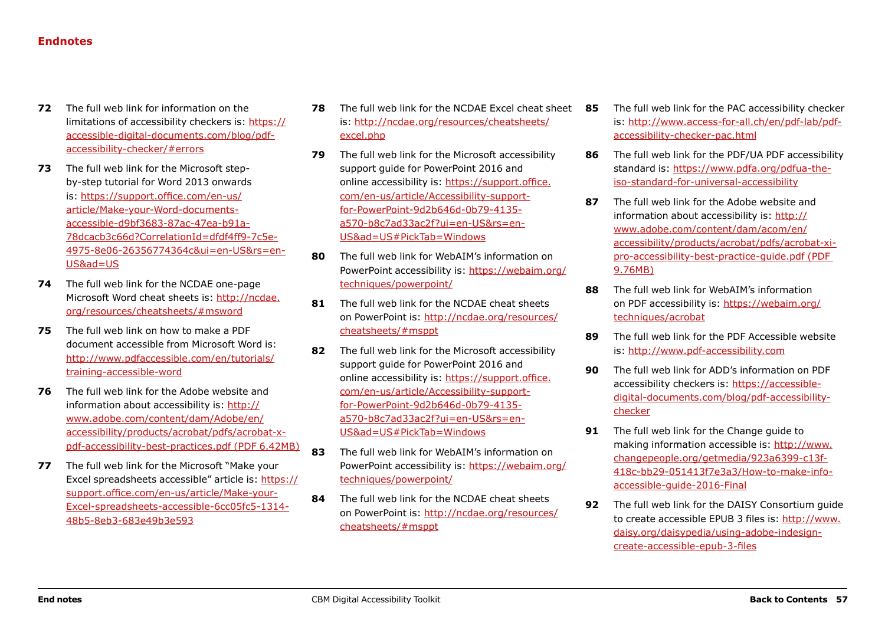## Endnotes

**72** The full web link for information on the limitations of accessibility checkers is: https://accessible-digital-documents.com/blog/pdf-accessibility-checker/#errors

**73** The full web link for the Microsoft step-by-step tutorial for Word 2013 onwards is: https://support.office.com/en-us/article/Make-your-Word-documents-accessible-d9bf3683-87ac-47ea-b91a-78dcacb3c66d?CorrelationId=dfdf4ff9-7c5e-4975-8e06-26356774364c&ui=en-US&rs=en-US&ad=US

**74** The full web link for the NCDAE one-page Microsoft Word cheat sheets is: http://ncdae.org/resources/cheatsheets/#msword

**75** The full web link on how to make a PDF document accessible from Microsoft Word is: http://www.pdfaccessible.com/en/tutorials/training-accessible-word

**76** The full web link for the Adobe website and information about accessibility is: http://www.adobe.com/content/dam/Adobe/en/accessibility/products/acrobat/pdfs/acrobat-x-pdf-accessibility-best-practices.pdf (PDF 6.42MB)

**77** The full web link for the Microsoft "Make your Excel spreadsheets accessible" article is: https://support.office.com/en-us/article/Make-your-Excel-spreadsheets-accessible-6cc05fc5-1314-48b5-8eb3-683e49b3e593

**78** The full web link for the NCDAE Excel cheat sheet is: http://ncdae.org/resources/cheatsheets/excel.php

**79** The full web link for the Microsoft accessibility support guide for PowerPoint 2016 and online accessibility is: https://support.office.com/en-us/article/Accessibility-support-for-PowerPoint-9d2b646d-0b79-4135-a570-b8c7ad33ac2f?ui=en-US&rs=en-US&ad=US#PickTab=Windows

**80** The full web link for WebAIM's information on PowerPoint accessibility is: https://webaim.org/techniques/powerpoint/

**81** The full web link for the NCDAE cheat sheets on PowerPoint is: http://ncdae.org/resources/cheatsheets/#msppt

**82** The full web link for the Microsoft accessibility support guide for PowerPoint 2016 and online accessibility is: https://support.office.com/en-us/article/Accessibility-support-for-PowerPoint-9d2b646d-0b79-4135-a570-b8c7ad33ac2f?ui=en-US&rs=en-US&ad=US#PickTab=Windows

**83** The full web link for WebAIM's information on PowerPoint accessibility is: https://webaim.org/techniques/powerpoint/

**84** The full web link for the NCDAE cheat sheets on PowerPoint is: http://ncdae.org/resources/cheatsheets/#msppt

**85** The full web link for the PAC accessibility checker is: http://www.access-for-all.ch/en/pdf-lab/pdf-accessibility-checker-pac.html

**86** The full web link for the PDF/UA PDF accessibility standard is: https://www.pdfa.org/pdfua-the-iso-standard-for-universal-accessibility

**87** The full web link for the Adobe website and information about accessibility is: http://www.adobe.com/content/dam/acom/en/accessibility/products/acrobat/pdfs/acrobat-xi-pro-accessibility-best-practice-guide.pdf (PDF 9.76MB)

**88** The full web link for WebAIM's information on PDF accessibility is: https://webaim.org/techniques/acrobat

**89** The full web link for the PDF Accessible website is: http://www.pdf-accessibility.com

**90** The full web link for ADD's information on PDF accessibility checkers is: https://accessible-digital-documents.com/blog/pdf-accessibility-checker

**91** The full web link for the Change guide to making information accessible is: http://www.changepeople.org/getmedia/923a6399-c13f-418c-bb29-051413f7e3a3/How-to-make-info-accessible-guide-2016-Final

**92** The full web link for the DAISY Consortium guide to create accessible EPUB 3 files is: http://www.daisy.org/daisypedia/using-adobe-indesign-create-accessible-epub-3-files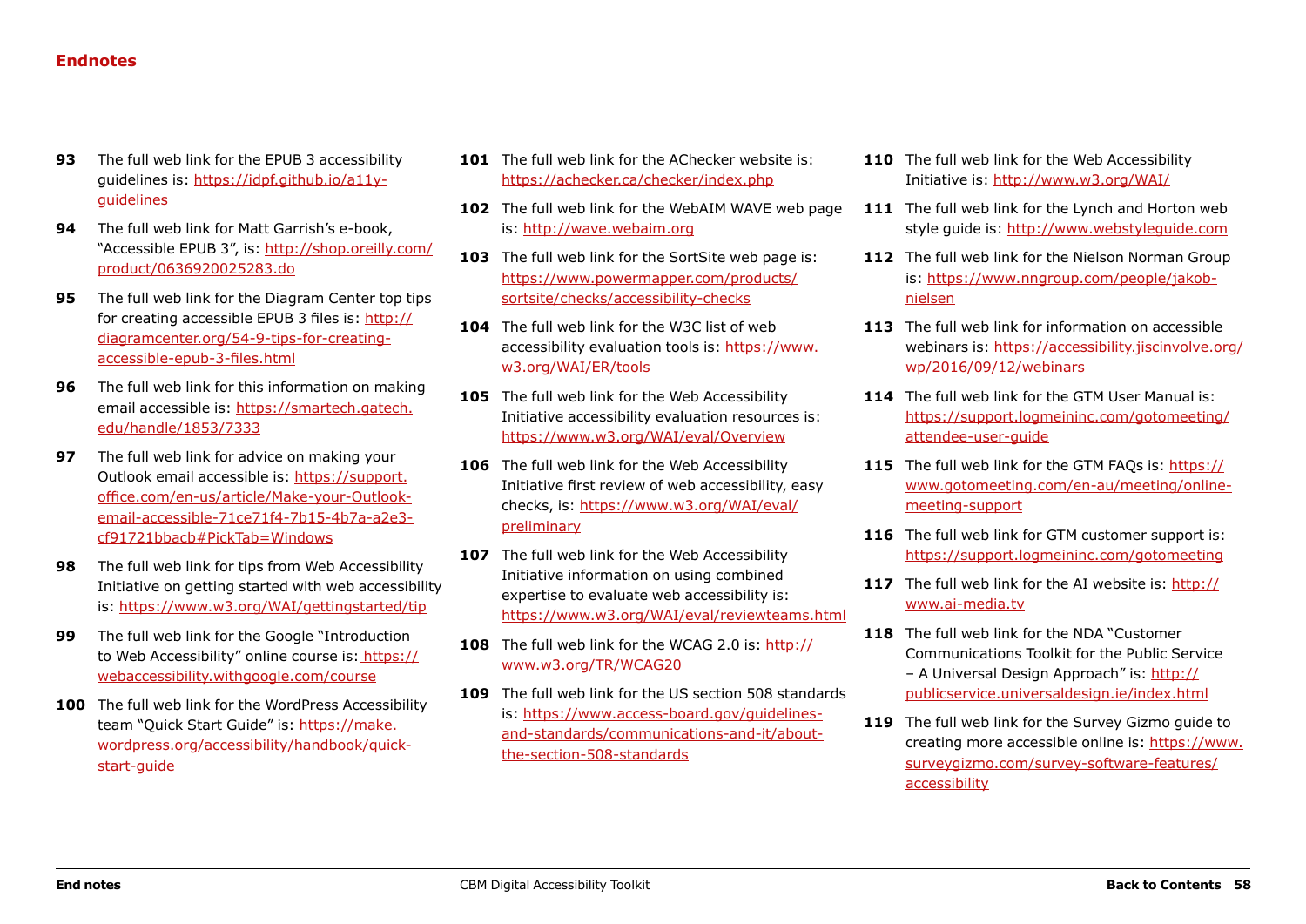## Endnotes

**93** The full web link for the EPUB 3 accessibility guidelines is: https://idpf.github.io/a11y-guidelines

**94** The full web link for Matt Garrish's e-book, "Accessible EPUB 3", is: http://shop.oreilly.com/product/0636920025283.do

**95** The full web link for the Diagram Center top tips for creating accessible EPUB 3 files is: http://diagramcenter.org/54-9-tips-for-creating-accessible-epub-3-files.html

**96** The full web link for this information on making email accessible is: https://smartech.gatech.edu/handle/1853/7333

**97** The full web link for advice on making your Outlook email accessible is: https://support.office.com/en-us/article/Make-your-Outlook-email-accessible-71ce71f4-7b15-4b7a-a2e3-cf91721bbacb#PickTab=Windows

**98** The full web link for tips from Web Accessibility Initiative on getting started with web accessibility is: https://www.w3.org/WAI/gettingstarted/tip

**99** The full web link for the Google "Introduction to Web Accessibility" online course is: https://webaccessibility.withgoogle.com/course

**100** The full web link for the WordPress Accessibility team "Quick Start Guide" is: https://make.wordpress.org/accessibility/handbook/quick-start-guide

**101** The full web link for the AChecker website is: https://achecker.ca/checker/index.php

**102** The full web link for the WebAIM WAVE web page is: http://wave.webaim.org

**103** The full web link for the SortSite web page is: https://www.powermapper.com/products/sortsite/checks/accessibility-checks

**104** The full web link for the W3C list of web accessibility evaluation tools is: https://www.w3.org/WAI/ER/tools

**105** The full web link for the Web Accessibility Initiative accessibility evaluation resources is: https://www.w3.org/WAI/eval/Overview

**106** The full web link for the Web Accessibility Initiative first review of web accessibility, easy checks, is: https://www.w3.org/WAI/eval/preliminary

**107** The full web link for the Web Accessibility Initiative information on using combined expertise to evaluate web accessibility is: https://www.w3.org/WAI/eval/reviewteams.html

**108** The full web link for the WCAG 2.0 is: http://www.w3.org/TR/WCAG20

**109** The full web link for the US section 508 standards is: https://www.access-board.gov/guidelines-and-standards/communications-and-it/about-the-section-508-standards

**110** The full web link for the Web Accessibility Initiative is: http://www.w3.org/WAI/

**111** The full web link for the Lynch and Horton web style guide is: http://www.webstyleguide.com

**112** The full web link for the Nielson Norman Group is: https://www.nngroup.com/people/jakob-nielsen

**113** The full web link for information on accessible webinars is: https://accessibility.jiscinvolve.org/wp/2016/09/12/webinars

**114** The full web link for the GTM User Manual is: https://support.logmeininc.com/gotomeeting/attendee-user-guide

**115** The full web link for the GTM FAQs is: https://www.gotomeeting.com/en-au/meeting/online-meeting-support

**116** The full web link for GTM customer support is: https://support.logmeininc.com/gotomeeting

**117** The full web link for the AI website is: http://www.ai-media.tv

**118** The full web link for the NDA "Customer Communications Toolkit for the Public Service – A Universal Design Approach" is: http://publicservice.universaldesign.ie/index.html

**119** The full web link for the Survey Gizmo guide to creating more accessible online is: https://www.surveygizmo.com/survey-software-features/accessibility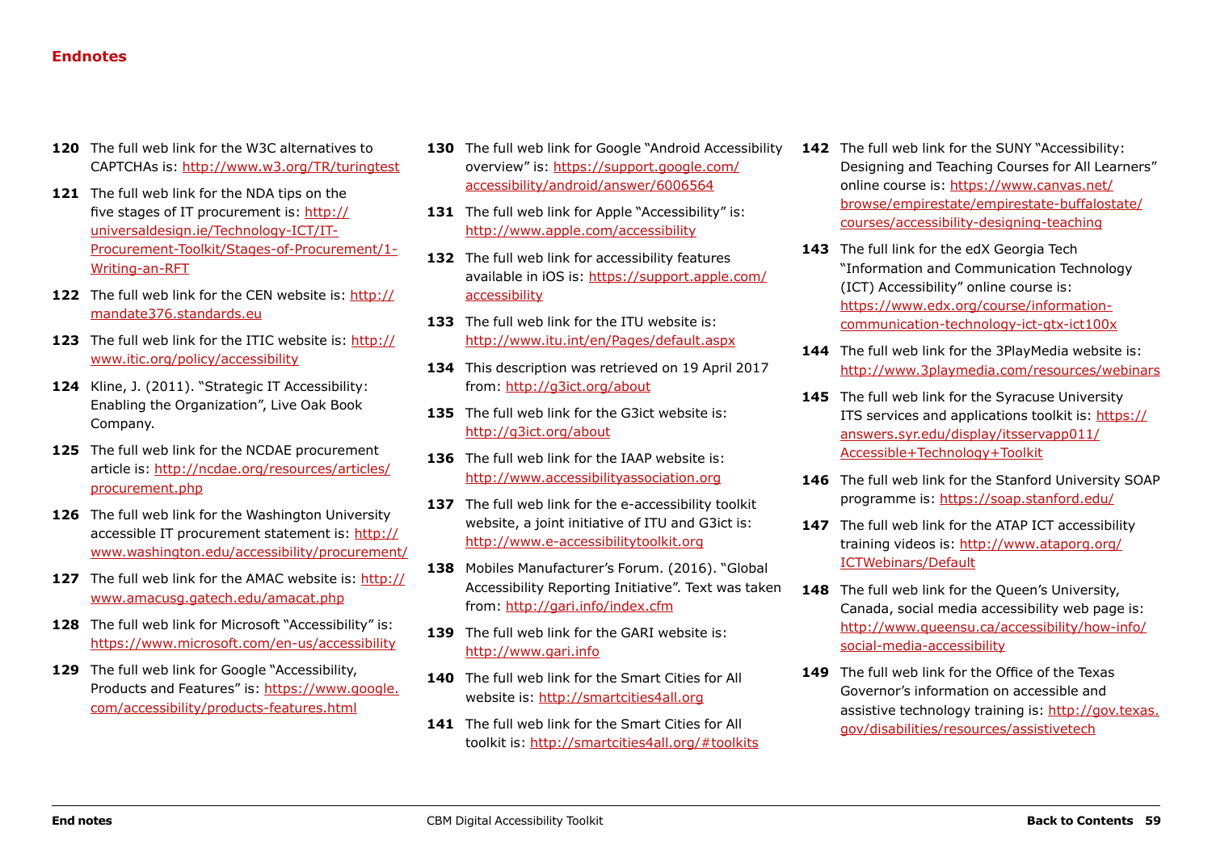## Endnotes

**120** The full web link for the W3C alternatives to CAPTCHAs is: http://www.w3.org/TR/turingtest

**121** The full web link for the NDA tips on the five stages of IT procurement is: http://universaldesign.ie/Technology-ICT/IT-Procurement-Toolkit/Stages-of-Procurement/1-Writing-an-RFT

**122** The full web link for the CEN website is: http://mandate376.standards.eu

**123** The full web link for the ITIC website is: http://www.itic.org/policy/accessibility

**124** Kline, J. (2011). "Strategic IT Accessibility: Enabling the Organization", Live Oak Book Company.

**125** The full web link for the NCDAE procurement article is: http://ncdae.org/resources/articles/procurement.php

**126** The full web link for the Washington University accessible IT procurement statement is: http://www.washington.edu/accessibility/procurement/

**127** The full web link for the AMAC website is: http://www.amacusg.gatech.edu/amacat.php

**128** The full web link for Microsoft "Accessibility" is: https://www.microsoft.com/en-us/accessibility

**129** The full web link for Google "Accessibility, Products and Features" is: https://www.google.com/accessibility/products-features.html

**130** The full web link for Google "Android Accessibility overview" is: https://support.google.com/accessibility/android/answer/6006564

**131** The full web link for Apple "Accessibility" is: http://www.apple.com/accessibility

**132** The full web link for accessibility features available in iOS is: https://support.apple.com/accessibility

**133** The full web link for the ITU website is: http://www.itu.int/en/Pages/default.aspx

**134** This description was retrieved on 19 April 2017 from: http://g3ict.org/about

**135** The full web link for the G3ict website is: http://g3ict.org/about

**136** The full web link for the IAAP website is: http://www.accessibilityassociation.org

**137** The full web link for the e-accessibility toolkit website, a joint initiative of ITU and G3ict is: http://www.e-accessibilitytoolkit.org

**138** Mobiles Manufacturer's Forum. (2016). "Global Accessibility Reporting Initiative". Text was taken from: http://gari.info/index.cfm

**139** The full web link for the GARI website is: http://www.gari.info

**140** The full web link for the Smart Cities for All website is: http://smartcities4all.org

**141** The full web link for the Smart Cities for All toolkit is: http://smartcities4all.org/#toolkits

**142** The full web link for the SUNY "Accessibility: Designing and Teaching Courses for All Learners" online course is: https://www.canvas.net/browse/empirestate/empirestate-buffalostate/courses/accessibility-designing-teaching

**143** The full link for the edX Georgia Tech "Information and Communication Technology (ICT) Accessibility" online course is: https://www.edx.org/course/information-communication-technology-ict-gtx-ict100x

**144** The full web link for the 3PlayMedia website is: http://www.3playmedia.com/resources/webinars

**145** The full web link for the Syracuse University ITS services and applications toolkit is: https://answers.syr.edu/display/itsservapp011/Accessible+Technology+Toolkit

**146** The full web link for the Stanford University SOAP programme is: https://soap.stanford.edu/

**147** The full web link for the ATAP ICT accessibility training videos is: http://www.ataporg.org/ICTWebinars/Default

**148** The full web link for the Queen's University, Canada, social media accessibility web page is: http://www.queensu.ca/accessibility/how-info/social-media-accessibility

**149** The full web link for the Office of the Texas Governor's information on accessible and assistive technology training is: http://gov.texas.gov/disabilities/resources/assistivetech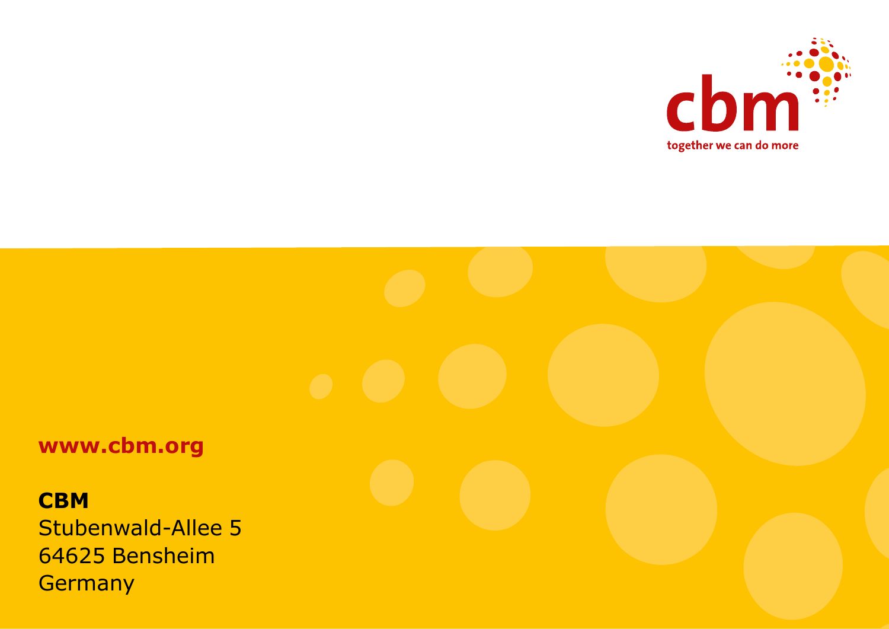cbm

together we can do more

**www.cbm.org**

**CBM**
Stubenwald-Allee 5
64625 Bensheim
Germany